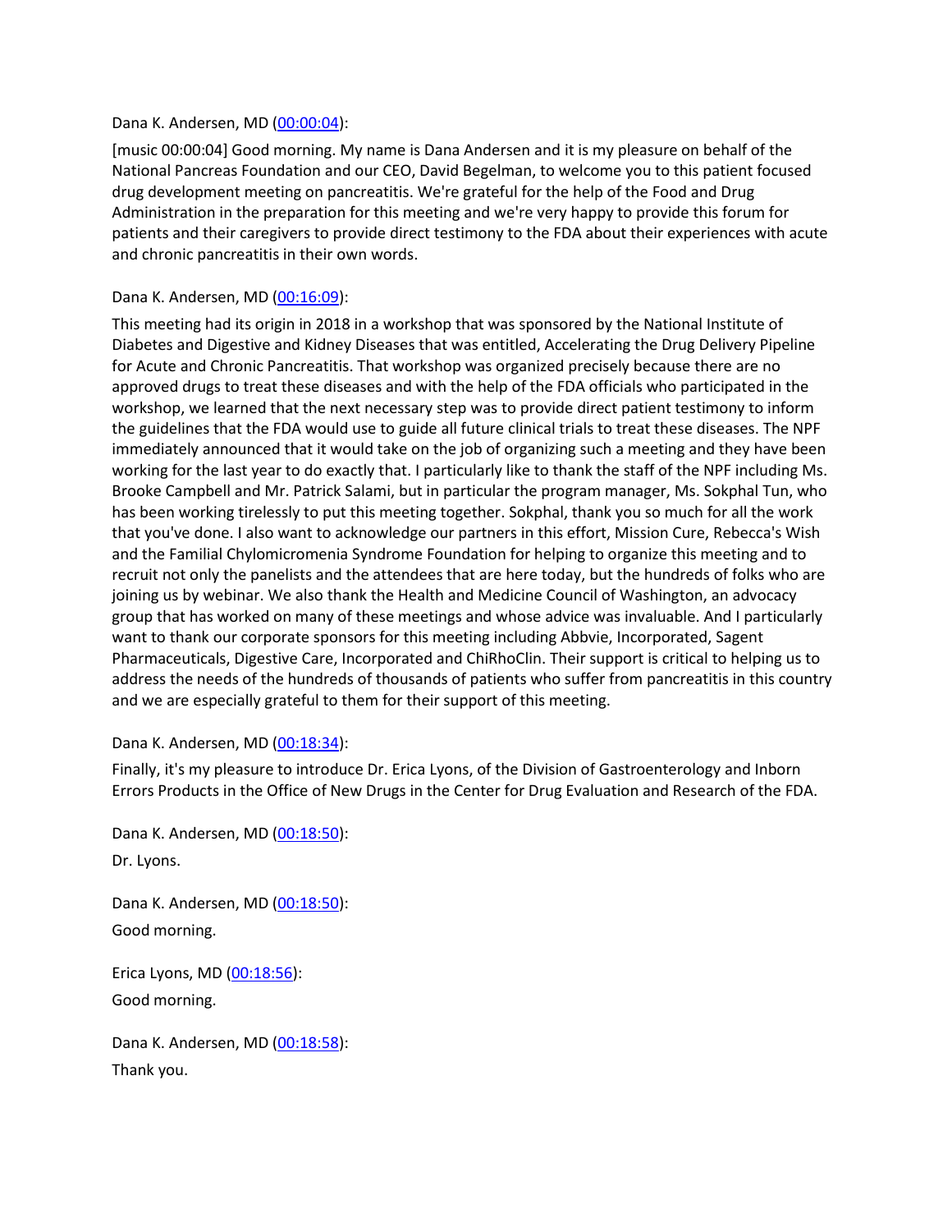Dana K. Andersen, MD ([00:00:04]()):

[music 00:00:04] Good morning. My name is Dana Andersen and it is my pleasure on behalf of the National Pancreas Foundation and our CEO, David Begelman, to welcome you to this patient focused drug development meeting on pancreatitis. We're grateful for the help of the Food and Drug Administration in the preparation for this meeting and we're very happy to provide this forum for patients and their caregivers to provide direct testimony to the FDA about their experiences with acute and chronic pancreatitis in their own words.

Dana K. Andersen, MD ([00:16:09]()):

This meeting had its origin in 2018 in a workshop that was sponsored by the National Institute of Diabetes and Digestive and Kidney Diseases that was entitled, Accelerating the Drug Delivery Pipeline for Acute and Chronic Pancreatitis. That workshop was organized precisely because there are no approved drugs to treat these diseases and with the help of the FDA officials who participated in the workshop, we learned that the next necessary step was to provide direct patient testimony to inform the guidelines that the FDA would use to guide all future clinical trials to treat these diseases. The NPF immediately announced that it would take on the job of organizing such a meeting and they have been working for the last year to do exactly that. I particularly like to thank the staff of the NPF including Ms. Brooke Campbell and Mr. Patrick Salami, but in particular the program manager, Ms. Sokphal Tun, who has been working tirelessly to put this meeting together. Sokphal, thank you so much for all the work that you've done. I also want to acknowledge our partners in this effort, Mission Cure, Rebecca's Wish and the Familial Chylomicromenia Syndrome Foundation for helping to organize this meeting and to recruit not only the panelists and the attendees that are here today, but the hundreds of folks who are joining us by webinar. We also thank the Health and Medicine Council of Washington, an advocacy group that has worked on many of these meetings and whose advice was invaluable. And I particularly want to thank our corporate sponsors for this meeting including Abbvie, Incorporated, Sagent Pharmaceuticals, Digestive Care, Incorporated and ChiRhoClin. Their support is critical to helping us to address the needs of the hundreds of thousands of patients who suffer from pancreatitis in this country and we are especially grateful to them for their support of this meeting.

Dana K. Andersen, MD ([00:18:34]()):

Finally, it's my pleasure to introduce Dr. Erica Lyons, of the Division of Gastroenterology and Inborn Errors Products in the Office of New Drugs in the Center for Drug Evaluation and Research of the FDA.

Dana K. Andersen, MD ([00:18:50]()):

Dr. Lyons.

Dana K. Andersen, MD ([00:18:50]()):

Good morning.

Erica Lyons, MD ([00:18:56]()):

Good morning.

Dana K. Andersen, MD ([00:18:58]()):

Thank you.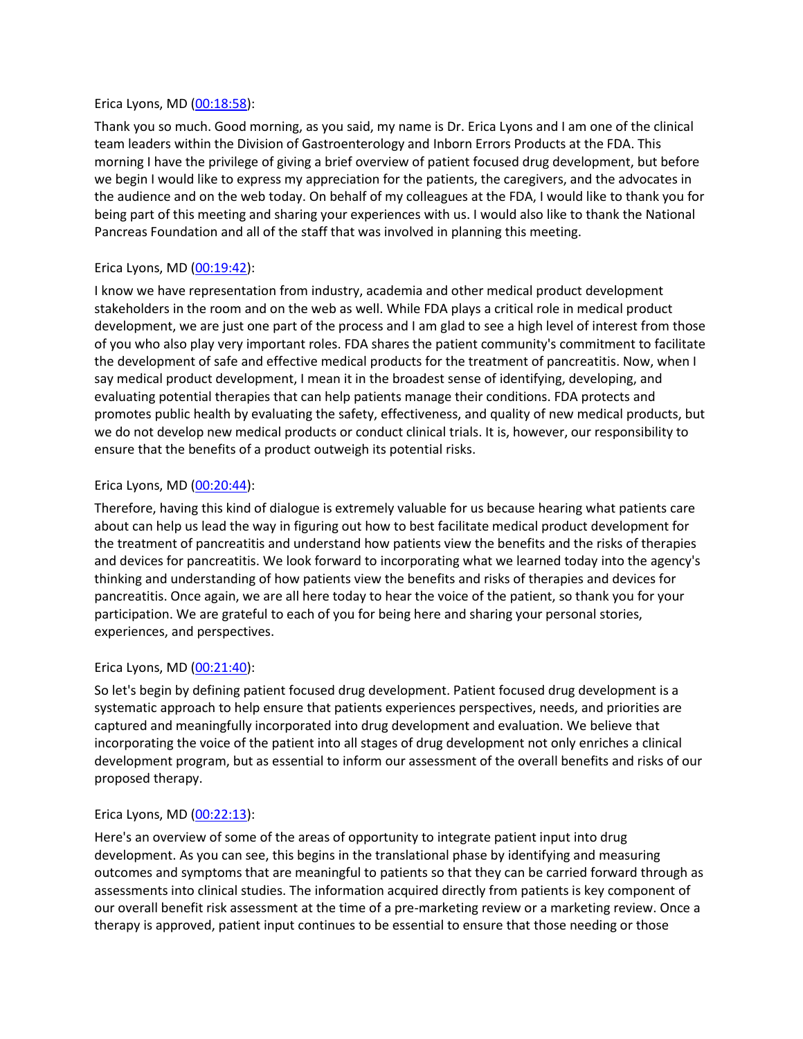Erica Lyons, MD (00:18:58):

Thank you so much. Good morning, as you said, my name is Dr. Erica Lyons and I am one of the clinical team leaders within the Division of Gastroenterology and Inborn Errors Products at the FDA. This morning I have the privilege of giving a brief overview of patient focused drug development, but before we begin I would like to express my appreciation for the patients, the caregivers, and the advocates in the audience and on the web today. On behalf of my colleagues at the FDA, I would like to thank you for being part of this meeting and sharing your experiences with us. I would also like to thank the National Pancreas Foundation and all of the staff that was involved in planning this meeting.

Erica Lyons, MD (00:19:42):

I know we have representation from industry, academia and other medical product development stakeholders in the room and on the web as well. While FDA plays a critical role in medical product development, we are just one part of the process and I am glad to see a high level of interest from those of you who also play very important roles. FDA shares the patient community's commitment to facilitate the development of safe and effective medical products for the treatment of pancreatitis. Now, when I say medical product development, I mean it in the broadest sense of identifying, developing, and evaluating potential therapies that can help patients manage their conditions. FDA protects and promotes public health by evaluating the safety, effectiveness, and quality of new medical products, but we do not develop new medical products or conduct clinical trials. It is, however, our responsibility to ensure that the benefits of a product outweigh its potential risks.

Erica Lyons, MD (00:20:44):

Therefore, having this kind of dialogue is extremely valuable for us because hearing what patients care about can help us lead the way in figuring out how to best facilitate medical product development for the treatment of pancreatitis and understand how patients view the benefits and the risks of therapies and devices for pancreatitis. We look forward to incorporating what we learned today into the agency's thinking and understanding of how patients view the benefits and risks of therapies and devices for pancreatitis. Once again, we are all here today to hear the voice of the patient, so thank you for your participation. We are grateful to each of you for being here and sharing your personal stories, experiences, and perspectives.

Erica Lyons, MD (00:21:40):

So let's begin by defining patient focused drug development. Patient focused drug development is a systematic approach to help ensure that patients experiences perspectives, needs, and priorities are captured and meaningfully incorporated into drug development and evaluation. We believe that incorporating the voice of the patient into all stages of drug development not only enriches a clinical development program, but as essential to inform our assessment of the overall benefits and risks of our proposed therapy.

Erica Lyons, MD (00:22:13):

Here's an overview of some of the areas of opportunity to integrate patient input into drug development. As you can see, this begins in the translational phase by identifying and measuring outcomes and symptoms that are meaningful to patients so that they can be carried forward through as assessments into clinical studies. The information acquired directly from patients is key component of our overall benefit risk assessment at the time of a pre-marketing review or a marketing review. Once a therapy is approved, patient input continues to be essential to ensure that those needing or those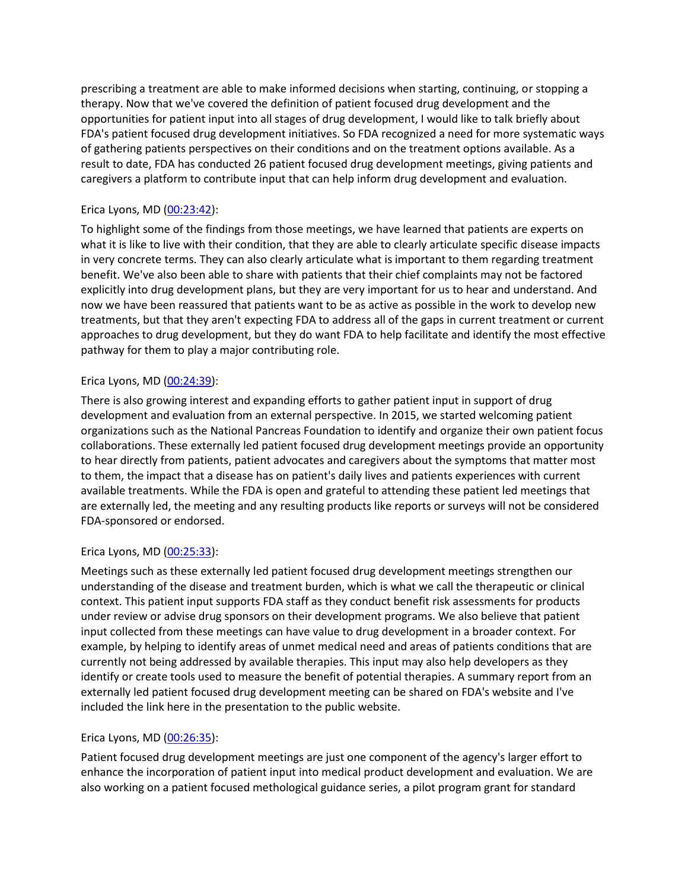prescribing a treatment are able to make informed decisions when starting, continuing, or stopping a therapy. Now that we've covered the definition of patient focused drug development and the opportunities for patient input into all stages of drug development, I would like to talk briefly about FDA's patient focused drug development initiatives. So FDA recognized a need for more systematic ways of gathering patients perspectives on their conditions and on the treatment options available. As a result to date, FDA has conducted 26 patient focused drug development meetings, giving patients and caregivers a platform to contribute input that can help inform drug development and evaluation.

Erica Lyons, MD (00:23:42):

To highlight some of the findings from those meetings, we have learned that patients are experts on what it is like to live with their condition, that they are able to clearly articulate specific disease impacts in very concrete terms. They can also clearly articulate what is important to them regarding treatment benefit. We've also been able to share with patients that their chief complaints may not be factored explicitly into drug development plans, but they are very important for us to hear and understand. And now we have been reassured that patients want to be as active as possible in the work to develop new treatments, but that they aren't expecting FDA to address all of the gaps in current treatment or current approaches to drug development, but they do want FDA to help facilitate and identify the most effective pathway for them to play a major contributing role.

Erica Lyons, MD (00:24:39):

There is also growing interest and expanding efforts to gather patient input in support of drug development and evaluation from an external perspective. In 2015, we started welcoming patient organizations such as the National Pancreas Foundation to identify and organize their own patient focus collaborations. These externally led patient focused drug development meetings provide an opportunity to hear directly from patients, patient advocates and caregivers about the symptoms that matter most to them, the impact that a disease has on patient's daily lives and patients experiences with current available treatments. While the FDA is open and grateful to attending these patient led meetings that are externally led, the meeting and any resulting products like reports or surveys will not be considered FDA-sponsored or endorsed.

Erica Lyons, MD (00:25:33):

Meetings such as these externally led patient focused drug development meetings strengthen our understanding of the disease and treatment burden, which is what we call the therapeutic or clinical context. This patient input supports FDA staff as they conduct benefit risk assessments for products under review or advise drug sponsors on their development programs. We also believe that patient input collected from these meetings can have value to drug development in a broader context. For example, by helping to identify areas of unmet medical need and areas of patients conditions that are currently not being addressed by available therapies. This input may also help developers as they identify or create tools used to measure the benefit of potential therapies. A summary report from an externally led patient focused drug development meeting can be shared on FDA's website and I've included the link here in the presentation to the public website.

Erica Lyons, MD (00:26:35):

Patient focused drug development meetings are just one component of the agency's larger effort to enhance the incorporation of patient input into medical product development and evaluation. We are also working on a patient focused methological guidance series, a pilot program grant for standard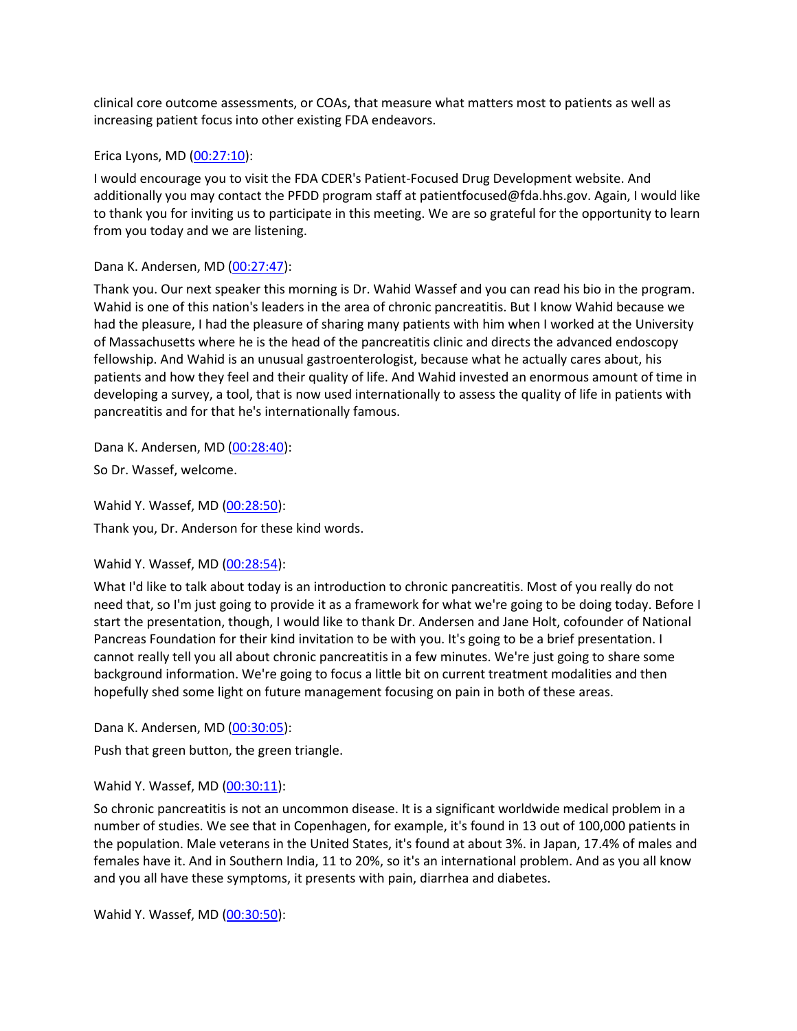clinical core outcome assessments, or COAs, that measure what matters most to patients as well as increasing patient focus into other existing FDA endeavors.

Erica Lyons, MD (00:27:10):

I would encourage you to visit the FDA CDER's Patient-Focused Drug Development website. And additionally you may contact the PFDD program staff at patientfocused@fda.hhs.gov. Again, I would like to thank you for inviting us to participate in this meeting. We are so grateful for the opportunity to learn from you today and we are listening.

Dana K. Andersen, MD (00:27:47):

Thank you. Our next speaker this morning is Dr. Wahid Wassef and you can read his bio in the program. Wahid is one of this nation's leaders in the area of chronic pancreatitis. But I know Wahid because we had the pleasure, I had the pleasure of sharing many patients with him when I worked at the University of Massachusetts where he is the head of the pancreatitis clinic and directs the advanced endoscopy fellowship. And Wahid is an unusual gastroenterologist, because what he actually cares about, his patients and how they feel and their quality of life. And Wahid invested an enormous amount of time in developing a survey, a tool, that is now used internationally to assess the quality of life in patients with pancreatitis and for that he's internationally famous.

Dana K. Andersen, MD (00:28:40):

So Dr. Wassef, welcome.

Wahid Y. Wassef, MD (00:28:50):

Thank you, Dr. Anderson for these kind words.

Wahid Y. Wassef, MD (00:28:54):

What I'd like to talk about today is an introduction to chronic pancreatitis. Most of you really do not need that, so I'm just going to provide it as a framework for what we're going to be doing today. Before I start the presentation, though, I would like to thank Dr. Andersen and Jane Holt, cofounder of National Pancreas Foundation for their kind invitation to be with you. It's going to be a brief presentation. I cannot really tell you all about chronic pancreatitis in a few minutes. We're just going to share some background information. We're going to focus a little bit on current treatment modalities and then hopefully shed some light on future management focusing on pain in both of these areas.

Dana K. Andersen, MD (00:30:05):

Push that green button, the green triangle.

Wahid Y. Wassef, MD (00:30:11):

So chronic pancreatitis is not an uncommon disease. It is a significant worldwide medical problem in a number of studies. We see that in Copenhagen, for example, it's found in 13 out of 100,000 patients in the population. Male veterans in the United States, it's found at about 3%. in Japan, 17.4% of males and females have it. And in Southern India, 11 to 20%, so it's an international problem. And as you all know and you all have these symptoms, it presents with pain, diarrhea and diabetes.

Wahid Y. Wassef, MD (00:30:50):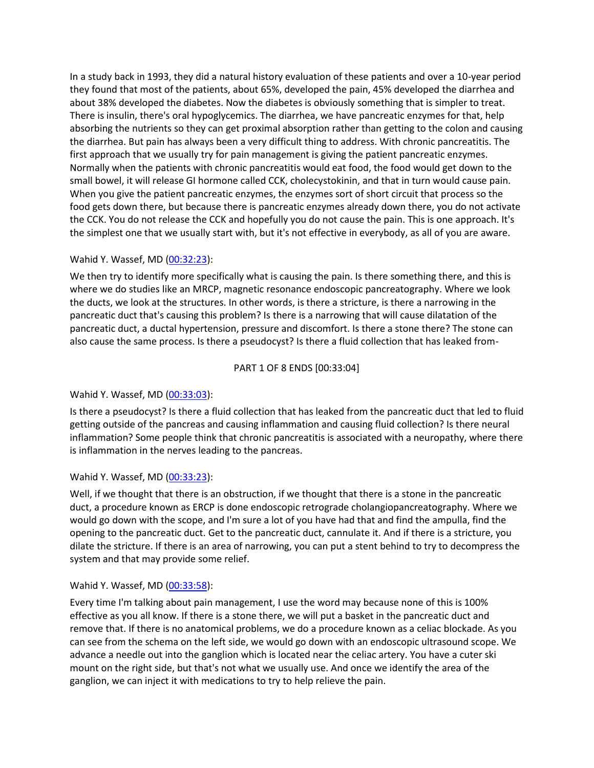In a study back in 1993, they did a natural history evaluation of these patients and over a 10-year period they found that most of the patients, about 65%, developed the pain, 45% developed the diarrhea and about 38% developed the diabetes. Now the diabetes is obviously something that is simpler to treat. There is insulin, there's oral hypoglycemics. The diarrhea, we have pancreatic enzymes for that, help absorbing the nutrients so they can get proximal absorption rather than getting to the colon and causing the diarrhea. But pain has always been a very difficult thing to address. With chronic pancreatitis. The first approach that we usually try for pain management is giving the patient pancreatic enzymes. Normally when the patients with chronic pancreatitis would eat food, the food would get down to the small bowel, it will release GI hormone called CCK, cholecystokinin, and that in turn would cause pain. When you give the patient pancreatic enzymes, the enzymes sort of short circuit that process so the food gets down there, but because there is pancreatic enzymes already down there, you do not activate the CCK. You do not release the CCK and hopefully you do not cause the pain. This is one approach. It's the simplest one that we usually start with, but it's not effective in everybody, as all of you are aware.

Wahid Y. Wassef, MD (00:32:23):

We then try to identify more specifically what is causing the pain. Is there something there, and this is where we do studies like an MRCP, magnetic resonance endoscopic pancreatography. Where we look the ducts, we look at the structures. In other words, is there a stricture, is there a narrowing in the pancreatic duct that's causing this problem? Is there is a narrowing that will cause dilatation of the pancreatic duct, a ductal hypertension, pressure and discomfort. Is there a stone there? The stone can also cause the same process. Is there a pseudocyst? Is there a fluid collection that has leaked from-

PART 1 OF 8 ENDS [00:33:04]

Wahid Y. Wassef, MD (00:33:03):

Is there a pseudocyst? Is there a fluid collection that has leaked from the pancreatic duct that led to fluid getting outside of the pancreas and causing inflammation and causing fluid collection? Is there neural inflammation? Some people think that chronic pancreatitis is associated with a neuropathy, where there is inflammation in the nerves leading to the pancreas.

Wahid Y. Wassef, MD (00:33:23):

Well, if we thought that there is an obstruction, if we thought that there is a stone in the pancreatic duct, a procedure known as ERCP is done endoscopic retrograde cholangiopancreatography. Where we would go down with the scope, and I'm sure a lot of you have had that and find the ampulla, find the opening to the pancreatic duct. Get to the pancreatic duct, cannulate it. And if there is a stricture, you dilate the stricture. If there is an area of narrowing, you can put a stent behind to try to decompress the system and that may provide some relief.

Wahid Y. Wassef, MD (00:33:58):

Every time I'm talking about pain management, I use the word may because none of this is 100% effective as you all know. If there is a stone there, we will put a basket in the pancreatic duct and remove that. If there is no anatomical problems, we do a procedure known as a celiac blockade. As you can see from the schema on the left side, we would go down with an endoscopic ultrasound scope. We advance a needle out into the ganglion which is located near the celiac artery. You have a cuter ski mount on the right side, but that's not what we usually use. And once we identify the area of the ganglion, we can inject it with medications to try to help relieve the pain.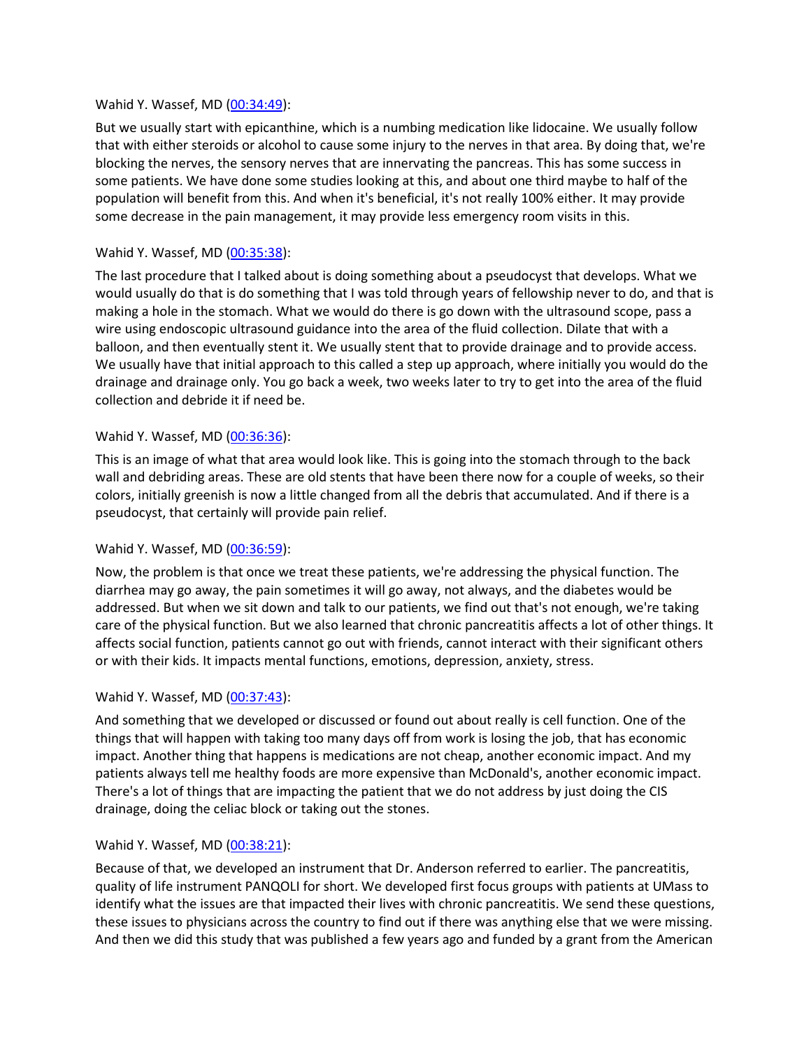Wahid Y. Wassef, MD (00:34:49):

But we usually start with epicanthine, which is a numbing medication like lidocaine. We usually follow that with either steroids or alcohol to cause some injury to the nerves in that area. By doing that, we're blocking the nerves, the sensory nerves that are innervating the pancreas. This has some success in some patients. We have done some studies looking at this, and about one third maybe to half of the population will benefit from this. And when it's beneficial, it's not really 100% either. It may provide some decrease in the pain management, it may provide less emergency room visits in this.

Wahid Y. Wassef, MD (00:35:38):

The last procedure that I talked about is doing something about a pseudocyst that develops. What we would usually do that is do something that I was told through years of fellowship never to do, and that is making a hole in the stomach. What we would do there is go down with the ultrasound scope, pass a wire using endoscopic ultrasound guidance into the area of the fluid collection. Dilate that with a balloon, and then eventually stent it. We usually stent that to provide drainage and to provide access. We usually have that initial approach to this called a step up approach, where initially you would do the drainage and drainage only. You go back a week, two weeks later to try to get into the area of the fluid collection and debride it if need be.

Wahid Y. Wassef, MD (00:36:36):

This is an image of what that area would look like. This is going into the stomach through to the back wall and debriding areas. These are old stents that have been there now for a couple of weeks, so their colors, initially greenish is now a little changed from all the debris that accumulated. And if there is a pseudocyst, that certainly will provide pain relief.

Wahid Y. Wassef, MD (00:36:59):

Now, the problem is that once we treat these patients, we're addressing the physical function. The diarrhea may go away, the pain sometimes it will go away, not always, and the diabetes would be addressed. But when we sit down and talk to our patients, we find out that's not enough, we're taking care of the physical function. But we also learned that chronic pancreatitis affects a lot of other things. It affects social function, patients cannot go out with friends, cannot interact with their significant others or with their kids. It impacts mental functions, emotions, depression, anxiety, stress.

Wahid Y. Wassef, MD (00:37:43):

And something that we developed or discussed or found out about really is cell function. One of the things that will happen with taking too many days off from work is losing the job, that has economic impact. Another thing that happens is medications are not cheap, another economic impact. And my patients always tell me healthy foods are more expensive than McDonald's, another economic impact. There's a lot of things that are impacting the patient that we do not address by just doing the CIS drainage, doing the celiac block or taking out the stones.

Wahid Y. Wassef, MD (00:38:21):

Because of that, we developed an instrument that Dr. Anderson referred to earlier. The pancreatitis, quality of life instrument PANQOLI for short. We developed first focus groups with patients at UMass to identify what the issues are that impacted their lives with chronic pancreatitis. We send these questions, these issues to physicians across the country to find out if there was anything else that we were missing. And then we did this study that was published a few years ago and funded by a grant from the American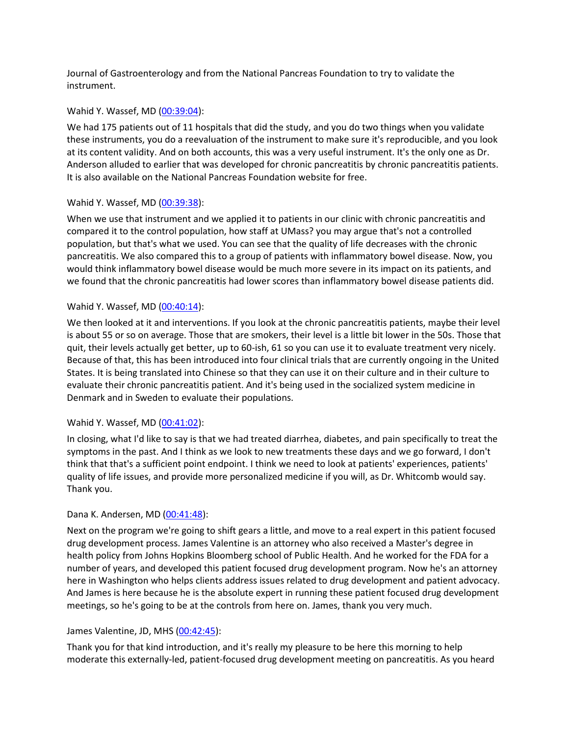Journal of Gastroenterology and from the National Pancreas Foundation to try to validate the instrument.

Wahid Y. Wassef, MD ([00:39:04](00:39:04)):

We had 175 patients out of 11 hospitals that did the study, and you do two things when you validate these instruments, you do a reevaluation of the instrument to make sure it's reproducible, and you look at its content validity. And on both accounts, this was a very useful instrument. It's the only one as Dr. Anderson alluded to earlier that was developed for chronic pancreatitis by chronic pancreatitis patients. It is also available on the National Pancreas Foundation website for free.

Wahid Y. Wassef, MD ([00:39:38](00:39:38)):

When we use that instrument and we applied it to patients in our clinic with chronic pancreatitis and compared it to the control population, how staff at UMass? you may argue that's not a controlled population, but that's what we used. You can see that the quality of life decreases with the chronic pancreatitis. We also compared this to a group of patients with inflammatory bowel disease. Now, you would think inflammatory bowel disease would be much more severe in its impact on its patients, and we found that the chronic pancreatitis had lower scores than inflammatory bowel disease patients did.

Wahid Y. Wassef, MD ([00:40:14](00:40:14)):

We then looked at it and interventions. If you look at the chronic pancreatitis patients, maybe their level is about 55 or so on average. Those that are smokers, their level is a little bit lower in the 50s. Those that quit, their levels actually get better, up to 60-ish, 61 so you can use it to evaluate treatment very nicely. Because of that, this has been introduced into four clinical trials that are currently ongoing in the United States. It is being translated into Chinese so that they can use it on their culture and in their culture to evaluate their chronic pancreatitis patient. And it's being used in the socialized system medicine in Denmark and in Sweden to evaluate their populations.

Wahid Y. Wassef, MD ([00:41:02](00:41:02)):

In closing, what I'd like to say is that we had treated diarrhea, diabetes, and pain specifically to treat the symptoms in the past. And I think as we look to new treatments these days and we go forward, I don't think that that's a sufficient point endpoint. I think we need to look at patients' experiences, patients' quality of life issues, and provide more personalized medicine if you will, as Dr. Whitcomb would say. Thank you.

Dana K. Andersen, MD ([00:41:48](00:41:48)):

Next on the program we're going to shift gears a little, and move to a real expert in this patient focused drug development process. James Valentine is an attorney who also received a Master's degree in health policy from Johns Hopkins Bloomberg school of Public Health. And he worked for the FDA for a number of years, and developed this patient focused drug development program. Now he's an attorney here in Washington who helps clients address issues related to drug development and patient advocacy. And James is here because he is the absolute expert in running these patient focused drug development meetings, so he's going to be at the controls from here on. James, thank you very much.

James Valentine, JD, MHS ([00:42:45](00:42:45)):

Thank you for that kind introduction, and it's really my pleasure to be here this morning to help moderate this externally-led, patient-focused drug development meeting on pancreatitis. As you heard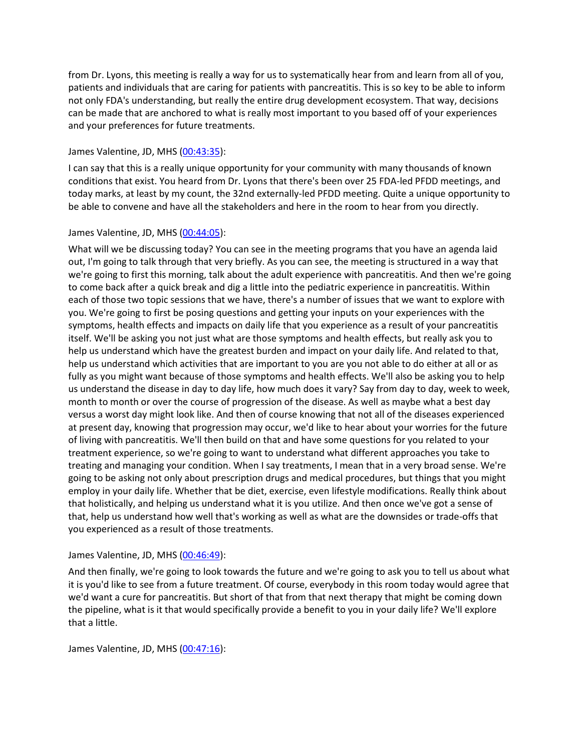from Dr. Lyons, this meeting is really a way for us to systematically hear from and learn from all of you, patients and individuals that are caring for patients with pancreatitis. This is so key to be able to inform not only FDA's understanding, but really the entire drug development ecosystem. That way, decisions can be made that are anchored to what is really most important to you based off of your experiences and your preferences for future treatments.

James Valentine, JD, MHS (00:43:35):

I can say that this is a really unique opportunity for your community with many thousands of known conditions that exist. You heard from Dr. Lyons that there's been over 25 FDA-led PFDD meetings, and today marks, at least by my count, the 32nd externally-led PFDD meeting. Quite a unique opportunity to be able to convene and have all the stakeholders and here in the room to hear from you directly.

James Valentine, JD, MHS (00:44:05):

What will we be discussing today? You can see in the meeting programs that you have an agenda laid out, I'm going to talk through that very briefly. As you can see, the meeting is structured in a way that we're going to first this morning, talk about the adult experience with pancreatitis. And then we're going to come back after a quick break and dig a little into the pediatric experience in pancreatitis. Within each of those two topic sessions that we have, there's a number of issues that we want to explore with you. We're going to first be posing questions and getting your inputs on your experiences with the symptoms, health effects and impacts on daily life that you experience as a result of your pancreatitis itself. We'll be asking you not just what are those symptoms and health effects, but really ask you to help us understand which have the greatest burden and impact on your daily life. And related to that, help us understand which activities that are important to you are you not able to do either at all or as fully as you might want because of those symptoms and health effects. We'll also be asking you to help us understand the disease in day to day life, how much does it vary? Say from day to day, week to week, month to month or over the course of progression of the disease. As well as maybe what a best day versus a worst day might look like. And then of course knowing that not all of the diseases experienced at present day, knowing that progression may occur, we'd like to hear about your worries for the future of living with pancreatitis. We'll then build on that and have some questions for you related to your treatment experience, so we're going to want to understand what different approaches you take to treating and managing your condition. When I say treatments, I mean that in a very broad sense. We're going to be asking not only about prescription drugs and medical procedures, but things that you might employ in your daily life. Whether that be diet, exercise, even lifestyle modifications. Really think about that holistically, and helping us understand what it is you utilize. And then once we've got a sense of that, help us understand how well that's working as well as what are the downsides or trade-offs that you experienced as a result of those treatments.

James Valentine, JD, MHS (00:46:49):

And then finally, we're going to look towards the future and we're going to ask you to tell us about what it is you'd like to see from a future treatment. Of course, everybody in this room today would agree that we'd want a cure for pancreatitis. But short of that from that next therapy that might be coming down the pipeline, what is it that would specifically provide a benefit to you in your daily life? We'll explore that a little.

James Valentine, JD, MHS (00:47:16):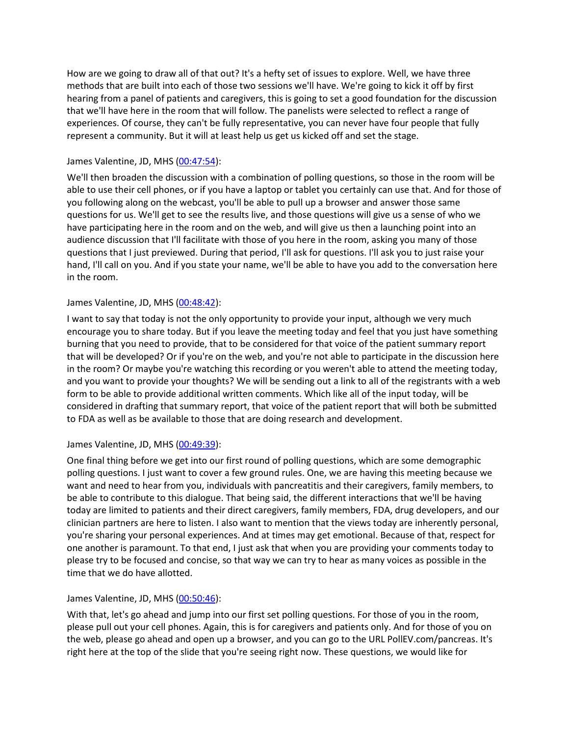How are we going to draw all of that out? It's a hefty set of issues to explore. Well, we have three methods that are built into each of those two sessions we'll have. We're going to kick it off by first hearing from a panel of patients and caregivers, this is going to set a good foundation for the discussion that we'll have here in the room that will follow. The panelists were selected to reflect a range of experiences. Of course, they can't be fully representative, you can never have four people that fully represent a community. But it will at least help us get us kicked off and set the stage.

James Valentine, JD, MHS (00:47:54):

We'll then broaden the discussion with a combination of polling questions, so those in the room will be able to use their cell phones, or if you have a laptop or tablet you certainly can use that. And for those of you following along on the webcast, you'll be able to pull up a browser and answer those same questions for us. We'll get to see the results live, and those questions will give us a sense of who we have participating here in the room and on the web, and will give us then a launching point into an audience discussion that I'll facilitate with those of you here in the room, asking you many of those questions that I just previewed. During that period, I'll ask for questions. I'll ask you to just raise your hand, I'll call on you. And if you state your name, we'll be able to have you add to the conversation here in the room.

James Valentine, JD, MHS (00:48:42):

I want to say that today is not the only opportunity to provide your input, although we very much encourage you to share today. But if you leave the meeting today and feel that you just have something burning that you need to provide, that to be considered for that voice of the patient summary report that will be developed? Or if you're on the web, and you're not able to participate in the discussion here in the room? Or maybe you're watching this recording or you weren't able to attend the meeting today, and you want to provide your thoughts? We will be sending out a link to all of the registrants with a web form to be able to provide additional written comments. Which like all of the input today, will be considered in drafting that summary report, that voice of the patient report that will both be submitted to FDA as well as be available to those that are doing research and development.

James Valentine, JD, MHS (00:49:39):

One final thing before we get into our first round of polling questions, which are some demographic polling questions. I just want to cover a few ground rules. One, we are having this meeting because we want and need to hear from you, individuals with pancreatitis and their caregivers, family members, to be able to contribute to this dialogue. That being said, the different interactions that we'll be having today are limited to patients and their direct caregivers, family members, FDA, drug developers, and our clinician partners are here to listen. I also want to mention that the views today are inherently personal, you're sharing your personal experiences. And at times may get emotional. Because of that, respect for one another is paramount. To that end, I just ask that when you are providing your comments today to please try to be focused and concise, so that way we can try to hear as many voices as possible in the time that we do have allotted.

James Valentine, JD, MHS (00:50:46):

With that, let's go ahead and jump into our first set polling questions. For those of you in the room, please pull out your cell phones. Again, this is for caregivers and patients only. And for those of you on the web, please go ahead and open up a browser, and you can go to the URL PollEV.com/pancreas. It's right here at the top of the slide that you're seeing right now. These questions, we would like for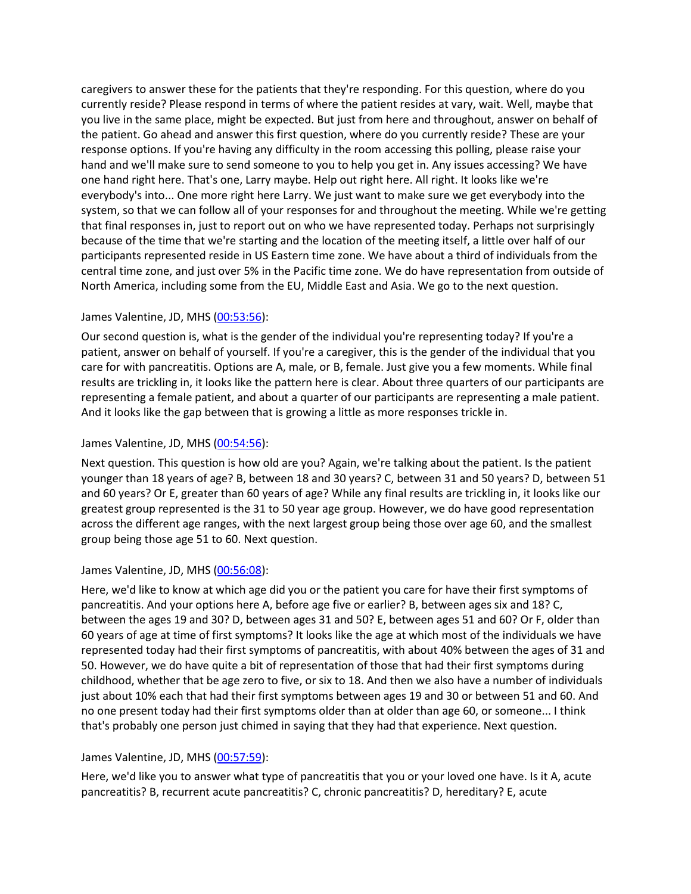caregivers to answer these for the patients that they're responding. For this question, where do you currently reside? Please respond in terms of where the patient resides at vary, wait. Well, maybe that you live in the same place, might be expected. But just from here and throughout, answer on behalf of the patient. Go ahead and answer this first question, where do you currently reside? These are your response options. If you're having any difficulty in the room accessing this polling, please raise your hand and we'll make sure to send someone to you to help you get in. Any issues accessing? We have one hand right here. That's one, Larry maybe. Help out right here. All right. It looks like we're everybody's into... One more right here Larry. We just want to make sure we get everybody into the system, so that we can follow all of your responses for and throughout the meeting. While we're getting that final responses in, just to report out on who we have represented today. Perhaps not surprisingly because of the time that we're starting and the location of the meeting itself, a little over half of our participants represented reside in US Eastern time zone. We have about a third of individuals from the central time zone, and just over 5% in the Pacific time zone. We do have representation from outside of North America, including some from the EU, Middle East and Asia. We go to the next question.

James Valentine, JD, MHS (00:53:56):

Our second question is, what is the gender of the individual you're representing today? If you're a patient, answer on behalf of yourself. If you're a caregiver, this is the gender of the individual that you care for with pancreatitis. Options are A, male, or B, female. Just give you a few moments. While final results are trickling in, it looks like the pattern here is clear. About three quarters of our participants are representing a female patient, and about a quarter of our participants are representing a male patient. And it looks like the gap between that is growing a little as more responses trickle in.

James Valentine, JD, MHS (00:54:56):

Next question. This question is how old are you? Again, we're talking about the patient. Is the patient younger than 18 years of age? B, between 18 and 30 years? C, between 31 and 50 years? D, between 51 and 60 years? Or E, greater than 60 years of age? While any final results are trickling in, it looks like our greatest group represented is the 31 to 50 year age group. However, we do have good representation across the different age ranges, with the next largest group being those over age 60, and the smallest group being those age 51 to 60. Next question.

James Valentine, JD, MHS (00:56:08):

Here, we'd like to know at which age did you or the patient you care for have their first symptoms of pancreatitis. And your options here A, before age five or earlier? B, between ages six and 18? C, between the ages 19 and 30? D, between ages 31 and 50? E, between ages 51 and 60? Or F, older than 60 years of age at time of first symptoms? It looks like the age at which most of the individuals we have represented today had their first symptoms of pancreatitis, with about 40% between the ages of 31 and 50. However, we do have quite a bit of representation of those that had their first symptoms during childhood, whether that be age zero to five, or six to 18. And then we also have a number of individuals just about 10% each that had their first symptoms between ages 19 and 30 or between 51 and 60. And no one present today had their first symptoms older than at older than age 60, or someone... I think that's probably one person just chimed in saying that they had that experience. Next question.

James Valentine, JD, MHS (00:57:59):

Here, we'd like you to answer what type of pancreatitis that you or your loved one have. Is it A, acute pancreatitis? B, recurrent acute pancreatitis? C, chronic pancreatitis? D, hereditary? E, acute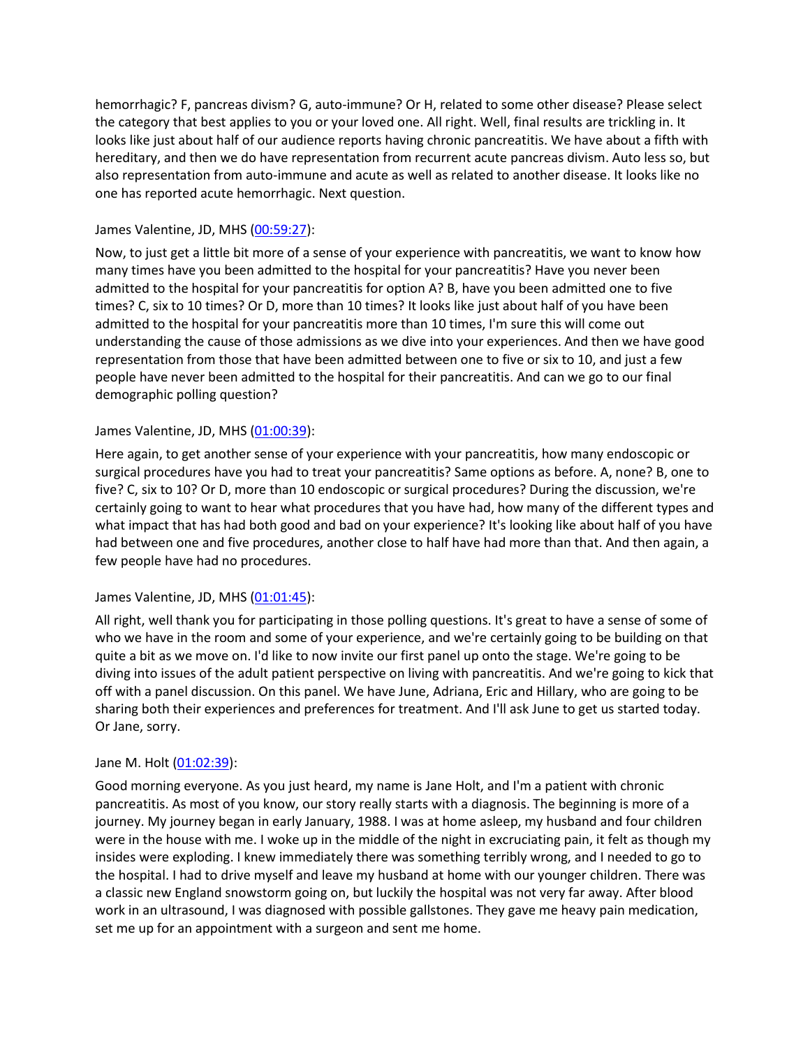hemorrhagic? F, pancreas divism? G, auto-immune? Or H, related to some other disease? Please select the category that best applies to you or your loved one. All right. Well, final results are trickling in. It looks like just about half of our audience reports having chronic pancreatitis. We have about a fifth with hereditary, and then we do have representation from recurrent acute pancreas divism. Auto less so, but also representation from auto-immune and acute as well as related to another disease. It looks like no one has reported acute hemorrhagic. Next question.

James Valentine, JD, MHS (00:59:27):

Now, to just get a little bit more of a sense of your experience with pancreatitis, we want to know how many times have you been admitted to the hospital for your pancreatitis? Have you never been admitted to the hospital for your pancreatitis for option A? B, have you been admitted one to five times? C, six to 10 times? Or D, more than 10 times? It looks like just about half of you have been admitted to the hospital for your pancreatitis more than 10 times, I'm sure this will come out understanding the cause of those admissions as we dive into your experiences. And then we have good representation from those that have been admitted between one to five or six to 10, and just a few people have never been admitted to the hospital for their pancreatitis. And can we go to our final demographic polling question?

James Valentine, JD, MHS (01:00:39):

Here again, to get another sense of your experience with your pancreatitis, how many endoscopic or surgical procedures have you had to treat your pancreatitis? Same options as before. A, none? B, one to five? C, six to 10? Or D, more than 10 endoscopic or surgical procedures? During the discussion, we're certainly going to want to hear what procedures that you have had, how many of the different types and what impact that has had both good and bad on your experience? It's looking like about half of you have had between one and five procedures, another close to half have had more than that. And then again, a few people have had no procedures.

James Valentine, JD, MHS (01:01:45):

All right, well thank you for participating in those polling questions. It's great to have a sense of some of who we have in the room and some of your experience, and we're certainly going to be building on that quite a bit as we move on. I'd like to now invite our first panel up onto the stage. We're going to be diving into issues of the adult patient perspective on living with pancreatitis. And we're going to kick that off with a panel discussion. On this panel. We have June, Adriana, Eric and Hillary, who are going to be sharing both their experiences and preferences for treatment. And I'll ask June to get us started today. Or Jane, sorry.

Jane M. Holt (01:02:39):

Good morning everyone. As you just heard, my name is Jane Holt, and I'm a patient with chronic pancreatitis. As most of you know, our story really starts with a diagnosis. The beginning is more of a journey. My journey began in early January, 1988. I was at home asleep, my husband and four children were in the house with me. I woke up in the middle of the night in excruciating pain, it felt as though my insides were exploding. I knew immediately there was something terribly wrong, and I needed to go to the hospital. I had to drive myself and leave my husband at home with our younger children. There was a classic new England snowstorm going on, but luckily the hospital was not very far away. After blood work in an ultrasound, I was diagnosed with possible gallstones. They gave me heavy pain medication, set me up for an appointment with a surgeon and sent me home.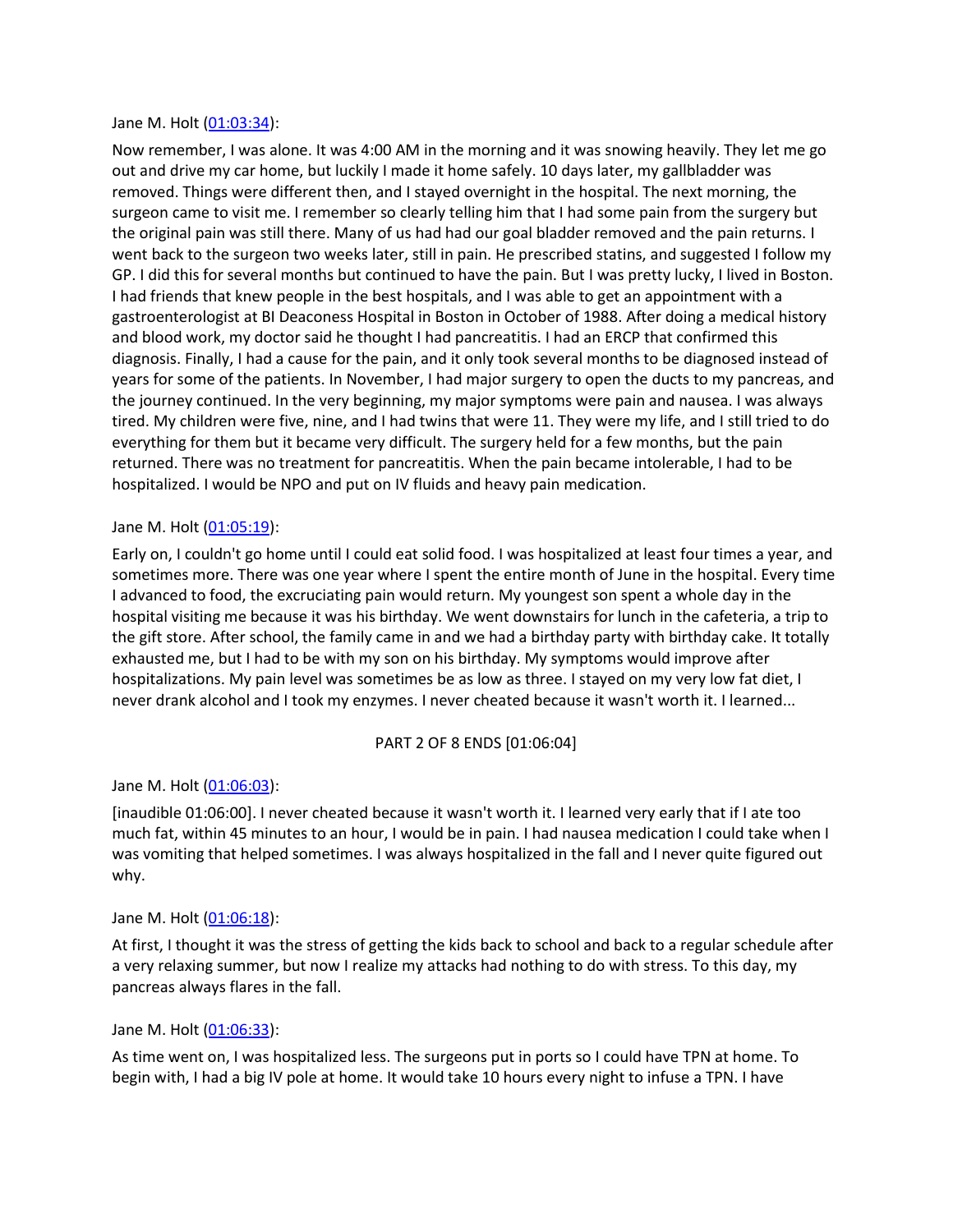Jane M. Holt ([01:03:34](#)):

Now remember, I was alone. It was 4:00 AM in the morning and it was snowing heavily. They let me go out and drive my car home, but luckily I made it home safely. 10 days later, my gallbladder was removed. Things were different then, and I stayed overnight in the hospital. The next morning, the surgeon came to visit me. I remember so clearly telling him that I had some pain from the surgery but the original pain was still there. Many of us had had our goal bladder removed and the pain returns. I went back to the surgeon two weeks later, still in pain. He prescribed statins, and suggested I follow my GP. I did this for several months but continued to have the pain. But I was pretty lucky, I lived in Boston. I had friends that knew people in the best hospitals, and I was able to get an appointment with a gastroenterologist at BI Deaconess Hospital in Boston in October of 1988. After doing a medical history and blood work, my doctor said he thought I had pancreatitis. I had an ERCP that confirmed this diagnosis. Finally, I had a cause for the pain, and it only took several months to be diagnosed instead of years for some of the patients. In November, I had major surgery to open the ducts to my pancreas, and the journey continued. In the very beginning, my major symptoms were pain and nausea. I was always tired. My children were five, nine, and I had twins that were 11. They were my life, and I still tried to do everything for them but it became very difficult. The surgery held for a few months, but the pain returned. There was no treatment for pancreatitis. When the pain became intolerable, I had to be hospitalized. I would be NPO and put on IV fluids and heavy pain medication.

Jane M. Holt ([01:05:19](#)):

Early on, I couldn't go home until I could eat solid food. I was hospitalized at least four times a year, and sometimes more. There was one year where I spent the entire month of June in the hospital. Every time I advanced to food, the excruciating pain would return. My youngest son spent a whole day in the hospital visiting me because it was his birthday. We went downstairs for lunch in the cafeteria, a trip to the gift store. After school, the family came in and we had a birthday party with birthday cake. It totally exhausted me, but I had to be with my son on his birthday. My symptoms would improve after hospitalizations. My pain level was sometimes be as low as three. I stayed on my very low fat diet, I never drank alcohol and I took my enzymes. I never cheated because it wasn't worth it. I learned...

PART 2 OF 8 ENDS [01:06:04]

Jane M. Holt ([01:06:03](#)):

[inaudible 01:06:00]. I never cheated because it wasn't worth it. I learned very early that if I ate too much fat, within 45 minutes to an hour, I would be in pain. I had nausea medication I could take when I was vomiting that helped sometimes. I was always hospitalized in the fall and I never quite figured out why.

Jane M. Holt ([01:06:18](#)):

At first, I thought it was the stress of getting the kids back to school and back to a regular schedule after a very relaxing summer, but now I realize my attacks had nothing to do with stress. To this day, my pancreas always flares in the fall.

Jane M. Holt ([01:06:33](#)):

As time went on, I was hospitalized less. The surgeons put in ports so I could have TPN at home. To begin with, I had a big IV pole at home. It would take 10 hours every night to infuse a TPN. I have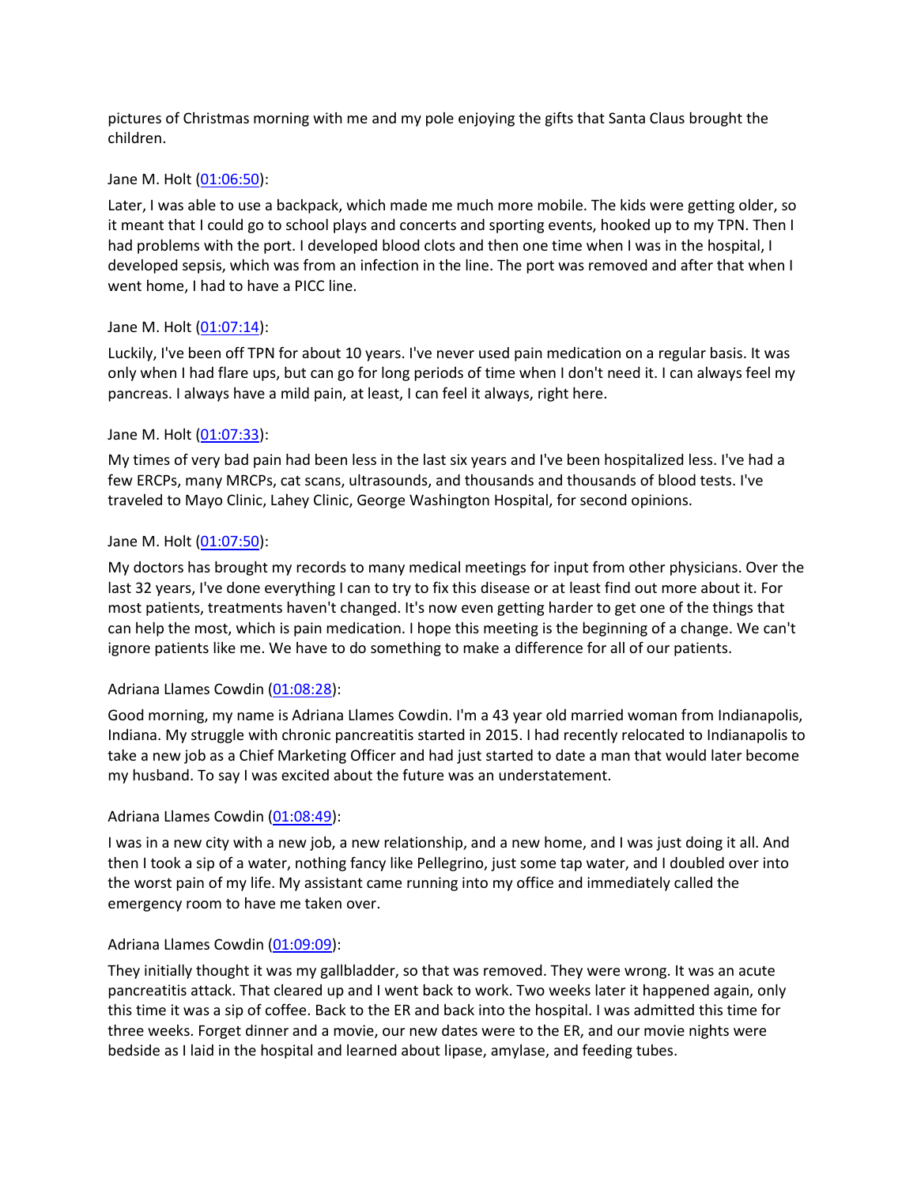pictures of Christmas morning with me and my pole enjoying the gifts that Santa Claus brought the children.

Jane M. Holt (01:06:50):

Later, I was able to use a backpack, which made me much more mobile. The kids were getting older, so it meant that I could go to school plays and concerts and sporting events, hooked up to my TPN. Then I had problems with the port. I developed blood clots and then one time when I was in the hospital, I developed sepsis, which was from an infection in the line. The port was removed and after that when I went home, I had to have a PICC line.

Jane M. Holt (01:07:14):

Luckily, I've been off TPN for about 10 years. I've never used pain medication on a regular basis. It was only when I had flare ups, but can go for long periods of time when I don't need it. I can always feel my pancreas. I always have a mild pain, at least, I can feel it always, right here.

Jane M. Holt (01:07:33):

My times of very bad pain had been less in the last six years and I've been hospitalized less. I've had a few ERCPs, many MRCPs, cat scans, ultrasounds, and thousands and thousands of blood tests. I've traveled to Mayo Clinic, Lahey Clinic, George Washington Hospital, for second opinions.

Jane M. Holt (01:07:50):

My doctors has brought my records to many medical meetings for input from other physicians. Over the last 32 years, I've done everything I can to try to fix this disease or at least find out more about it. For most patients, treatments haven't changed. It's now even getting harder to get one of the things that can help the most, which is pain medication. I hope this meeting is the beginning of a change. We can't ignore patients like me. We have to do something to make a difference for all of our patients.

Adriana Llames Cowdin (01:08:28):

Good morning, my name is Adriana Llames Cowdin. I'm a 43 year old married woman from Indianapolis, Indiana. My struggle with chronic pancreatitis started in 2015. I had recently relocated to Indianapolis to take a new job as a Chief Marketing Officer and had just started to date a man that would later become my husband. To say I was excited about the future was an understatement.

Adriana Llames Cowdin (01:08:49):

I was in a new city with a new job, a new relationship, and a new home, and I was just doing it all. And then I took a sip of a water, nothing fancy like Pellegrino, just some tap water, and I doubled over into the worst pain of my life. My assistant came running into my office and immediately called the emergency room to have me taken over.

Adriana Llames Cowdin (01:09:09):

They initially thought it was my gallbladder, so that was removed. They were wrong. It was an acute pancreatitis attack. That cleared up and I went back to work. Two weeks later it happened again, only this time it was a sip of coffee. Back to the ER and back into the hospital. I was admitted this time for three weeks. Forget dinner and a movie, our new dates were to the ER, and our movie nights were bedside as I laid in the hospital and learned about lipase, amylase, and feeding tubes.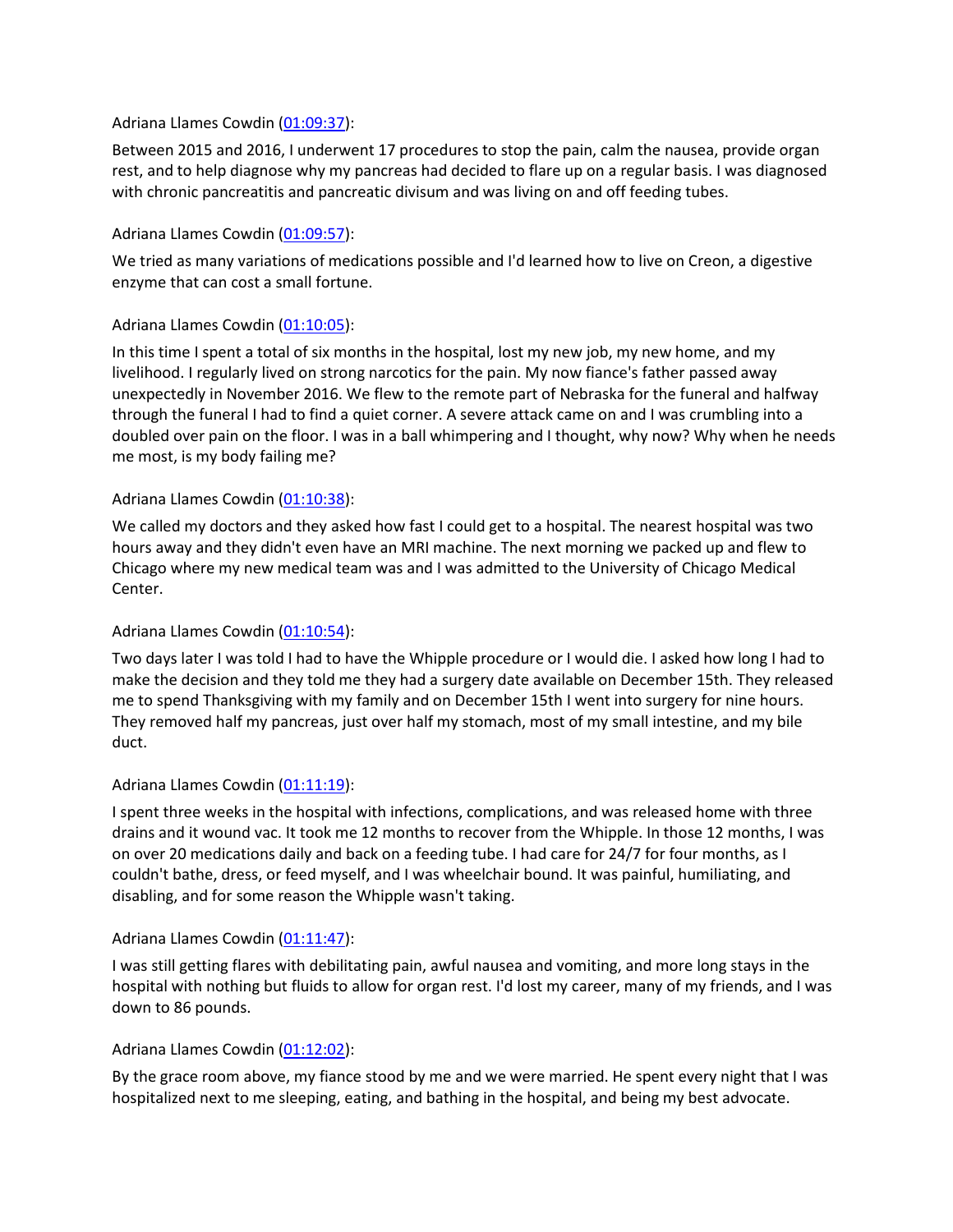Adriana Llames Cowdin ([01:09:37]):

Between 2015 and 2016, I underwent 17 procedures to stop the pain, calm the nausea, provide organ rest, and to help diagnose why my pancreas had decided to flare up on a regular basis. I was diagnosed with chronic pancreatitis and pancreatic divisum and was living on and off feeding tubes.

Adriana Llames Cowdin ([01:09:57]):

We tried as many variations of medications possible and I'd learned how to live on Creon, a digestive enzyme that can cost a small fortune.

Adriana Llames Cowdin ([01:10:05]):

In this time I spent a total of six months in the hospital, lost my new job, my new home, and my livelihood. I regularly lived on strong narcotics for the pain. My now fiance's father passed away unexpectedly in November 2016. We flew to the remote part of Nebraska for the funeral and halfway through the funeral I had to find a quiet corner. A severe attack came on and I was crumbling into a doubled over pain on the floor. I was in a ball whimpering and I thought, why now? Why when he needs me most, is my body failing me?

Adriana Llames Cowdin ([01:10:38]):

We called my doctors and they asked how fast I could get to a hospital. The nearest hospital was two hours away and they didn't even have an MRI machine. The next morning we packed up and flew to Chicago where my new medical team was and I was admitted to the University of Chicago Medical Center.

Adriana Llames Cowdin ([01:10:54]):

Two days later I was told I had to have the Whipple procedure or I would die. I asked how long I had to make the decision and they told me they had a surgery date available on December 15th. They released me to spend Thanksgiving with my family and on December 15th I went into surgery for nine hours. They removed half my pancreas, just over half my stomach, most of my small intestine, and my bile duct.

Adriana Llames Cowdin ([01:11:19]):

I spent three weeks in the hospital with infections, complications, and was released home with three drains and it wound vac. It took me 12 months to recover from the Whipple. In those 12 months, I was on over 20 medications daily and back on a feeding tube. I had care for 24/7 for four months, as I couldn't bathe, dress, or feed myself, and I was wheelchair bound. It was painful, humiliating, and disabling, and for some reason the Whipple wasn't taking.

Adriana Llames Cowdin ([01:11:47]):

I was still getting flares with debilitating pain, awful nausea and vomiting, and more long stays in the hospital with nothing but fluids to allow for organ rest. I'd lost my career, many of my friends, and I was down to 86 pounds.

Adriana Llames Cowdin ([01:12:02]):

By the grace room above, my fiance stood by me and we were married. He spent every night that I was hospitalized next to me sleeping, eating, and bathing in the hospital, and being my best advocate.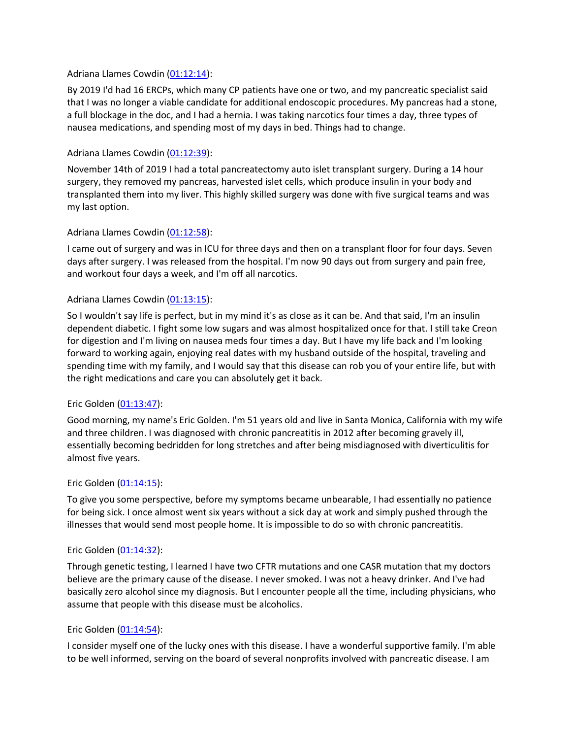Adriana Llames Cowdin ([01:12:14](#)):

By 2019 I'd had 16 ERCPs, which many CP patients have one or two, and my pancreatic specialist said that I was no longer a viable candidate for additional endoscopic procedures. My pancreas had a stone, a full blockage in the doc, and I had a hernia. I was taking narcotics four times a day, three types of nausea medications, and spending most of my days in bed. Things had to change.

Adriana Llames Cowdin ([01:12:39](#)):

November 14th of 2019 I had a total pancreatectomy auto islet transplant surgery. During a 14 hour surgery, they removed my pancreas, harvested islet cells, which produce insulin in your body and transplanted them into my liver. This highly skilled surgery was done with five surgical teams and was my last option.

Adriana Llames Cowdin ([01:12:58](#)):

I came out of surgery and was in ICU for three days and then on a transplant floor for four days. Seven days after surgery. I was released from the hospital. I'm now 90 days out from surgery and pain free, and workout four days a week, and I'm off all narcotics.

Adriana Llames Cowdin ([01:13:15](#)):

So I wouldn't say life is perfect, but in my mind it's as close as it can be. And that said, I'm an insulin dependent diabetic. I fight some low sugars and was almost hospitalized once for that. I still take Creon for digestion and I'm living on nausea meds four times a day. But I have my life back and I'm looking forward to working again, enjoying real dates with my husband outside of the hospital, traveling and spending time with my family, and I would say that this disease can rob you of your entire life, but with the right medications and care you can absolutely get it back.

Eric Golden ([01:13:47](#)):

Good morning, my name's Eric Golden. I'm 51 years old and live in Santa Monica, California with my wife and three children. I was diagnosed with chronic pancreatitis in 2012 after becoming gravely ill, essentially becoming bedridden for long stretches and after being misdiagnosed with diverticulitis for almost five years.

Eric Golden ([01:14:15](#)):

To give you some perspective, before my symptoms became unbearable, I had essentially no patience for being sick. I once almost went six years without a sick day at work and simply pushed through the illnesses that would send most people home. It is impossible to do so with chronic pancreatitis.

Eric Golden ([01:14:32](#)):

Through genetic testing, I learned I have two CFTR mutations and one CASR mutation that my doctors believe are the primary cause of the disease. I never smoked. I was not a heavy drinker. And I've had basically zero alcohol since my diagnosis. But I encounter people all the time, including physicians, who assume that people with this disease must be alcoholics.

Eric Golden ([01:14:54](#)):

I consider myself one of the lucky ones with this disease. I have a wonderful supportive family. I'm able to be well informed, serving on the board of several nonprofits involved with pancreatic disease. I am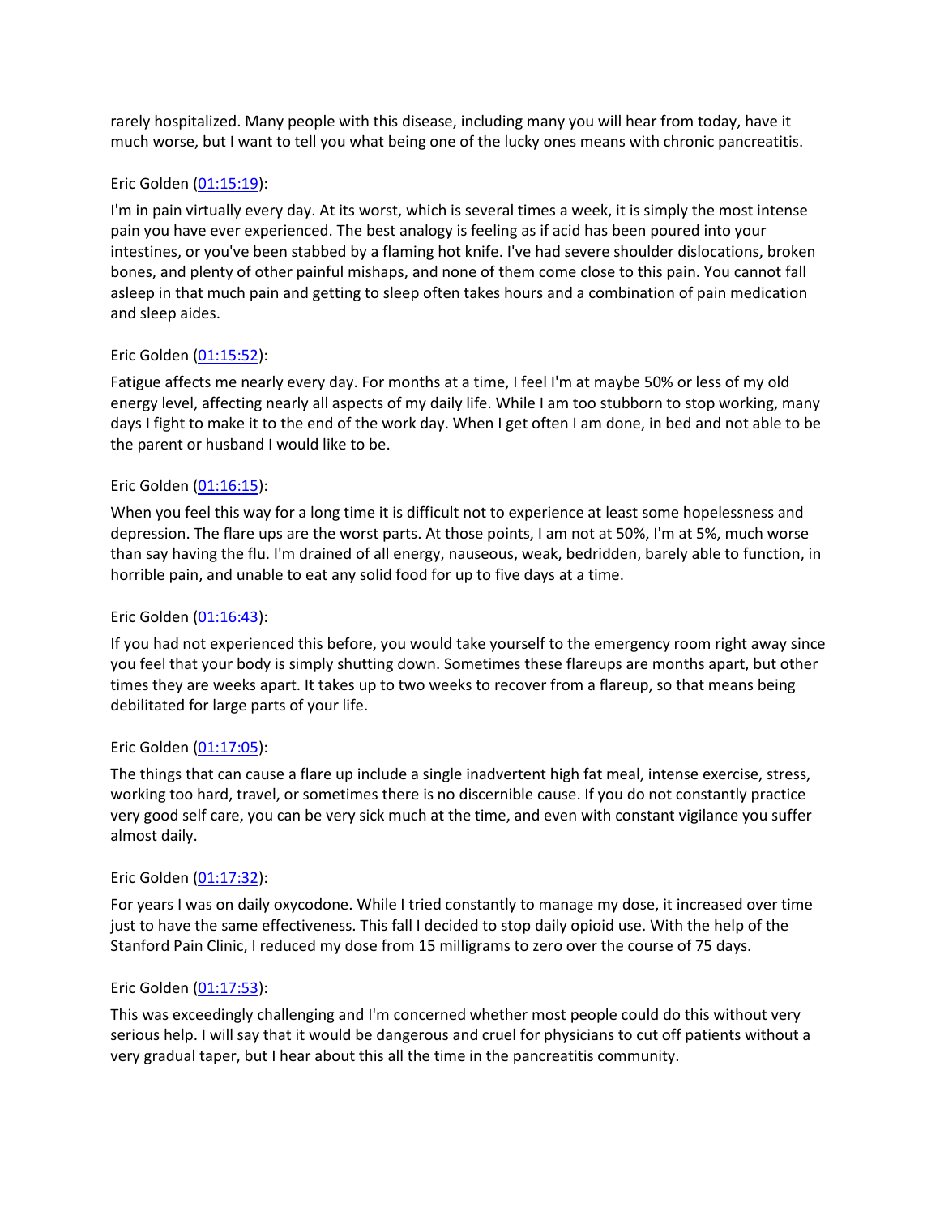rarely hospitalized. Many people with this disease, including many you will hear from today, have it much worse, but I want to tell you what being one of the lucky ones means with chronic pancreatitis.

Eric Golden ([01:15:19](#)):

I'm in pain virtually every day. At its worst, which is several times a week, it is simply the most intense pain you have ever experienced. The best analogy is feeling as if acid has been poured into your intestines, or you've been stabbed by a flaming hot knife. I've had severe shoulder dislocations, broken bones, and plenty of other painful mishaps, and none of them come close to this pain. You cannot fall asleep in that much pain and getting to sleep often takes hours and a combination of pain medication and sleep aides.

Eric Golden ([01:15:52](#)):

Fatigue affects me nearly every day. For months at a time, I feel I'm at maybe 50% or less of my old energy level, affecting nearly all aspects of my daily life. While I am too stubborn to stop working, many days I fight to make it to the end of the work day. When I get often I am done, in bed and not able to be the parent or husband I would like to be.

Eric Golden ([01:16:15](#)):

When you feel this way for a long time it is difficult not to experience at least some hopelessness and depression. The flare ups are the worst parts. At those points, I am not at 50%, I'm at 5%, much worse than say having the flu. I'm drained of all energy, nauseous, weak, bedridden, barely able to function, in horrible pain, and unable to eat any solid food for up to five days at a time.

Eric Golden ([01:16:43](#)):

If you had not experienced this before, you would take yourself to the emergency room right away since you feel that your body is simply shutting down. Sometimes these flareups are months apart, but other times they are weeks apart. It takes up to two weeks to recover from a flareup, so that means being debilitated for large parts of your life.

Eric Golden ([01:17:05](#)):

The things that can cause a flare up include a single inadvertent high fat meal, intense exercise, stress, working too hard, travel, or sometimes there is no discernible cause. If you do not constantly practice very good self care, you can be very sick much at the time, and even with constant vigilance you suffer almost daily.

Eric Golden ([01:17:32](#)):

For years I was on daily oxycodone. While I tried constantly to manage my dose, it increased over time just to have the same effectiveness. This fall I decided to stop daily opioid use. With the help of the Stanford Pain Clinic, I reduced my dose from 15 milligrams to zero over the course of 75 days.

Eric Golden ([01:17:53](#)):

This was exceedingly challenging and I'm concerned whether most people could do this without very serious help. I will say that it would be dangerous and cruel for physicians to cut off patients without a very gradual taper, but I hear about this all the time in the pancreatitis community.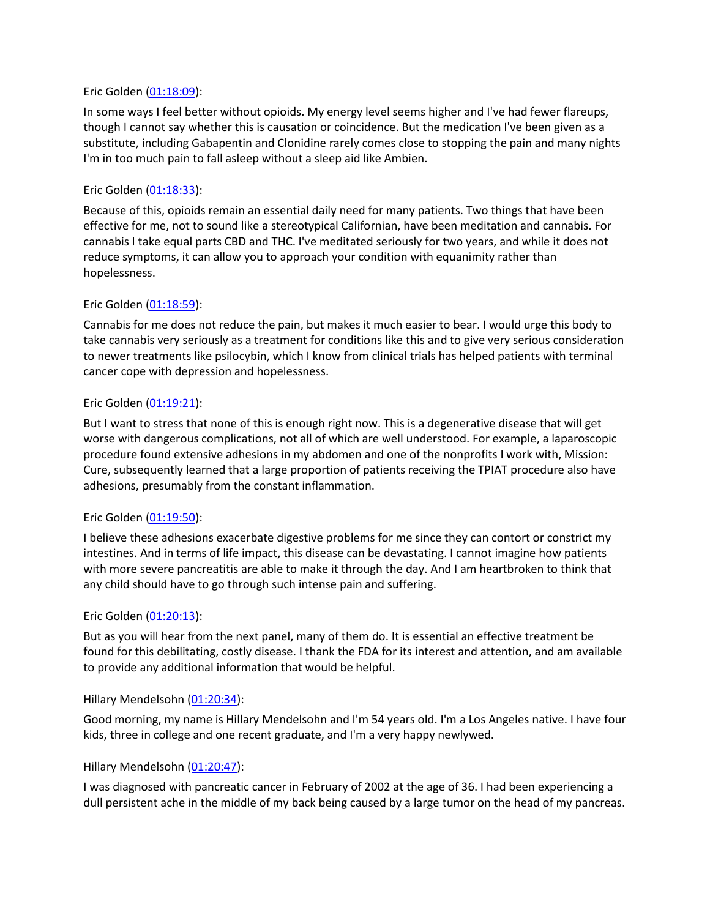Eric Golden ([01:18:09](#)):

In some ways I feel better without opioids. My energy level seems higher and I've had fewer flareups, though I cannot say whether this is causation or coincidence. But the medication I've been given as a substitute, including Gabapentin and Clonidine rarely comes close to stopping the pain and many nights I'm in too much pain to fall asleep without a sleep aid like Ambien.

Eric Golden ([01:18:33](#)):

Because of this, opioids remain an essential daily need for many patients. Two things that have been effective for me, not to sound like a stereotypical Californian, have been meditation and cannabis. For cannabis I take equal parts CBD and THC. I've meditated seriously for two years, and while it does not reduce symptoms, it can allow you to approach your condition with equanimity rather than hopelessness.

Eric Golden ([01:18:59](#)):

Cannabis for me does not reduce the pain, but makes it much easier to bear. I would urge this body to take cannabis very seriously as a treatment for conditions like this and to give very serious consideration to newer treatments like psilocybin, which I know from clinical trials has helped patients with terminal cancer cope with depression and hopelessness.

Eric Golden ([01:19:21](#)):

But I want to stress that none of this is enough right now. This is a degenerative disease that will get worse with dangerous complications, not all of which are well understood. For example, a laparoscopic procedure found extensive adhesions in my abdomen and one of the nonprofits I work with, Mission: Cure, subsequently learned that a large proportion of patients receiving the TPIAT procedure also have adhesions, presumably from the constant inflammation.

Eric Golden ([01:19:50](#)):

I believe these adhesions exacerbate digestive problems for me since they can contort or constrict my intestines. And in terms of life impact, this disease can be devastating. I cannot imagine how patients with more severe pancreatitis are able to make it through the day. And I am heartbroken to think that any child should have to go through such intense pain and suffering.

Eric Golden ([01:20:13](#)):

But as you will hear from the next panel, many of them do. It is essential an effective treatment be found for this debilitating, costly disease. I thank the FDA for its interest and attention, and am available to provide any additional information that would be helpful.

Hillary Mendelsohn ([01:20:34](#)):

Good morning, my name is Hillary Mendelsohn and I'm 54 years old. I'm a Los Angeles native. I have four kids, three in college and one recent graduate, and I'm a very happy newlywed.

Hillary Mendelsohn ([01:20:47](#)):

I was diagnosed with pancreatic cancer in February of 2002 at the age of 36. I had been experiencing a dull persistent ache in the middle of my back being caused by a large tumor on the head of my pancreas.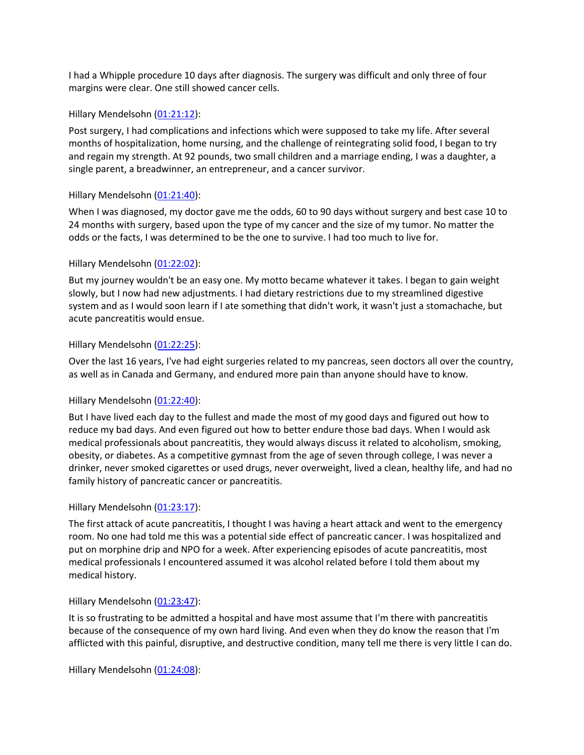I had a Whipple procedure 10 days after diagnosis. The surgery was difficult and only three of four margins were clear. One still showed cancer cells.

Hillary Mendelsohn (01:21:12):

Post surgery, I had complications and infections which were supposed to take my life. After several months of hospitalization, home nursing, and the challenge of reintegrating solid food, I began to try and regain my strength. At 92 pounds, two small children and a marriage ending, I was a daughter, a single parent, a breadwinner, an entrepreneur, and a cancer survivor.

Hillary Mendelsohn (01:21:40):

When I was diagnosed, my doctor gave me the odds, 60 to 90 days without surgery and best case 10 to 24 months with surgery, based upon the type of my cancer and the size of my tumor. No matter the odds or the facts, I was determined to be the one to survive. I had too much to live for.

Hillary Mendelsohn (01:22:02):

But my journey wouldn't be an easy one. My motto became whatever it takes. I began to gain weight slowly, but I now had new adjustments. I had dietary restrictions due to my streamlined digestive system and as I would soon learn if I ate something that didn't work, it wasn't just a stomachache, but acute pancreatitis would ensue.

Hillary Mendelsohn (01:22:25):

Over the last 16 years, I've had eight surgeries related to my pancreas, seen doctors all over the country, as well as in Canada and Germany, and endured more pain than anyone should have to know.

Hillary Mendelsohn (01:22:40):

But I have lived each day to the fullest and made the most of my good days and figured out how to reduce my bad days. And even figured out how to better endure those bad days. When I would ask medical professionals about pancreatitis, they would always discuss it related to alcoholism, smoking, obesity, or diabetes. As a competitive gymnast from the age of seven through college, I was never a drinker, never smoked cigarettes or used drugs, never overweight, lived a clean, healthy life, and had no family history of pancreatic cancer or pancreatitis.

Hillary Mendelsohn (01:23:17):

The first attack of acute pancreatitis, I thought I was having a heart attack and went to the emergency room. No one had told me this was a potential side effect of pancreatic cancer. I was hospitalized and put on morphine drip and NPO for a week. After experiencing episodes of acute pancreatitis, most medical professionals I encountered assumed it was alcohol related before I told them about my medical history.

Hillary Mendelsohn (01:23:47):

It is so frustrating to be admitted a hospital and have most assume that I'm there with pancreatitis because of the consequence of my own hard living. And even when they do know the reason that I'm afflicted with this painful, disruptive, and destructive condition, many tell me there is very little I can do.

Hillary Mendelsohn (01:24:08):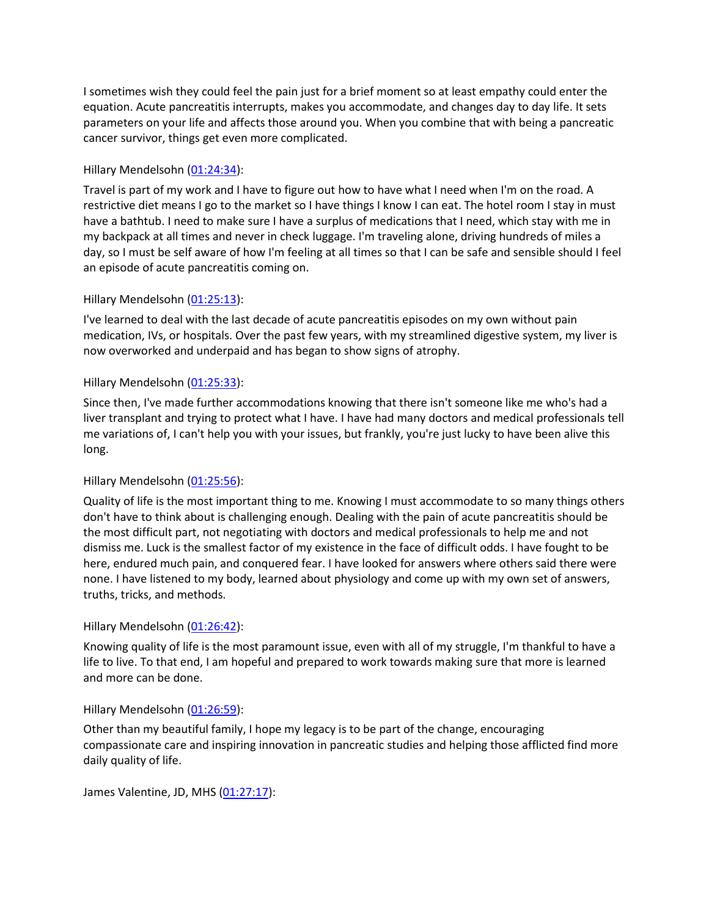I sometimes wish they could feel the pain just for a brief moment so at least empathy could enter the equation. Acute pancreatitis interrupts, makes you accommodate, and changes day to day life. It sets parameters on your life and affects those around you. When you combine that with being a pancreatic cancer survivor, things get even more complicated.

Hillary Mendelsohn (01:24:34):

Travel is part of my work and I have to figure out how to have what I need when I'm on the road. A restrictive diet means I go to the market so I have things I know I can eat. The hotel room I stay in must have a bathtub. I need to make sure I have a surplus of medications that I need, which stay with me in my backpack at all times and never in check luggage. I'm traveling alone, driving hundreds of miles a day, so I must be self aware of how I'm feeling at all times so that I can be safe and sensible should I feel an episode of acute pancreatitis coming on.

Hillary Mendelsohn (01:25:13):

I've learned to deal with the last decade of acute pancreatitis episodes on my own without pain medication, IVs, or hospitals. Over the past few years, with my streamlined digestive system, my liver is now overworked and underpaid and has began to show signs of atrophy.

Hillary Mendelsohn (01:25:33):

Since then, I've made further accommodations knowing that there isn't someone like me who's had a liver transplant and trying to protect what I have. I have had many doctors and medical professionals tell me variations of, I can't help you with your issues, but frankly, you're just lucky to have been alive this long.

Hillary Mendelsohn (01:25:56):

Quality of life is the most important thing to me. Knowing I must accommodate to so many things others don't have to think about is challenging enough. Dealing with the pain of acute pancreatitis should be the most difficult part, not negotiating with doctors and medical professionals to help me and not dismiss me. Luck is the smallest factor of my existence in the face of difficult odds. I have fought to be here, endured much pain, and conquered fear. I have looked for answers where others said there were none. I have listened to my body, learned about physiology and come up with my own set of answers, truths, tricks, and methods.

Hillary Mendelsohn (01:26:42):

Knowing quality of life is the most paramount issue, even with all of my struggle, I'm thankful to have a life to live. To that end, I am hopeful and prepared to work towards making sure that more is learned and more can be done.

Hillary Mendelsohn (01:26:59):

Other than my beautiful family, I hope my legacy is to be part of the change, encouraging compassionate care and inspiring innovation in pancreatic studies and helping those afflicted find more daily quality of life.

James Valentine, JD, MHS (01:27:17):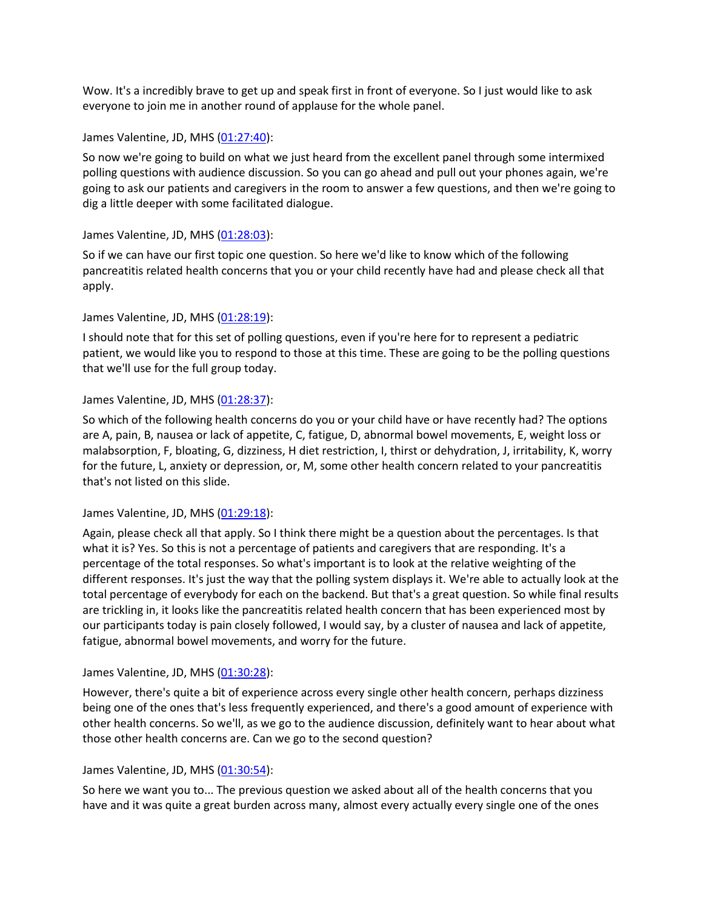Wow. It's a incredibly brave to get up and speak first in front of everyone. So I just would like to ask everyone to join me in another round of applause for the whole panel.

James Valentine, JD, MHS ([01:27:40](01:27:40)):

So now we're going to build on what we just heard from the excellent panel through some intermixed polling questions with audience discussion. So you can go ahead and pull out your phones again, we're going to ask our patients and caregivers in the room to answer a few questions, and then we're going to dig a little deeper with some facilitated dialogue.

James Valentine, JD, MHS ([01:28:03](01:28:03)):

So if we can have our first topic one question. So here we'd like to know which of the following pancreatitis related health concerns that you or your child recently have had and please check all that apply.

James Valentine, JD, MHS ([01:28:19](01:28:19)):

I should note that for this set of polling questions, even if you're here for to represent a pediatric patient, we would like you to respond to those at this time. These are going to be the polling questions that we'll use for the full group today.

James Valentine, JD, MHS ([01:28:37](01:28:37)):

So which of the following health concerns do you or your child have or have recently had? The options are A, pain, B, nausea or lack of appetite, C, fatigue, D, abnormal bowel movements, E, weight loss or malabsorption, F, bloating, G, dizziness, H diet restriction, I, thirst or dehydration, J, irritability, K, worry for the future, L, anxiety or depression, or, M, some other health concern related to your pancreatitis that's not listed on this slide.

James Valentine, JD, MHS ([01:29:18](01:29:18)):

Again, please check all that apply. So I think there might be a question about the percentages. Is that what it is? Yes. So this is not a percentage of patients and caregivers that are responding. It's a percentage of the total responses. So what's important is to look at the relative weighting of the different responses. It's just the way that the polling system displays it. We're able to actually look at the total percentage of everybody for each on the backend. But that's a great question. So while final results are trickling in, it looks like the pancreatitis related health concern that has been experienced most by our participants today is pain closely followed, I would say, by a cluster of nausea and lack of appetite, fatigue, abnormal bowel movements, and worry for the future.

James Valentine, JD, MHS ([01:30:28](01:30:28)):

However, there's quite a bit of experience across every single other health concern, perhaps dizziness being one of the ones that's less frequently experienced, and there's a good amount of experience with other health concerns. So we'll, as we go to the audience discussion, definitely want to hear about what those other health concerns are. Can we go to the second question?

James Valentine, JD, MHS ([01:30:54](01:30:54)):

So here we want you to... The previous question we asked about all of the health concerns that you have and it was quite a great burden across many, almost every actually every single one of the ones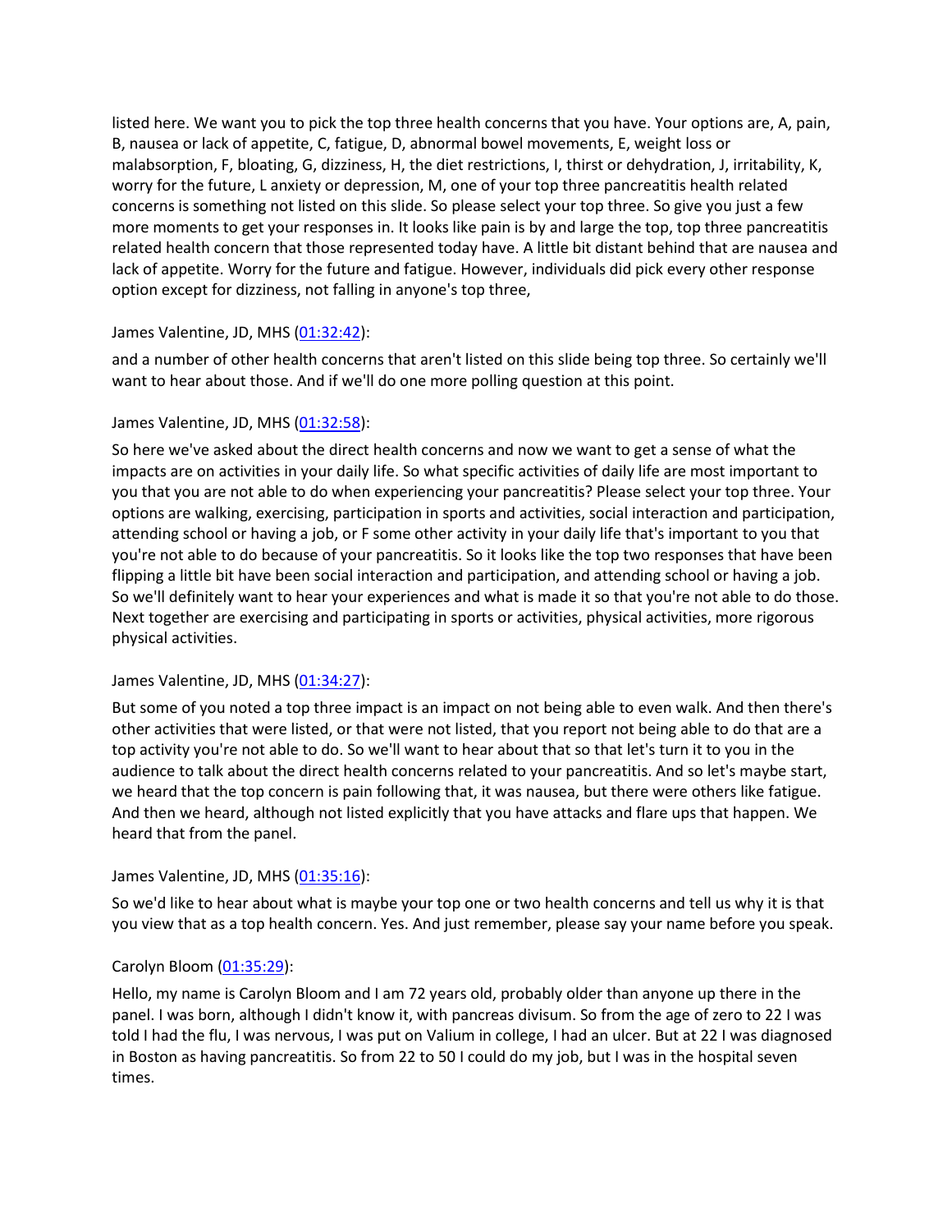listed here. We want you to pick the top three health concerns that you have. Your options are, A, pain, B, nausea or lack of appetite, C, fatigue, D, abnormal bowel movements, E, weight loss or malabsorption, F, bloating, G, dizziness, H, the diet restrictions, I, thirst or dehydration, J, irritability, K, worry for the future, L anxiety or depression, M, one of your top three pancreatitis health related concerns is something not listed on this slide. So please select your top three. So give you just a few more moments to get your responses in. It looks like pain is by and large the top, top three pancreatitis related health concern that those represented today have. A little bit distant behind that are nausea and lack of appetite. Worry for the future and fatigue. However, individuals did pick every other response option except for dizziness, not falling in anyone's top three,

James Valentine, JD, MHS ([01:32:42]):

and a number of other health concerns that aren't listed on this slide being top three. So certainly we'll want to hear about those. And if we'll do one more polling question at this point.

James Valentine, JD, MHS ([01:32:58]):

So here we've asked about the direct health concerns and now we want to get a sense of what the impacts are on activities in your daily life. So what specific activities of daily life are most important to you that you are not able to do when experiencing your pancreatitis? Please select your top three. Your options are walking, exercising, participation in sports and activities, social interaction and participation, attending school or having a job, or F some other activity in your daily life that's important to you that you're not able to do because of your pancreatitis. So it looks like the top two responses that have been flipping a little bit have been social interaction and participation, and attending school or having a job. So we'll definitely want to hear your experiences and what is made it so that you're not able to do those. Next together are exercising and participating in sports or activities, physical activities, more rigorous physical activities.

James Valentine, JD, MHS ([01:34:27]):

But some of you noted a top three impact is an impact on not being able to even walk. And then there's other activities that were listed, or that were not listed, that you report not being able to do that are a top activity you're not able to do. So we'll want to hear about that so that let's turn it to you in the audience to talk about the direct health concerns related to your pancreatitis. And so let's maybe start, we heard that the top concern is pain following that, it was nausea, but there were others like fatigue. And then we heard, although not listed explicitly that you have attacks and flare ups that happen. We heard that from the panel.

James Valentine, JD, MHS ([01:35:16]):

So we'd like to hear about what is maybe your top one or two health concerns and tell us why it is that you view that as a top health concern. Yes. And just remember, please say your name before you speak.

Carolyn Bloom ([01:35:29]):

Hello, my name is Carolyn Bloom and I am 72 years old, probably older than anyone up there in the panel. I was born, although I didn't know it, with pancreas divisum. So from the age of zero to 22 I was told I had the flu, I was nervous, I was put on Valium in college, I had an ulcer. But at 22 I was diagnosed in Boston as having pancreatitis. So from 22 to 50 I could do my job, but I was in the hospital seven times.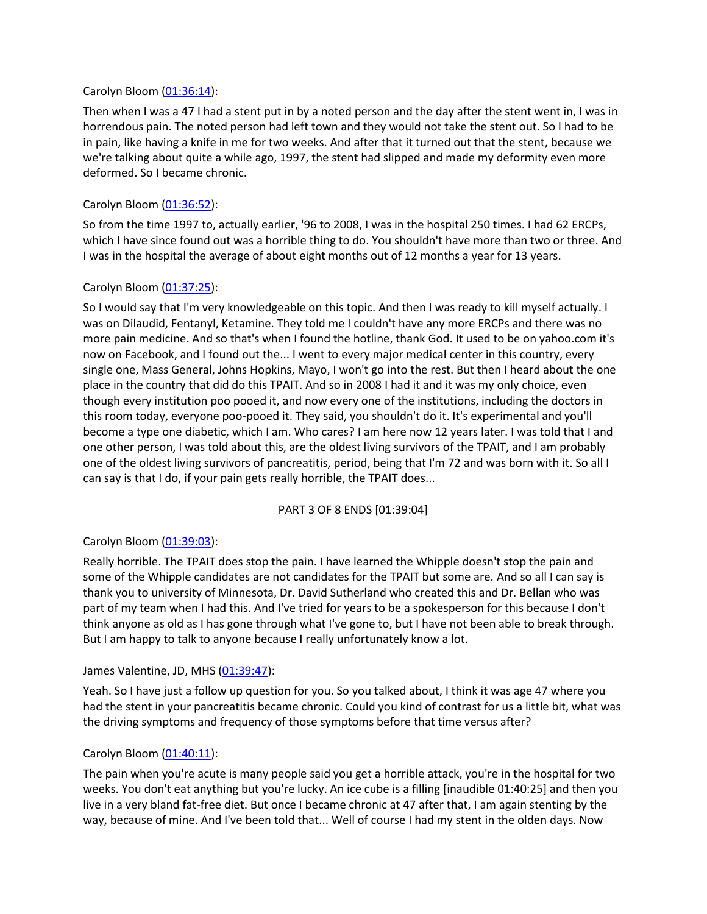Carolyn Bloom ([01:36:14](#)):

Then when I was a 47 I had a stent put in by a noted person and the day after the stent went in, I was in horrendous pain. The noted person had left town and they would not take the stent out. So I had to be in pain, like having a knife in me for two weeks. And after that it turned out that the stent, because we we're talking about quite a while ago, 1997, the stent had slipped and made my deformity even more deformed. So I became chronic.

Carolyn Bloom ([01:36:52](#)):

So from the time 1997 to, actually earlier, '96 to 2008, I was in the hospital 250 times. I had 62 ERCPs, which I have since found out was a horrible thing to do. You shouldn't have more than two or three. And I was in the hospital the average of about eight months out of 12 months a year for 13 years.

Carolyn Bloom ([01:37:25](#)):

So I would say that I'm very knowledgeable on this topic. And then I was ready to kill myself actually. I was on Dilaudid, Fentanyl, Ketamine. They told me I couldn't have any more ERCPs and there was no more pain medicine. And so that's when I found the hotline, thank God. It used to be on yahoo.com it's now on Facebook, and I found out the... I went to every major medical center in this country, every single one, Mass General, Johns Hopkins, Mayo, I won't go into the rest. But then I heard about the one place in the country that did do this TPAIT. And so in 2008 I had it and it was my only choice, even though every institution poo pooed it, and now every one of the institutions, including the doctors in this room today, everyone poo-pooed it. They said, you shouldn't do it. It's experimental and you'll become a type one diabetic, which I am. Who cares? I am here now 12 years later. I was told that I and one other person, I was told about this, are the oldest living survivors of the TPAIT, and I am probably one of the oldest living survivors of pancreatitis, period, being that I'm 72 and was born with it. So all I can say is that I do, if your pain gets really horrible, the TPAIT does...

PART 3 OF 8 ENDS [01:39:04]

Carolyn Bloom ([01:39:03](#)):

Really horrible. The TPAIT does stop the pain. I have learned the Whipple doesn't stop the pain and some of the Whipple candidates are not candidates for the TPAIT but some are. And so all I can say is thank you to university of Minnesota, Dr. David Sutherland who created this and Dr. Bellan who was part of my team when I had this. And I've tried for years to be a spokesperson for this because I don't think anyone as old as I has gone through what I've gone to, but I have not been able to break through. But I am happy to talk to anyone because I really unfortunately know a lot.

James Valentine, JD, MHS ([01:39:47](#)):

Yeah. So I have just a follow up question for you. So you talked about, I think it was age 47 where you had the stent in your pancreatitis became chronic. Could you kind of contrast for us a little bit, what was the driving symptoms and frequency of those symptoms before that time versus after?

Carolyn Bloom ([01:40:11](#)):

The pain when you're acute is many people said you get a horrible attack, you're in the hospital for two weeks. You don't eat anything but you're lucky. An ice cube is a filling [inaudible 01:40:25] and then you live in a very bland fat-free diet. But once I became chronic at 47 after that, I am again stenting by the way, because of mine. And I've been told that... Well of course I had my stent in the olden days. Now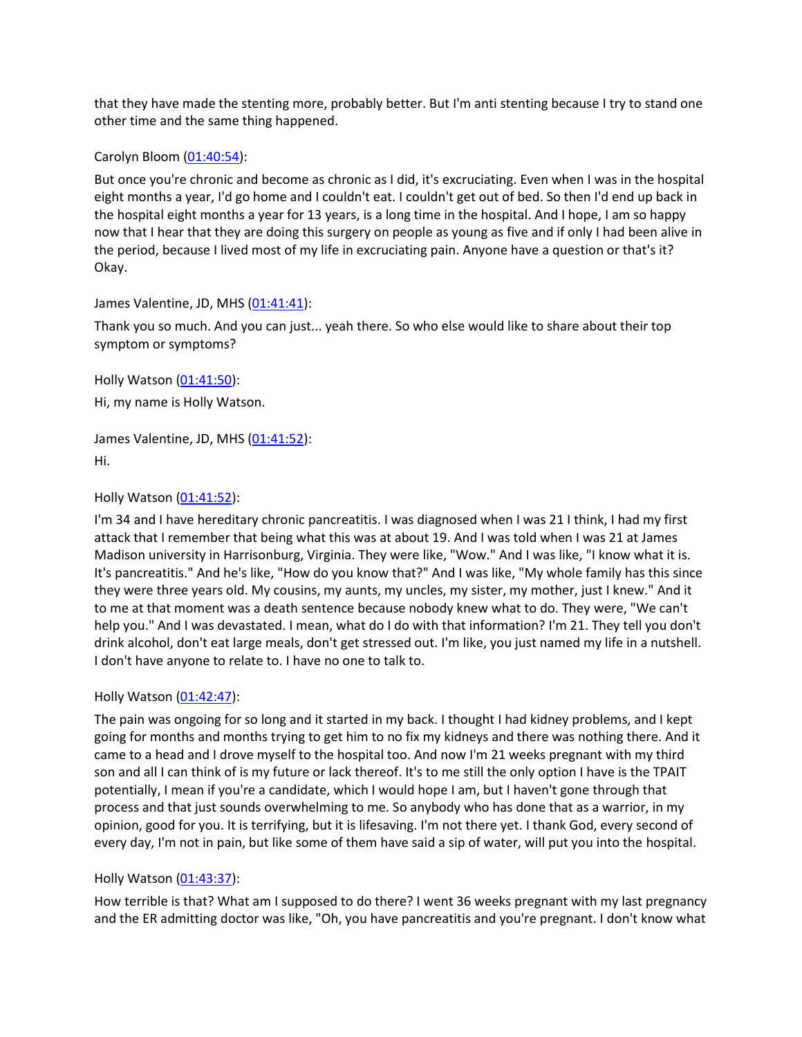that they have made the stenting more, probably better. But I'm anti stenting because I try to stand one other time and the same thing happened.

Carolyn Bloom ([01:40:54](#)):

But once you're chronic and become as chronic as I did, it's excruciating. Even when I was in the hospital eight months a year, I'd go home and I couldn't eat. I couldn't get out of bed. So then I'd end up back in the hospital eight months a year for 13 years, is a long time in the hospital. And I hope, I am so happy now that I hear that they are doing this surgery on people as young as five and if only I had been alive in the period, because I lived most of my life in excruciating pain. Anyone have a question or that's it? Okay.

James Valentine, JD, MHS ([01:41:41](#)):

Thank you so much. And you can just... yeah there. So who else would like to share about their top symptom or symptoms?

Holly Watson ([01:41:50](#)):

Hi, my name is Holly Watson.

James Valentine, JD, MHS ([01:41:52](#)):

Hi.

Holly Watson ([01:41:52](#)):

I'm 34 and I have hereditary chronic pancreatitis. I was diagnosed when I was 21 I think, I had my first attack that I remember that being what this was at about 19. And I was told when I was 21 at James Madison university in Harrisonburg, Virginia. They were like, "Wow." And I was like, "I know what it is. It's pancreatitis." And he's like, "How do you know that?" And I was like, "My whole family has this since they were three years old. My cousins, my aunts, my uncles, my sister, my mother, just I knew." And it to me at that moment was a death sentence because nobody knew what to do. They were, "We can't help you." And I was devastated. I mean, what do I do with that information? I'm 21. They tell you don't drink alcohol, don't eat large meals, don't get stressed out. I'm like, you just named my life in a nutshell. I don't have anyone to relate to. I have no one to talk to.

Holly Watson ([01:42:47](#)):

The pain was ongoing for so long and it started in my back. I thought I had kidney problems, and I kept going for months and months trying to get him to no fix my kidneys and there was nothing there. And it came to a head and I drove myself to the hospital too. And now I'm 21 weeks pregnant with my third son and all I can think of is my future or lack thereof. It's to me still the only option I have is the TPAIT potentially, I mean if you're a candidate, which I would hope I am, but I haven't gone through that process and that just sounds overwhelming to me. So anybody who has done that as a warrior, in my opinion, good for you. It is terrifying, but it is lifesaving. I'm not there yet. I thank God, every second of every day, I'm not in pain, but like some of them have said a sip of water, will put you into the hospital.

Holly Watson ([01:43:37](#)):

How terrible is that? What am I supposed to do there? I went 36 weeks pregnant with my last pregnancy and the ER admitting doctor was like, "Oh, you have pancreatitis and you're pregnant. I don't know what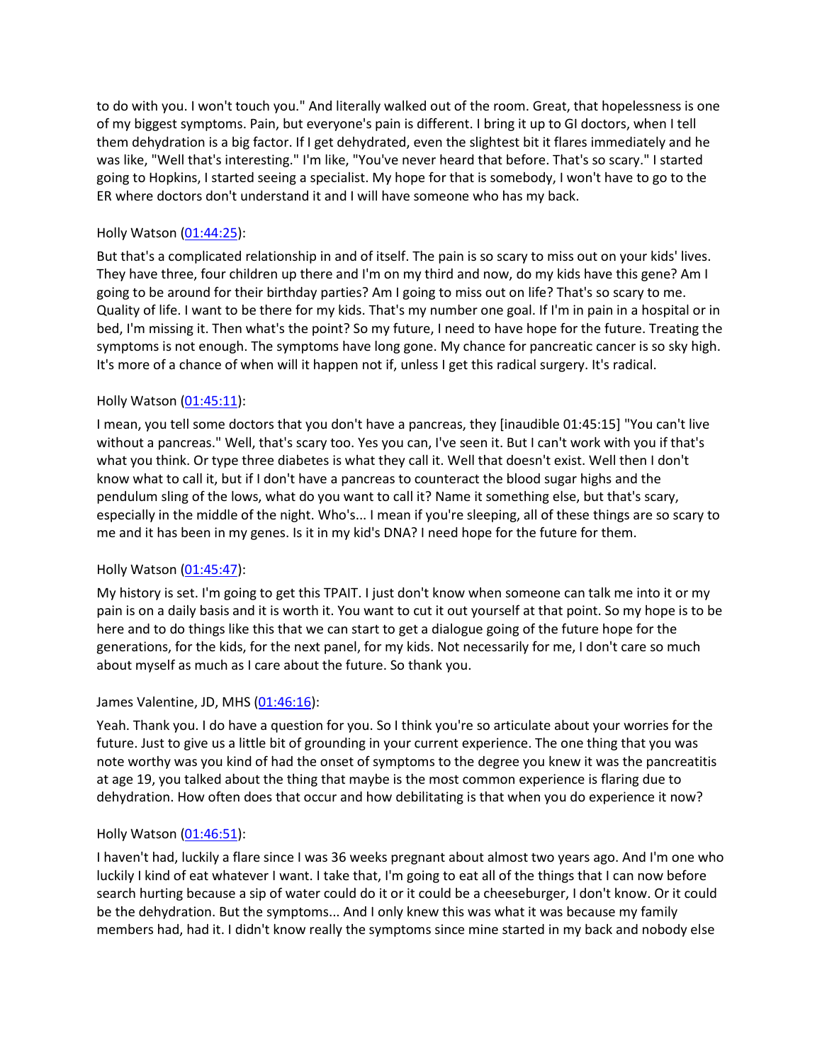to do with you. I won't touch you." And literally walked out of the room. Great, that hopelessness is one of my biggest symptoms. Pain, but everyone's pain is different. I bring it up to GI doctors, when I tell them dehydration is a big factor. If I get dehydrated, even the slightest bit it flares immediately and he was like, "Well that's interesting." I'm like, "You've never heard that before. That's so scary." I started going to Hopkins, I started seeing a specialist. My hope for that is somebody, I won't have to go to the ER where doctors don't understand it and I will have someone who has my back.

Holly Watson (01:44:25):

But that's a complicated relationship in and of itself. The pain is so scary to miss out on your kids' lives. They have three, four children up there and I'm on my third and now, do my kids have this gene? Am I going to be around for their birthday parties? Am I going to miss out on life? That's so scary to me. Quality of life. I want to be there for my kids. That's my number one goal. If I'm in pain in a hospital or in bed, I'm missing it. Then what's the point? So my future, I need to have hope for the future. Treating the symptoms is not enough. The symptoms have long gone. My chance for pancreatic cancer is so sky high. It's more of a chance of when will it happen not if, unless I get this radical surgery. It's radical.

Holly Watson (01:45:11):

I mean, you tell some doctors that you don't have a pancreas, they [inaudible 01:45:15] "You can't live without a pancreas." Well, that's scary too. Yes you can, I've seen it. But I can't work with you if that's what you think. Or type three diabetes is what they call it. Well that doesn't exist. Well then I don't know what to call it, but if I don't have a pancreas to counteract the blood sugar highs and the pendulum sling of the lows, what do you want to call it? Name it something else, but that's scary, especially in the middle of the night. Who's... I mean if you're sleeping, all of these things are so scary to me and it has been in my genes. Is it in my kid's DNA? I need hope for the future for them.

Holly Watson (01:45:47):

My history is set. I'm going to get this TPAIT. I just don't know when someone can talk me into it or my pain is on a daily basis and it is worth it. You want to cut it out yourself at that point. So my hope is to be here and to do things like this that we can start to get a dialogue going of the future hope for the generations, for the kids, for the next panel, for my kids. Not necessarily for me, I don't care so much about myself as much as I care about the future. So thank you.

James Valentine, JD, MHS (01:46:16):

Yeah. Thank you. I do have a question for you. So I think you're so articulate about your worries for the future. Just to give us a little bit of grounding in your current experience. The one thing that you was note worthy was you kind of had the onset of symptoms to the degree you knew it was the pancreatitis at age 19, you talked about the thing that maybe is the most common experience is flaring due to dehydration. How often does that occur and how debilitating is that when you do experience it now?

Holly Watson (01:46:51):

I haven't had, luckily a flare since I was 36 weeks pregnant about almost two years ago. And I'm one who luckily I kind of eat whatever I want. I take that, I'm going to eat all of the things that I can now before search hurting because a sip of water could do it or it could be a cheeseburger, I don't know. Or it could be the dehydration. But the symptoms... And I only knew this was what it was because my family members had, had it. I didn't know really the symptoms since mine started in my back and nobody else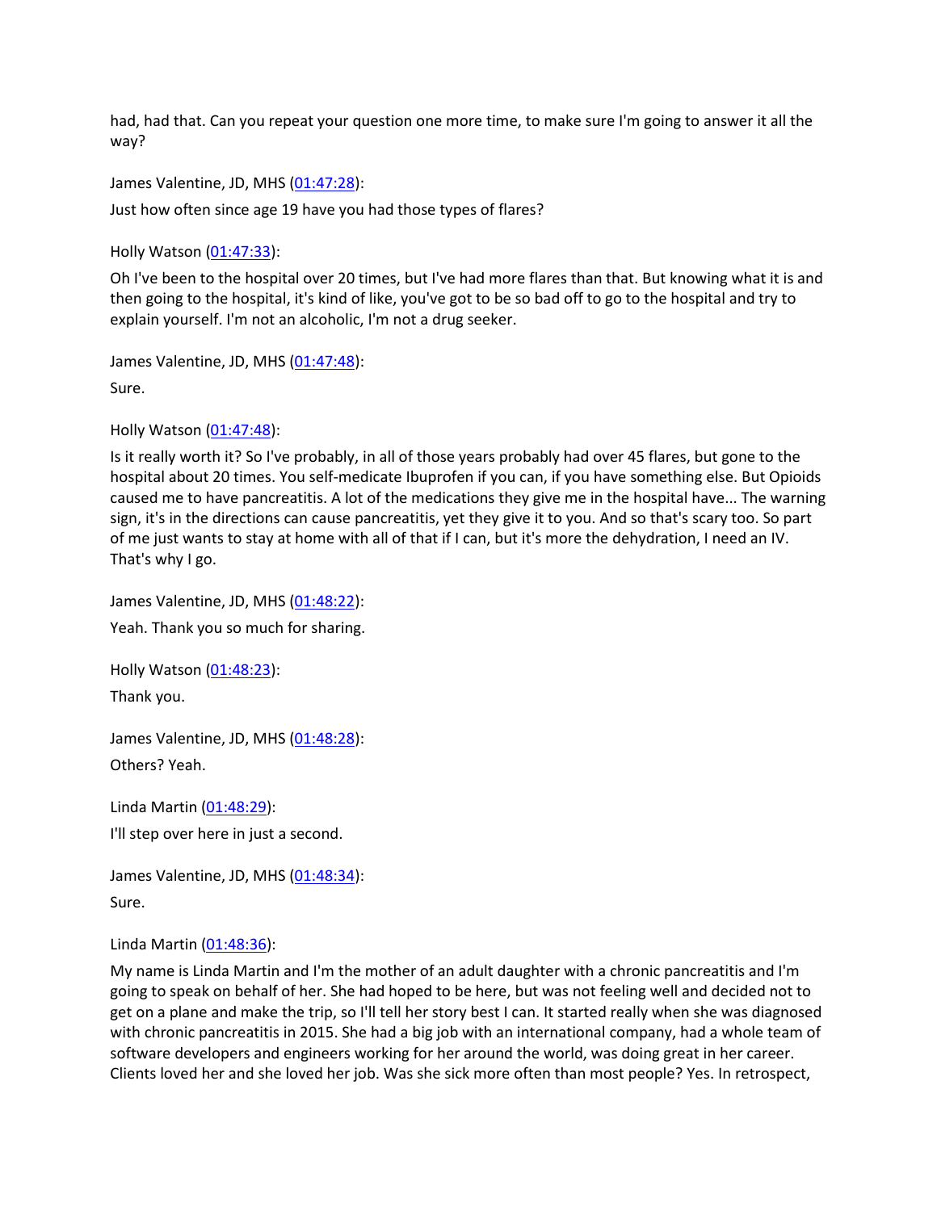had, had that. Can you repeat your question one more time, to make sure I'm going to answer it all the way?

James Valentine, JD, MHS (01:47:28):

Just how often since age 19 have you had those types of flares?

Holly Watson (01:47:33):

Oh I've been to the hospital over 20 times, but I've had more flares than that. But knowing what it is and then going to the hospital, it's kind of like, you've got to be so bad off to go to the hospital and try to explain yourself. I'm not an alcoholic, I'm not a drug seeker.

James Valentine, JD, MHS (01:47:48):

Sure.

Holly Watson (01:47:48):

Is it really worth it? So I've probably, in all of those years probably had over 45 flares, but gone to the hospital about 20 times. You self-medicate Ibuprofen if you can, if you have something else. But Opioids caused me to have pancreatitis. A lot of the medications they give me in the hospital have... The warning sign, it's in the directions can cause pancreatitis, yet they give it to you. And so that's scary too. So part of me just wants to stay at home with all of that if I can, but it's more the dehydration, I need an IV. That's why I go.

James Valentine, JD, MHS (01:48:22):

Yeah. Thank you so much for sharing.

Holly Watson (01:48:23):

Thank you.

James Valentine, JD, MHS (01:48:28):

Others? Yeah.

Linda Martin (01:48:29):

I'll step over here in just a second.

James Valentine, JD, MHS (01:48:34):

Sure.

Linda Martin (01:48:36):

My name is Linda Martin and I'm the mother of an adult daughter with a chronic pancreatitis and I'm going to speak on behalf of her. She had hoped to be here, but was not feeling well and decided not to get on a plane and make the trip, so I'll tell her story best I can. It started really when she was diagnosed with chronic pancreatitis in 2015. She had a big job with an international company, had a whole team of software developers and engineers working for her around the world, was doing great in her career. Clients loved her and she loved her job. Was she sick more often than most people? Yes. In retrospect,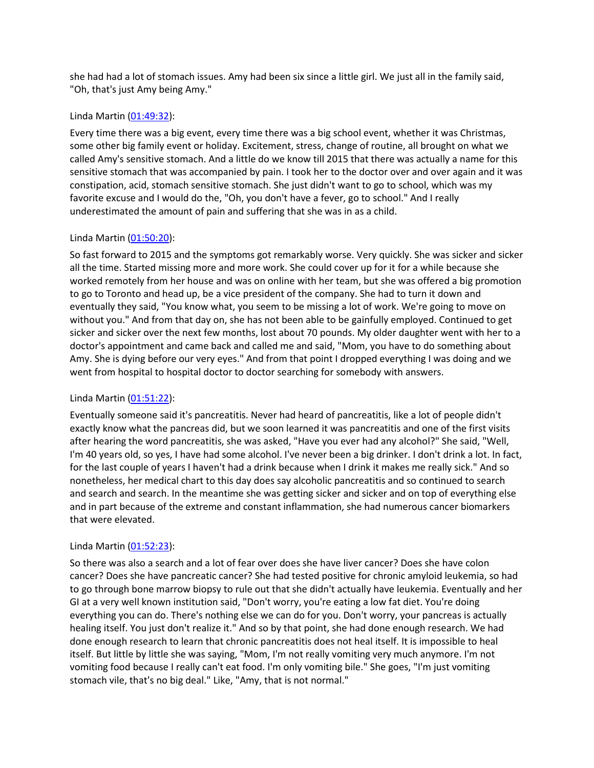she had had a lot of stomach issues. Amy had been six since a little girl. We just all in the family said, "Oh, that's just Amy being Amy."

Linda Martin ([01:49:32](#)):

Every time there was a big event, every time there was a big school event, whether it was Christmas, some other big family event or holiday. Excitement, stress, change of routine, all brought on what we called Amy's sensitive stomach. And a little do we know till 2015 that there was actually a name for this sensitive stomach that was accompanied by pain. I took her to the doctor over and over again and it was constipation, acid, stomach sensitive stomach. She just didn't want to go to school, which was my favorite excuse and I would do the, "Oh, you don't have a fever, go to school." And I really underestimated the amount of pain and suffering that she was in as a child.

Linda Martin ([01:50:20](#)):

So fast forward to 2015 and the symptoms got remarkably worse. Very quickly. She was sicker and sicker all the time. Started missing more and more work. She could cover up for it for a while because she worked remotely from her house and was on online with her team, but she was offered a big promotion to go to Toronto and head up, be a vice president of the company. She had to turn it down and eventually they said, "You know what, you seem to be missing a lot of work. We're going to move on without you." And from that day on, she has not been able to be gainfully employed. Continued to get sicker and sicker over the next few months, lost about 70 pounds. My older daughter went with her to a doctor's appointment and came back and called me and said, "Mom, you have to do something about Amy. She is dying before our very eyes." And from that point I dropped everything I was doing and we went from hospital to hospital doctor to doctor searching for somebody with answers.

Linda Martin ([01:51:22](#)):

Eventually someone said it's pancreatitis. Never had heard of pancreatitis, like a lot of people didn't exactly know what the pancreas did, but we soon learned it was pancreatitis and one of the first visits after hearing the word pancreatitis, she was asked, "Have you ever had any alcohol?" She said, "Well, I'm 40 years old, so yes, I have had some alcohol. I've never been a big drinker. I don't drink a lot. In fact, for the last couple of years I haven't had a drink because when I drink it makes me really sick." And so nonetheless, her medical chart to this day does say alcoholic pancreatitis and so continued to search and search and search. In the meantime she was getting sicker and sicker and on top of everything else and in part because of the extreme and constant inflammation, she had numerous cancer biomarkers that were elevated.

Linda Martin ([01:52:23](#)):

So there was also a search and a lot of fear over does she have liver cancer? Does she have colon cancer? Does she have pancreatic cancer? She had tested positive for chronic amyloid leukemia, so had to go through bone marrow biopsy to rule out that she didn't actually have leukemia. Eventually and her GI at a very well known institution said, "Don't worry, you're eating a low fat diet. You're doing everything you can do. There's nothing else we can do for you. Don't worry, your pancreas is actually healing itself. You just don't realize it." And so by that point, she had done enough research. We had done enough research to learn that chronic pancreatitis does not heal itself. It is impossible to heal itself. But little by little she was saying, "Mom, I'm not really vomiting very much anymore. I'm not vomiting food because I really can't eat food. I'm only vomiting bile." She goes, "I'm just vomiting stomach vile, that's no big deal." Like, "Amy, that is not normal."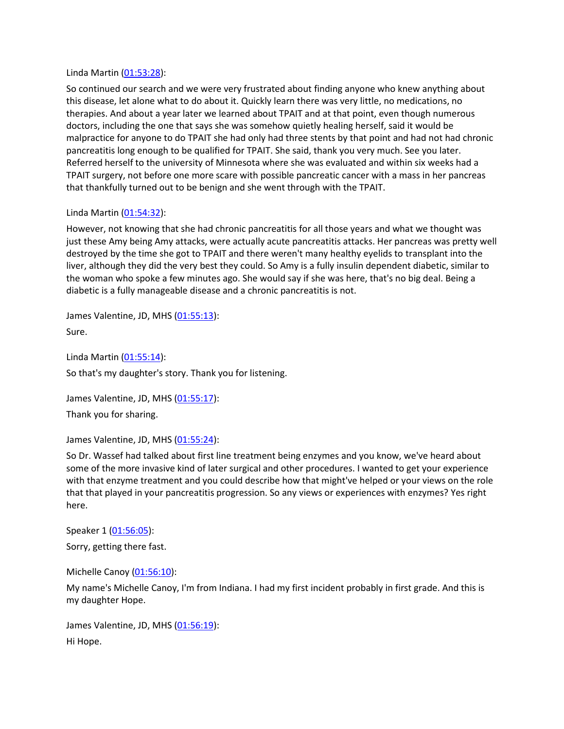Linda Martin ([01:53:28]):

So continued our search and we were very frustrated about finding anyone who knew anything about this disease, let alone what to do about it. Quickly learn there was very little, no medications, no therapies. And about a year later we learned about TPAIT and at that point, even though numerous doctors, including the one that says she was somehow quietly healing herself, said it would be malpractice for anyone to do TPAIT she had only had three stents by that point and had not had chronic pancreatitis long enough to be qualified for TPAIT. She said, thank you very much. See you later. Referred herself to the university of Minnesota where she was evaluated and within six weeks had a TPAIT surgery, not before one more scare with possible pancreatic cancer with a mass in her pancreas that thankfully turned out to be benign and she went through with the TPAIT.

Linda Martin ([01:54:32]):

However, not knowing that she had chronic pancreatitis for all those years and what we thought was just these Amy being Amy attacks, were actually acute pancreatitis attacks. Her pancreas was pretty well destroyed by the time she got to TPAIT and there weren't many healthy eyelids to transplant into the liver, although they did the very best they could. So Amy is a fully insulin dependent diabetic, similar to the woman who spoke a few minutes ago. She would say if she was here, that's no big deal. Being a diabetic is a fully manageable disease and a chronic pancreatitis is not.

James Valentine, JD, MHS ([01:55:13]):

Sure.

Linda Martin ([01:55:14]):

So that's my daughter's story. Thank you for listening.

James Valentine, JD, MHS ([01:55:17]):

Thank you for sharing.

James Valentine, JD, MHS ([01:55:24]):

So Dr. Wassef had talked about first line treatment being enzymes and you know, we've heard about some of the more invasive kind of later surgical and other procedures. I wanted to get your experience with that enzyme treatment and you could describe how that might've helped or your views on the role that that played in your pancreatitis progression. So any views or experiences with enzymes? Yes right here.

Speaker 1 ([01:56:05]):

Sorry, getting there fast.

Michelle Canoy ([01:56:10]):

My name's Michelle Canoy, I'm from Indiana. I had my first incident probably in first grade. And this is my daughter Hope.

James Valentine, JD, MHS ([01:56:19]):

Hi Hope.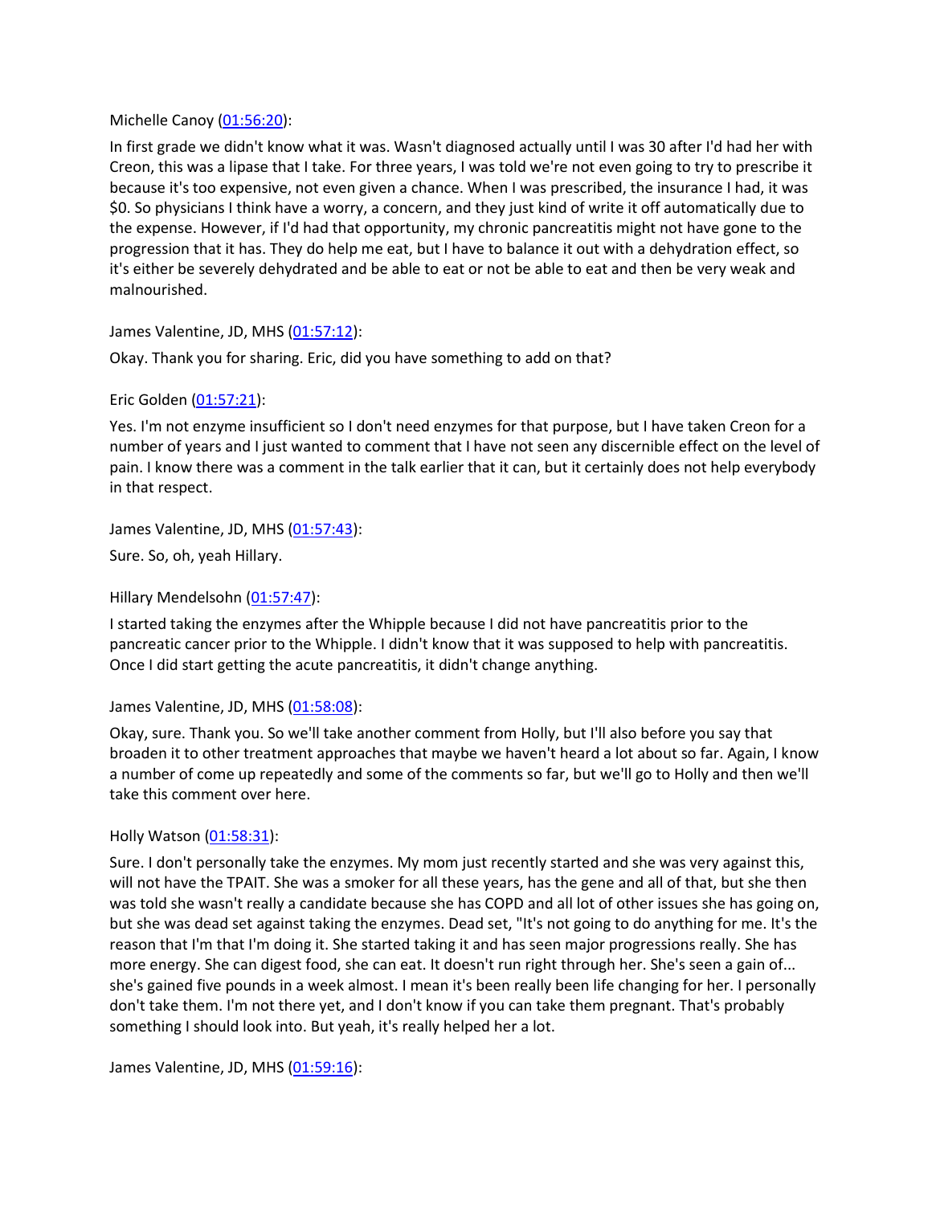Michelle Canoy ([01:56:20]):

In first grade we didn't know what it was. Wasn't diagnosed actually until I was 30 after I'd had her with Creon, this was a lipase that I take. For three years, I was told we're not even going to try to prescribe it because it's too expensive, not even given a chance. When I was prescribed, the insurance I had, it was $0. So physicians I think have a worry, a concern, and they just kind of write it off automatically due to the expense. However, if I'd had that opportunity, my chronic pancreatitis might not have gone to the progression that it has. They do help me eat, but I have to balance it out with a dehydration effect, so it's either be severely dehydrated and be able to eat or not be able to eat and then be very weak and malnourished.

James Valentine, JD, MHS ([01:57:12]):

Okay. Thank you for sharing. Eric, did you have something to add on that?

Eric Golden ([01:57:21]):

Yes. I'm not enzyme insufficient so I don't need enzymes for that purpose, but I have taken Creon for a number of years and I just wanted to comment that I have not seen any discernible effect on the level of pain. I know there was a comment in the talk earlier that it can, but it certainly does not help everybody in that respect.

James Valentine, JD, MHS ([01:57:43]):

Sure. So, oh, yeah Hillary.

Hillary Mendelsohn ([01:57:47]):

I started taking the enzymes after the Whipple because I did not have pancreatitis prior to the pancreatic cancer prior to the Whipple. I didn't know that it was supposed to help with pancreatitis. Once I did start getting the acute pancreatitis, it didn't change anything.

James Valentine, JD, MHS ([01:58:08]):

Okay, sure. Thank you. So we'll take another comment from Holly, but I'll also before you say that broaden it to other treatment approaches that maybe we haven't heard a lot about so far. Again, I know a number of come up repeatedly and some of the comments so far, but we'll go to Holly and then we'll take this comment over here.

Holly Watson ([01:58:31]):

Sure. I don't personally take the enzymes. My mom just recently started and she was very against this, will not have the TPAIT. She was a smoker for all these years, has the gene and all of that, but she then was told she wasn't really a candidate because she has COPD and all lot of other issues she has going on, but she was dead set against taking the enzymes. Dead set, "It's not going to do anything for me. It's the reason that I'm that I'm doing it. She started taking it and has seen major progressions really. She has more energy. She can digest food, she can eat. It doesn't run right through her. She's seen a gain of... she's gained five pounds in a week almost. I mean it's been really been life changing for her. I personally don't take them. I'm not there yet, and I don't know if you can take them pregnant. That's probably something I should look into. But yeah, it's really helped her a lot.

James Valentine, JD, MHS ([01:59:16]):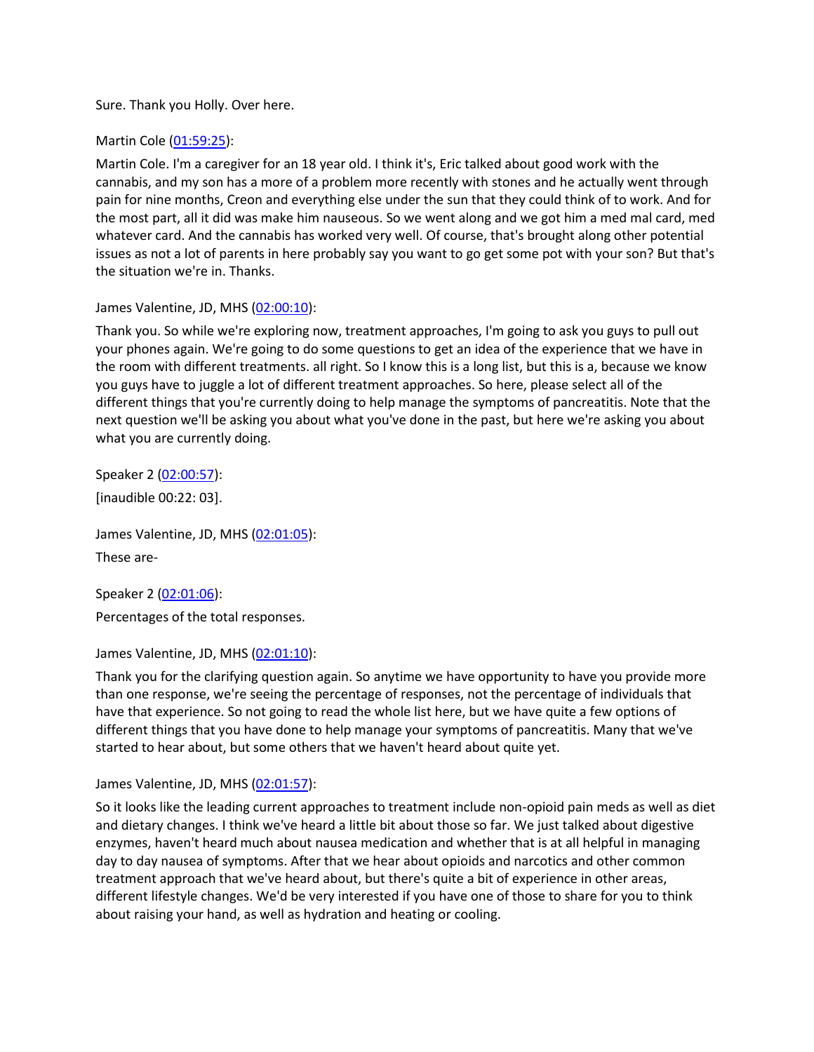Sure. Thank you Holly. Over here.

Martin Cole ([01:59:25]):

Martin Cole. I'm a caregiver for an 18 year old. I think it's, Eric talked about good work with the cannabis, and my son has a more of a problem more recently with stones and he actually went through pain for nine months, Creon and everything else under the sun that they could think of to work. And for the most part, all it did was make him nauseous. So we went along and we got him a med mal card, med whatever card. And the cannabis has worked very well. Of course, that's brought along other potential issues as not a lot of parents in here probably say you want to go get some pot with your son? But that's the situation we're in. Thanks.

James Valentine, JD, MHS ([02:00:10]):

Thank you. So while we're exploring now, treatment approaches, I'm going to ask you guys to pull out your phones again. We're going to do some questions to get an idea of the experience that we have in the room with different treatments. all right. So I know this is a long list, but this is a, because we know you guys have to juggle a lot of different treatment approaches. So here, please select all of the different things that you're currently doing to help manage the symptoms of pancreatitis. Note that the next question we'll be asking you about what you've done in the past, but here we're asking you about what you are currently doing.

Speaker 2 ([02:00:57]):

[inaudible 00:22: 03].

James Valentine, JD, MHS ([02:01:05]):

These are-

Speaker 2 ([02:01:06]):

Percentages of the total responses.

James Valentine, JD, MHS ([02:01:10]):

Thank you for the clarifying question again. So anytime we have opportunity to have you provide more than one response, we're seeing the percentage of responses, not the percentage of individuals that have that experience. So not going to read the whole list here, but we have quite a few options of different things that you have done to help manage your symptoms of pancreatitis. Many that we've started to hear about, but some others that we haven't heard about quite yet.

James Valentine, JD, MHS ([02:01:57]):

So it looks like the leading current approaches to treatment include non-opioid pain meds as well as diet and dietary changes. I think we've heard a little bit about those so far. We just talked about digestive enzymes, haven't heard much about nausea medication and whether that is at all helpful in managing day to day nausea of symptoms. After that we hear about opioids and narcotics and other common treatment approach that we've heard about, but there's quite a bit of experience in other areas, different lifestyle changes. We'd be very interested if you have one of those to share for you to think about raising your hand, as well as hydration and heating or cooling.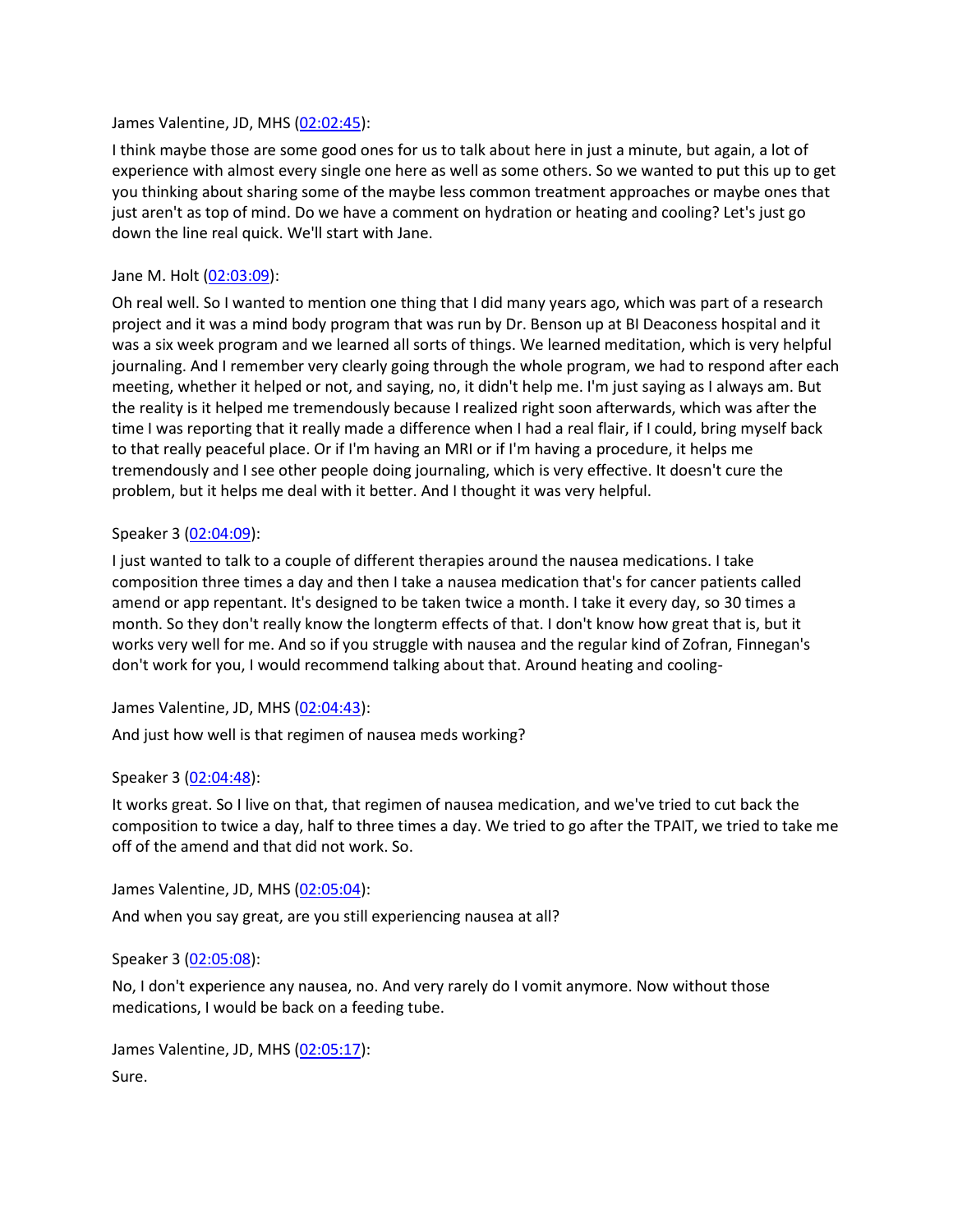James Valentine, JD, MHS ([02:02:45]):

I think maybe those are some good ones for us to talk about here in just a minute, but again, a lot of experience with almost every single one here as well as some others. So we wanted to put this up to get you thinking about sharing some of the maybe less common treatment approaches or maybe ones that just aren't as top of mind. Do we have a comment on hydration or heating and cooling? Let's just go down the line real quick. We'll start with Jane.

Jane M. Holt ([02:03:09]):

Oh real well. So I wanted to mention one thing that I did many years ago, which was part of a research project and it was a mind body program that was run by Dr. Benson up at BI Deaconess hospital and it was a six week program and we learned all sorts of things. We learned meditation, which is very helpful journaling. And I remember very clearly going through the whole program, we had to respond after each meeting, whether it helped or not, and saying, no, it didn't help me. I'm just saying as I always am. But the reality is it helped me tremendously because I realized right soon afterwards, which was after the time I was reporting that it really made a difference when I had a real flair, if I could, bring myself back to that really peaceful place. Or if I'm having an MRI or if I'm having a procedure, it helps me tremendously and I see other people doing journaling, which is very effective. It doesn't cure the problem, but it helps me deal with it better. And I thought it was very helpful.

Speaker 3 ([02:04:09]):

I just wanted to talk to a couple of different therapies around the nausea medications. I take composition three times a day and then I take a nausea medication that's for cancer patients called amend or app repentant. It's designed to be taken twice a month. I take it every day, so 30 times a month. So they don't really know the longterm effects of that. I don't know how great that is, but it works very well for me. And so if you struggle with nausea and the regular kind of Zofran, Finnegan's don't work for you, I would recommend talking about that. Around heating and cooling-

James Valentine, JD, MHS ([02:04:43]):

And just how well is that regimen of nausea meds working?

Speaker 3 ([02:04:48]):

It works great. So I live on that, that regimen of nausea medication, and we've tried to cut back the composition to twice a day, half to three times a day. We tried to go after the TPAIT, we tried to take me off of the amend and that did not work. So.

James Valentine, JD, MHS ([02:05:04]):

And when you say great, are you still experiencing nausea at all?

Speaker 3 ([02:05:08]):

No, I don't experience any nausea, no. And very rarely do I vomit anymore. Now without those medications, I would be back on a feeding tube.

James Valentine, JD, MHS ([02:05:17]):

Sure.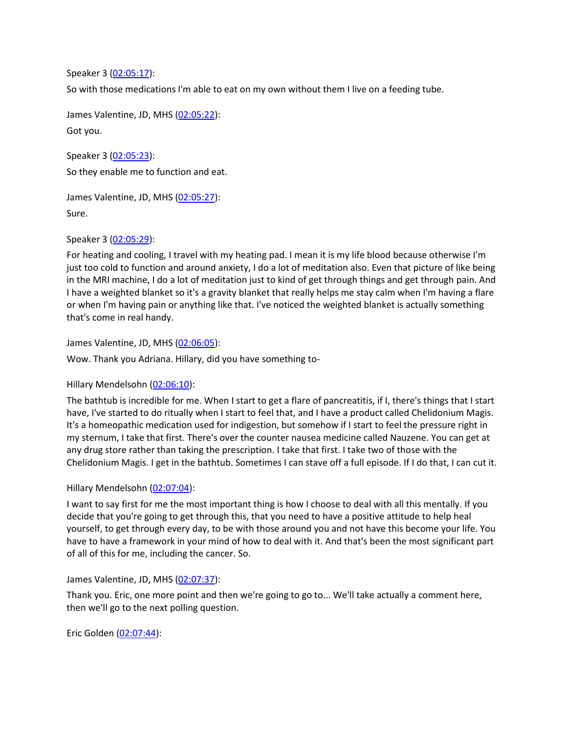Speaker 3 ([02:05:17](#)):

So with those medications I'm able to eat on my own without them I live on a feeding tube.

James Valentine, JD, MHS ([02:05:22](#)):

Got you.

Speaker 3 ([02:05:23](#)):

So they enable me to function and eat.

James Valentine, JD, MHS ([02:05:27](#)):

Sure.

Speaker 3 ([02:05:29](#)):

For heating and cooling, I travel with my heating pad. I mean it is my life blood because otherwise I'm just too cold to function and around anxiety, I do a lot of meditation also. Even that picture of like being in the MRI machine, I do a lot of meditation just to kind of get through things and get through pain. And I have a weighted blanket so it's a gravity blanket that really helps me stay calm when I'm having a flare or when I'm having pain or anything like that. I've noticed the weighted blanket is actually something that's come in real handy.

James Valentine, JD, MHS ([02:06:05](#)):

Wow. Thank you Adriana. Hillary, did you have something to-

Hillary Mendelsohn ([02:06:10](#)):

The bathtub is incredible for me. When I start to get a flare of pancreatitis, if I, there's things that I start have, I've started to do ritually when I start to feel that, and I have a product called Chelidonium Magis. It's a homeopathic medication used for indigestion, but somehow if I start to feel the pressure right in my sternum, I take that first. There's over the counter nausea medicine called Nauzene. You can get at any drug store rather than taking the prescription. I take that first. I take two of those with the Chelidonium Magis. I get in the bathtub. Sometimes I can stave off a full episode. If I do that, I can cut it.

Hillary Mendelsohn ([02:07:04](#)):

I want to say first for me the most important thing is how I choose to deal with all this mentally. If you decide that you're going to get through this, that you need to have a positive attitude to help heal yourself, to get through every day, to be with those around you and not have this become your life. You have to have a framework in your mind of how to deal with it. And that's been the most significant part of all of this for me, including the cancer. So.

James Valentine, JD, MHS ([02:07:37](#)):

Thank you. Eric, one more point and then we're going to go to... We'll take actually a comment here, then we'll go to the next polling question.

Eric Golden ([02:07:44](#)):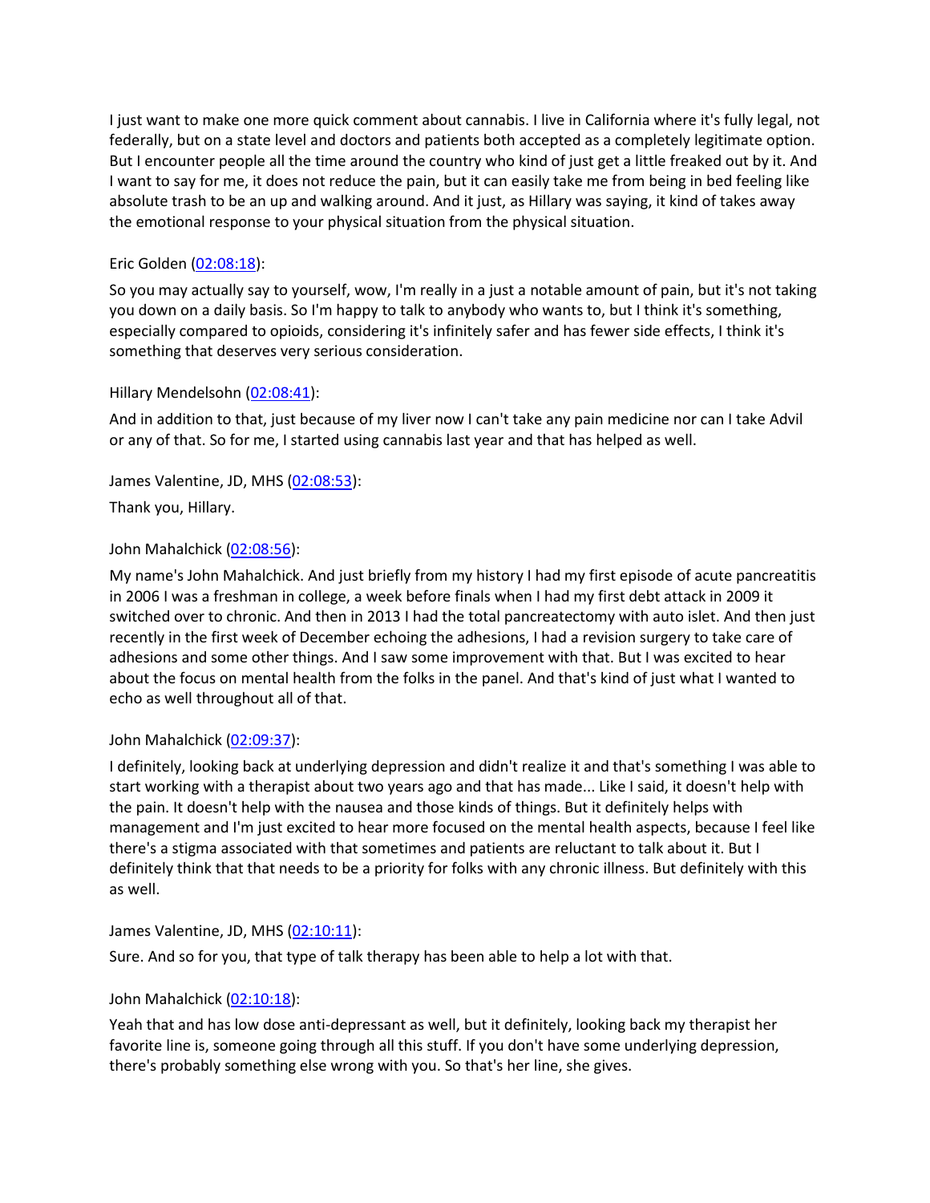I just want to make one more quick comment about cannabis. I live in California where it's fully legal, not federally, but on a state level and doctors and patients both accepted as a completely legitimate option. But I encounter people all the time around the country who kind of just get a little freaked out by it. And I want to say for me, it does not reduce the pain, but it can easily take me from being in bed feeling like absolute trash to be an up and walking around. And it just, as Hillary was saying, it kind of takes away the emotional response to your physical situation from the physical situation.

Eric Golden (02:08:18):

So you may actually say to yourself, wow, I'm really in a just a notable amount of pain, but it's not taking you down on a daily basis. So I'm happy to talk to anybody who wants to, but I think it's something, especially compared to opioids, considering it's infinitely safer and has fewer side effects, I think it's something that deserves very serious consideration.

Hillary Mendelsohn (02:08:41):

And in addition to that, just because of my liver now I can't take any pain medicine nor can I take Advil or any of that. So for me, I started using cannabis last year and that has helped as well.

James Valentine, JD, MHS (02:08:53):

Thank you, Hillary.

John Mahalchick (02:08:56):

My name's John Mahalchick. And just briefly from my history I had my first episode of acute pancreatitis in 2006 I was a freshman in college, a week before finals when I had my first debt attack in 2009 it switched over to chronic. And then in 2013 I had the total pancreatectomy with auto islet. And then just recently in the first week of December echoing the adhesions, I had a revision surgery to take care of adhesions and some other things. And I saw some improvement with that. But I was excited to hear about the focus on mental health from the folks in the panel. And that's kind of just what I wanted to echo as well throughout all of that.

John Mahalchick (02:09:37):

I definitely, looking back at underlying depression and didn't realize it and that's something I was able to start working with a therapist about two years ago and that has made... Like I said, it doesn't help with the pain. It doesn't help with the nausea and those kinds of things. But it definitely helps with management and I'm just excited to hear more focused on the mental health aspects, because I feel like there's a stigma associated with that sometimes and patients are reluctant to talk about it. But I definitely think that that needs to be a priority for folks with any chronic illness. But definitely with this as well.

James Valentine, JD, MHS (02:10:11):

Sure. And so for you, that type of talk therapy has been able to help a lot with that.

John Mahalchick (02:10:18):

Yeah that and has low dose anti-depressant as well, but it definitely, looking back my therapist her favorite line is, someone going through all this stuff. If you don't have some underlying depression, there's probably something else wrong with you. So that's her line, she gives.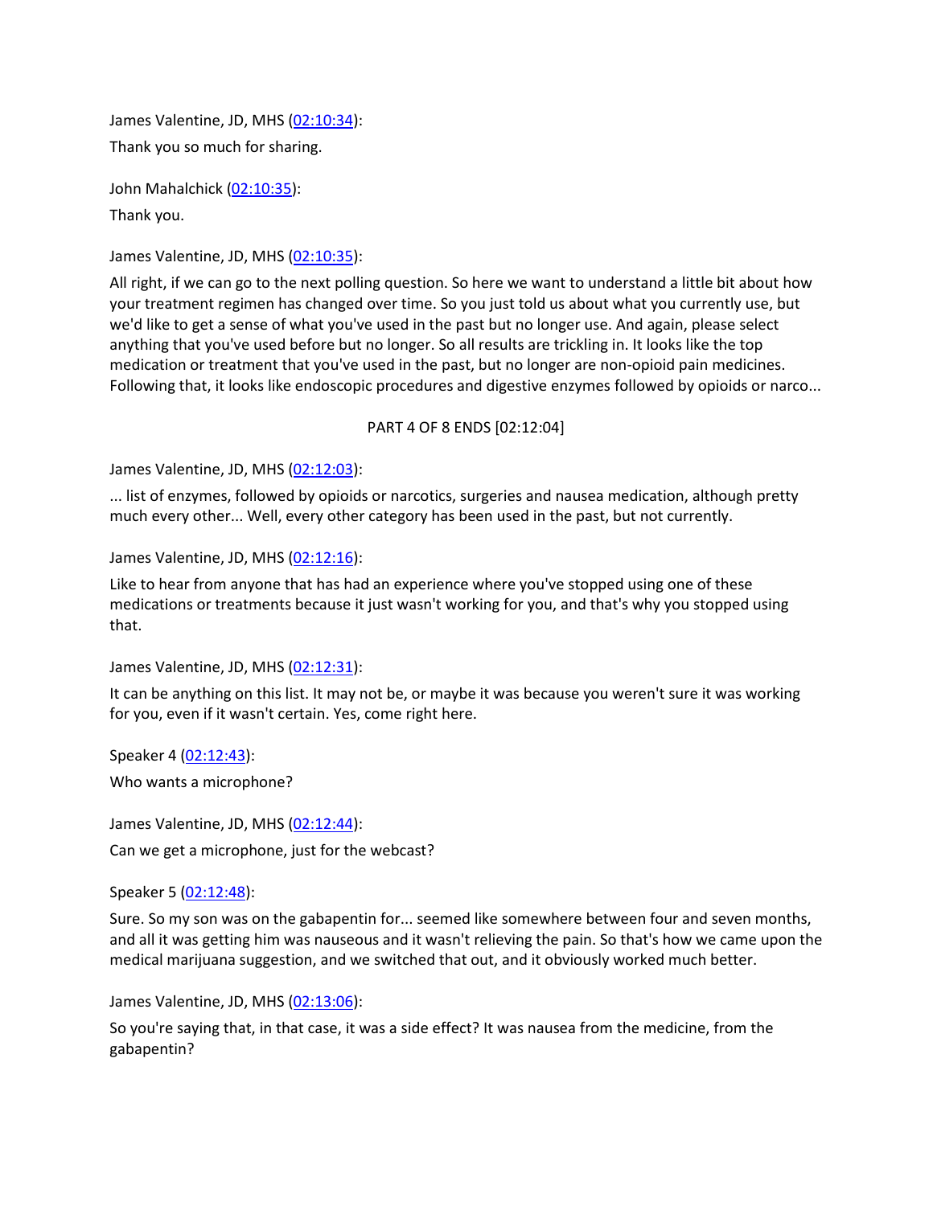James Valentine, JD, MHS ([02:10:34]):

Thank you so much for sharing.

John Mahalchick ([02:10:35]):

Thank you.

James Valentine, JD, MHS ([02:10:35]):

All right, if we can go to the next polling question. So here we want to understand a little bit about how your treatment regimen has changed over time. So you just told us about what you currently use, but we'd like to get a sense of what you've used in the past but no longer use. And again, please select anything that you've used before but no longer. So all results are trickling in. It looks like the top medication or treatment that you've used in the past, but no longer are non-opioid pain medicines. Following that, it looks like endoscopic procedures and digestive enzymes followed by opioids or narco...

PART 4 OF 8 ENDS [02:12:04]

James Valentine, JD, MHS ([02:12:03]):

... list of enzymes, followed by opioids or narcotics, surgeries and nausea medication, although pretty much every other... Well, every other category has been used in the past, but not currently.

James Valentine, JD, MHS ([02:12:16]):

Like to hear from anyone that has had an experience where you've stopped using one of these medications or treatments because it just wasn't working for you, and that's why you stopped using that.

James Valentine, JD, MHS ([02:12:31]):

It can be anything on this list. It may not be, or maybe it was because you weren't sure it was working for you, even if it wasn't certain. Yes, come right here.

Speaker 4 ([02:12:43]):

Who wants a microphone?

James Valentine, JD, MHS ([02:12:44]):

Can we get a microphone, just for the webcast?

Speaker 5 ([02:12:48]):

Sure. So my son was on the gabapentin for... seemed like somewhere between four and seven months, and all it was getting him was nauseous and it wasn't relieving the pain. So that's how we came upon the medical marijuana suggestion, and we switched that out, and it obviously worked much better.

James Valentine, JD, MHS ([02:13:06]):

So you're saying that, in that case, it was a side effect? It was nausea from the medicine, from the gabapentin?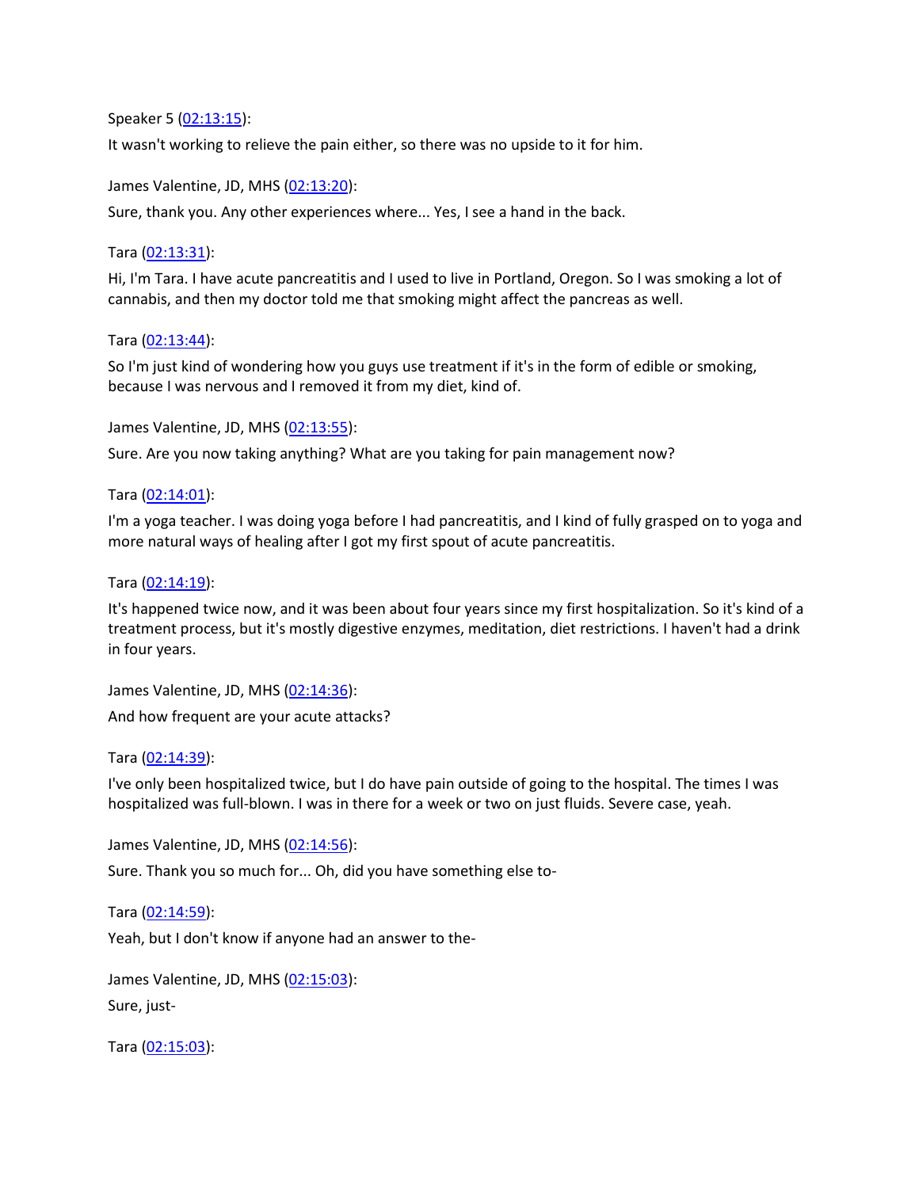Speaker 5 ([02:13:15]()):

It wasn't working to relieve the pain either, so there was no upside to it for him.

James Valentine, JD, MHS ([02:13:20]()):

Sure, thank you. Any other experiences where... Yes, I see a hand in the back.

Tara ([02:13:31]()):

Hi, I'm Tara. I have acute pancreatitis and I used to live in Portland, Oregon. So I was smoking a lot of cannabis, and then my doctor told me that smoking might affect the pancreas as well.

Tara ([02:13:44]()):

So I'm just kind of wondering how you guys use treatment if it's in the form of edible or smoking, because I was nervous and I removed it from my diet, kind of.

James Valentine, JD, MHS ([02:13:55]()):

Sure. Are you now taking anything? What are you taking for pain management now?

Tara ([02:14:01]()):

I'm a yoga teacher. I was doing yoga before I had pancreatitis, and I kind of fully grasped on to yoga and more natural ways of healing after I got my first spout of acute pancreatitis.

Tara ([02:14:19]()):

It's happened twice now, and it was been about four years since my first hospitalization. So it's kind of a treatment process, but it's mostly digestive enzymes, meditation, diet restrictions. I haven't had a drink in four years.

James Valentine, JD, MHS ([02:14:36]()):

And how frequent are your acute attacks?

Tara ([02:14:39]()):

I've only been hospitalized twice, but I do have pain outside of going to the hospital. The times I was hospitalized was full-blown. I was in there for a week or two on just fluids. Severe case, yeah.

James Valentine, JD, MHS ([02:14:56]()):

Sure. Thank you so much for... Oh, did you have something else to-

Tara ([02:14:59]()):

Yeah, but I don't know if anyone had an answer to the-

James Valentine, JD, MHS ([02:15:03]()):

Sure, just-

Tara ([02:15:03]()):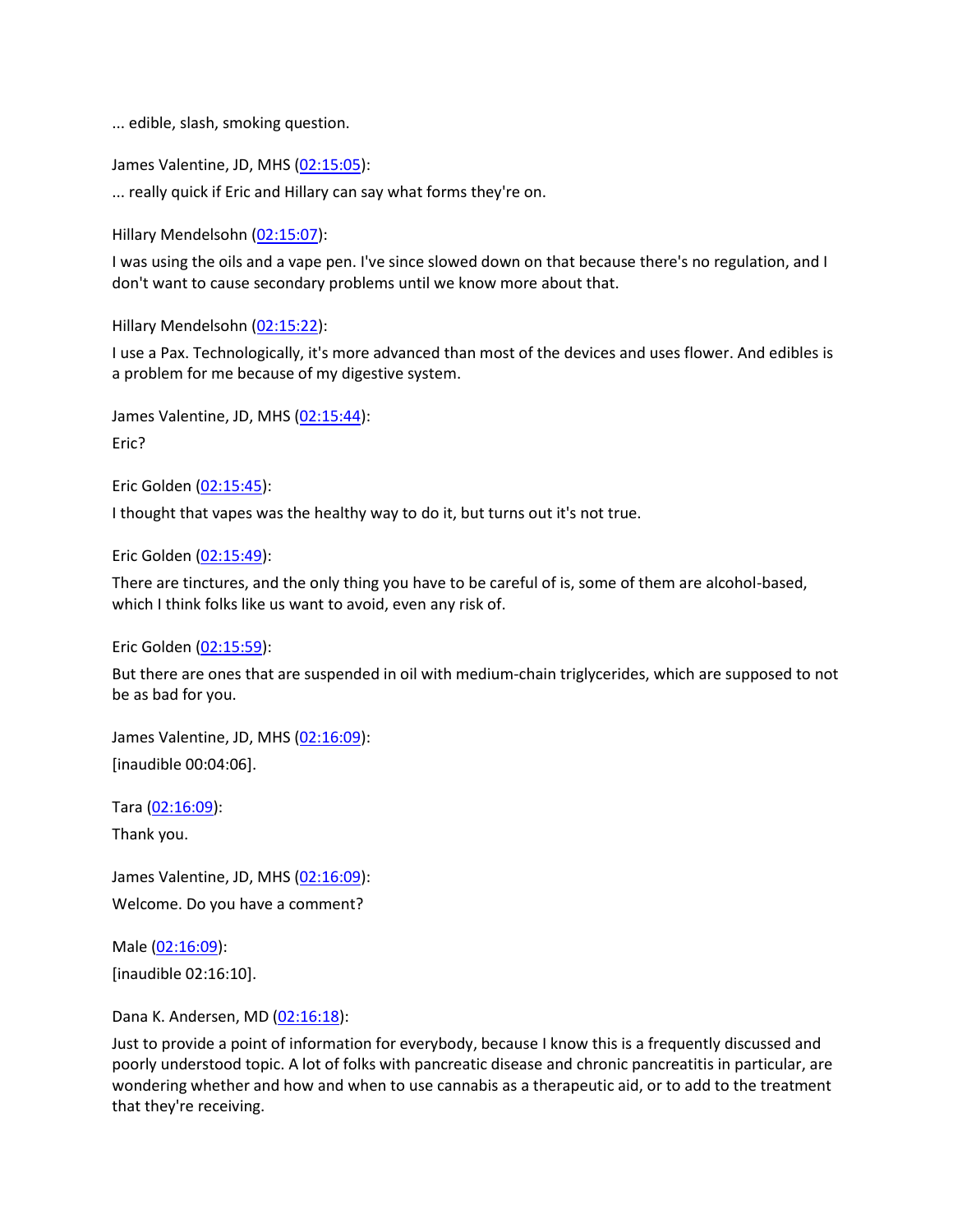... edible, slash, smoking question.

James Valentine, JD, MHS (02:15:05):

... really quick if Eric and Hillary can say what forms they're on.

Hillary Mendelsohn (02:15:07):

I was using the oils and a vape pen. I've since slowed down on that because there's no regulation, and I don't want to cause secondary problems until we know more about that.

Hillary Mendelsohn (02:15:22):

I use a Pax. Technologically, it's more advanced than most of the devices and uses flower. And edibles is a problem for me because of my digestive system.

James Valentine, JD, MHS (02:15:44):

Eric?

Eric Golden (02:15:45):

I thought that vapes was the healthy way to do it, but turns out it's not true.

Eric Golden (02:15:49):

There are tinctures, and the only thing you have to be careful of is, some of them are alcohol-based, which I think folks like us want to avoid, even any risk of.

Eric Golden (02:15:59):

But there are ones that are suspended in oil with medium-chain triglycerides, which are supposed to not be as bad for you.

James Valentine, JD, MHS (02:16:09):

[inaudible 00:04:06].

Tara (02:16:09):

Thank you.

James Valentine, JD, MHS (02:16:09):

Welcome. Do you have a comment?

Male (02:16:09):

[inaudible 02:16:10].

Dana K. Andersen, MD (02:16:18):

Just to provide a point of information for everybody, because I know this is a frequently discussed and poorly understood topic. A lot of folks with pancreatic disease and chronic pancreatitis in particular, are wondering whether and how and when to use cannabis as a therapeutic aid, or to add to the treatment that they're receiving.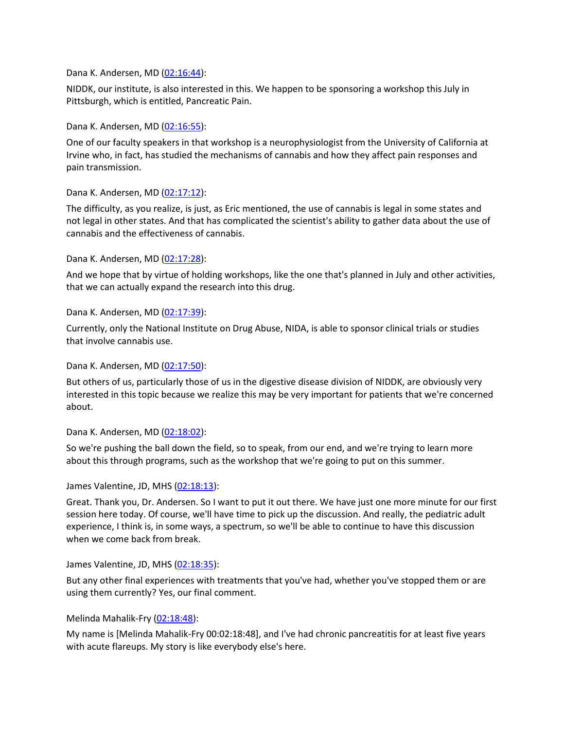Dana K. Andersen, MD ([02:16:44](#)):

NIDDK, our institute, is also interested in this. We happen to be sponsoring a workshop this July in Pittsburgh, which is entitled, Pancreatic Pain.

Dana K. Andersen, MD ([02:16:55](#)):

One of our faculty speakers in that workshop is a neurophysiologist from the University of California at Irvine who, in fact, has studied the mechanisms of cannabis and how they affect pain responses and pain transmission.

Dana K. Andersen, MD ([02:17:12](#)):

The difficulty, as you realize, is just, as Eric mentioned, the use of cannabis is legal in some states and not legal in other states. And that has complicated the scientist's ability to gather data about the use of cannabis and the effectiveness of cannabis.

Dana K. Andersen, MD ([02:17:28](#)):

And we hope that by virtue of holding workshops, like the one that's planned in July and other activities, that we can actually expand the research into this drug.

Dana K. Andersen, MD ([02:17:39](#)):

Currently, only the National Institute on Drug Abuse, NIDA, is able to sponsor clinical trials or studies that involve cannabis use.

Dana K. Andersen, MD ([02:17:50](#)):

But others of us, particularly those of us in the digestive disease division of NIDDK, are obviously very interested in this topic because we realize this may be very important for patients that we're concerned about.

Dana K. Andersen, MD ([02:18:02](#)):

So we're pushing the ball down the field, so to speak, from our end, and we're trying to learn more about this through programs, such as the workshop that we're going to put on this summer.

James Valentine, JD, MHS ([02:18:13](#)):

Great. Thank you, Dr. Andersen. So I want to put it out there. We have just one more minute for our first session here today. Of course, we'll have time to pick up the discussion. And really, the pediatric adult experience, I think is, in some ways, a spectrum, so we'll be able to continue to have this discussion when we come back from break.

James Valentine, JD, MHS ([02:18:35](#)):

But any other final experiences with treatments that you've had, whether you've stopped them or are using them currently? Yes, our final comment.

Melinda Mahalik-Fry ([02:18:48](#)):

My name is [Melinda Mahalik-Fry 00:02:18:48], and I've had chronic pancreatitis for at least five years with acute flareups. My story is like everybody else's here.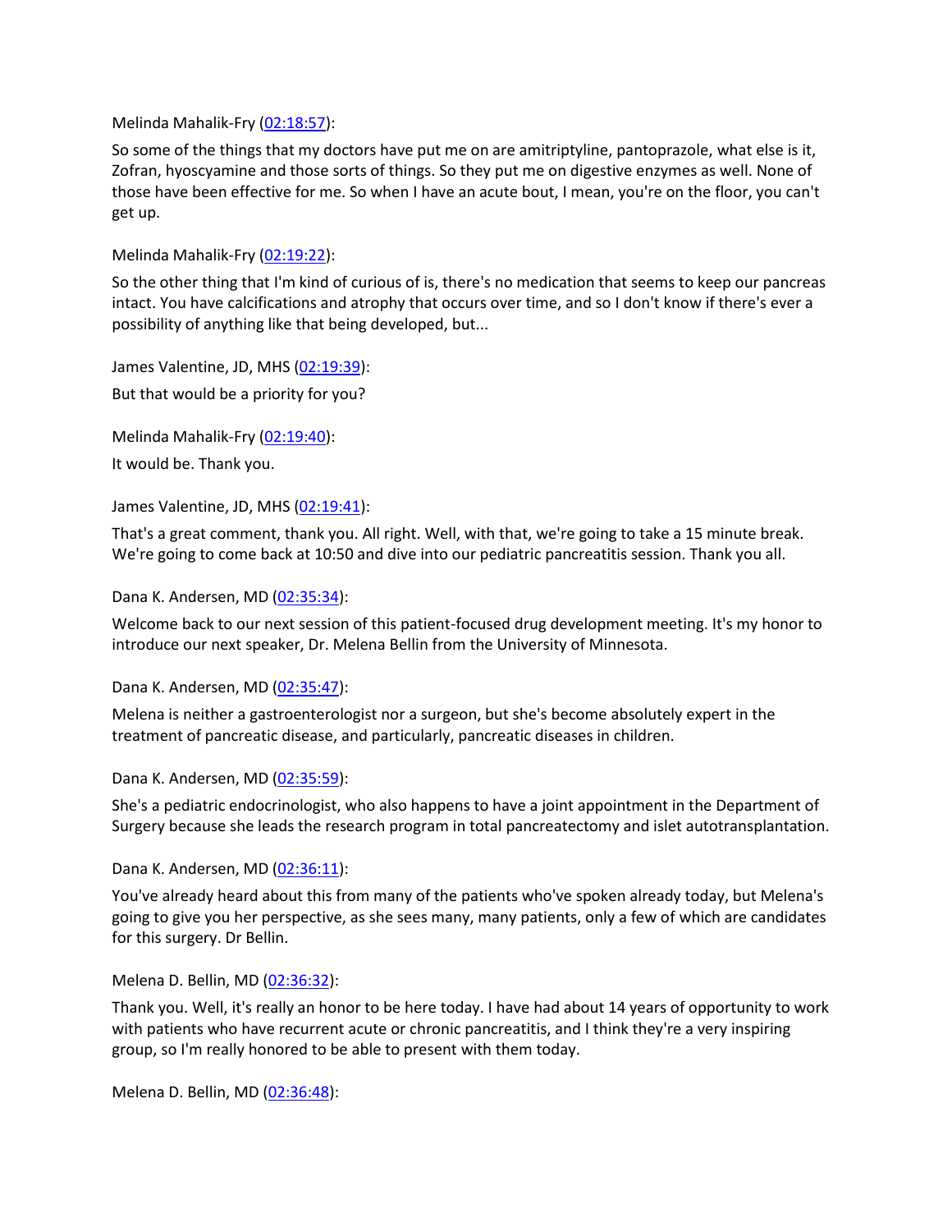Melinda Mahalik-Fry (02:18:57):

So some of the things that my doctors have put me on are amitriptyline, pantoprazole, what else is it, Zofran, hyoscyamine and those sorts of things. So they put me on digestive enzymes as well. None of those have been effective for me. So when I have an acute bout, I mean, you're on the floor, you can't get up.

Melinda Mahalik-Fry (02:19:22):

So the other thing that I'm kind of curious of is, there's no medication that seems to keep our pancreas intact. You have calcifications and atrophy that occurs over time, and so I don't know if there's ever a possibility of anything like that being developed, but...

James Valentine, JD, MHS (02:19:39):

But that would be a priority for you?

Melinda Mahalik-Fry (02:19:40):

It would be. Thank you.

James Valentine, JD, MHS (02:19:41):

That's a great comment, thank you. All right. Well, with that, we're going to take a 15 minute break. We're going to come back at 10:50 and dive into our pediatric pancreatitis session. Thank you all.

Dana K. Andersen, MD (02:35:34):

Welcome back to our next session of this patient-focused drug development meeting. It's my honor to introduce our next speaker, Dr. Melena Bellin from the University of Minnesota.

Dana K. Andersen, MD (02:35:47):

Melena is neither a gastroenterologist nor a surgeon, but she's become absolutely expert in the treatment of pancreatic disease, and particularly, pancreatic diseases in children.

Dana K. Andersen, MD (02:35:59):

She's a pediatric endocrinologist, who also happens to have a joint appointment in the Department of Surgery because she leads the research program in total pancreatectomy and islet autotransplantation.

Dana K. Andersen, MD (02:36:11):

You've already heard about this from many of the patients who've spoken already today, but Melena's going to give you her perspective, as she sees many, many patients, only a few of which are candidates for this surgery. Dr Bellin.

Melena D. Bellin, MD (02:36:32):

Thank you. Well, it's really an honor to be here today. I have had about 14 years of opportunity to work with patients who have recurrent acute or chronic pancreatitis, and I think they're a very inspiring group, so I'm really honored to be able to present with them today.

Melena D. Bellin, MD (02:36:48):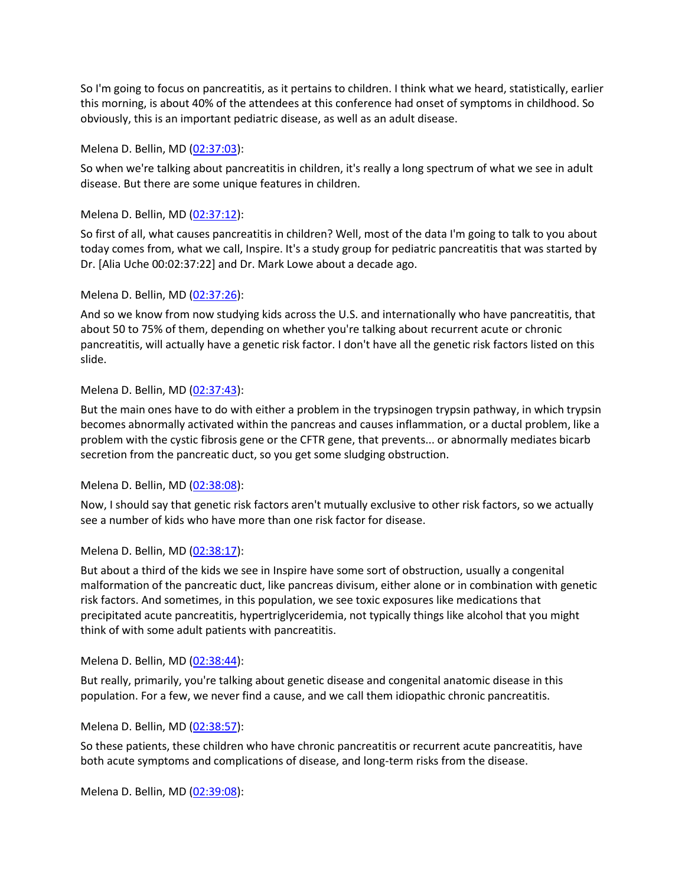So I'm going to focus on pancreatitis, as it pertains to children. I think what we heard, statistically, earlier this morning, is about 40% of the attendees at this conference had onset of symptoms in childhood. So obviously, this is an important pediatric disease, as well as an adult disease.

Melena D. Bellin, MD (02:37:03):

So when we're talking about pancreatitis in children, it's really a long spectrum of what we see in adult disease. But there are some unique features in children.

Melena D. Bellin, MD (02:37:12):

So first of all, what causes pancreatitis in children? Well, most of the data I'm going to talk to you about today comes from, what we call, Inspire. It's a study group for pediatric pancreatitis that was started by Dr. [Alia Uche 00:02:37:22] and Dr. Mark Lowe about a decade ago.

Melena D. Bellin, MD (02:37:26):

And so we know from now studying kids across the U.S. and internationally who have pancreatitis, that about 50 to 75% of them, depending on whether you're talking about recurrent acute or chronic pancreatitis, will actually have a genetic risk factor. I don't have all the genetic risk factors listed on this slide.

Melena D. Bellin, MD (02:37:43):

But the main ones have to do with either a problem in the trypsinogen trypsin pathway, in which trypsin becomes abnormally activated within the pancreas and causes inflammation, or a ductal problem, like a problem with the cystic fibrosis gene or the CFTR gene, that prevents... or abnormally mediates bicarb secretion from the pancreatic duct, so you get some sludging obstruction.

Melena D. Bellin, MD (02:38:08):

Now, I should say that genetic risk factors aren't mutually exclusive to other risk factors, so we actually see a number of kids who have more than one risk factor for disease.

Melena D. Bellin, MD (02:38:17):

But about a third of the kids we see in Inspire have some sort of obstruction, usually a congenital malformation of the pancreatic duct, like pancreas divisum, either alone or in combination with genetic risk factors. And sometimes, in this population, we see toxic exposures like medications that precipitated acute pancreatitis, hypertriglyceridemia, not typically things like alcohol that you might think of with some adult patients with pancreatitis.

Melena D. Bellin, MD (02:38:44):

But really, primarily, you're talking about genetic disease and congenital anatomic disease in this population. For a few, we never find a cause, and we call them idiopathic chronic pancreatitis.

Melena D. Bellin, MD (02:38:57):

So these patients, these children who have chronic pancreatitis or recurrent acute pancreatitis, have both acute symptoms and complications of disease, and long-term risks from the disease.

Melena D. Bellin, MD (02:39:08):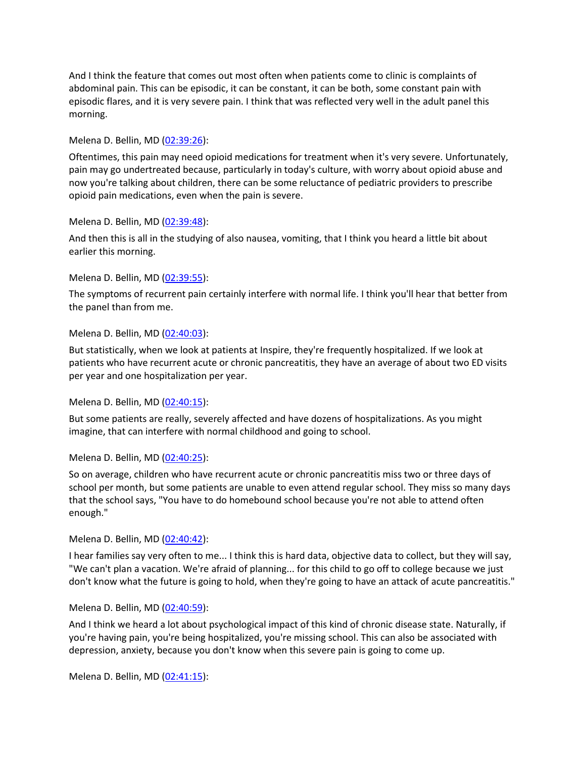And I think the feature that comes out most often when patients come to clinic is complaints of abdominal pain. This can be episodic, it can be constant, it can be both, some constant pain with episodic flares, and it is very severe pain. I think that was reflected very well in the adult panel this morning.

Melena D. Bellin, MD ([02:39:26]):

Oftentimes, this pain may need opioid medications for treatment when it's very severe. Unfortunately, pain may go undertreated because, particularly in today's culture, with worry about opioid abuse and now you're talking about children, there can be some reluctance of pediatric providers to prescribe opioid pain medications, even when the pain is severe.

Melena D. Bellin, MD ([02:39:48]):

And then this is all in the studying of also nausea, vomiting, that I think you heard a little bit about earlier this morning.

Melena D. Bellin, MD ([02:39:55]):

The symptoms of recurrent pain certainly interfere with normal life. I think you'll hear that better from the panel than from me.

Melena D. Bellin, MD ([02:40:03]):

But statistically, when we look at patients at Inspire, they're frequently hospitalized. If we look at patients who have recurrent acute or chronic pancreatitis, they have an average of about two ED visits per year and one hospitalization per year.

Melena D. Bellin, MD ([02:40:15]):

But some patients are really, severely affected and have dozens of hospitalizations. As you might imagine, that can interfere with normal childhood and going to school.

Melena D. Bellin, MD ([02:40:25]):

So on average, children who have recurrent acute or chronic pancreatitis miss two or three days of school per month, but some patients are unable to even attend regular school. They miss so many days that the school says, "You have to do homebound school because you're not able to attend often enough."

Melena D. Bellin, MD ([02:40:42]):

I hear families say very often to me... I think this is hard data, objective data to collect, but they will say, "We can't plan a vacation. We're afraid of planning... for this child to go off to college because we just don't know what the future is going to hold, when they're going to have an attack of acute pancreatitis."

Melena D. Bellin, MD ([02:40:59]):

And I think we heard a lot about psychological impact of this kind of chronic disease state. Naturally, if you're having pain, you're being hospitalized, you're missing school. This can also be associated with depression, anxiety, because you don't know when this severe pain is going to come up.

Melena D. Bellin, MD ([02:41:15]):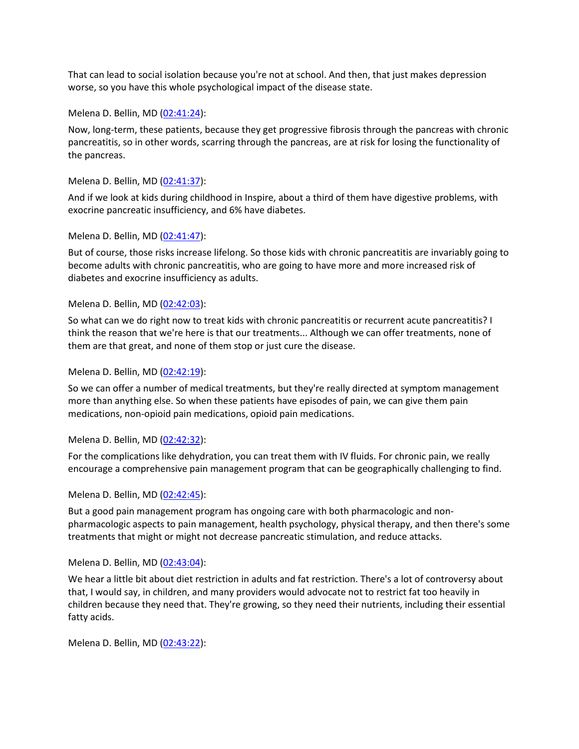That can lead to social isolation because you're not at school. And then, that just makes depression worse, so you have this whole psychological impact of the disease state.

Melena D. Bellin, MD (02:41:24):

Now, long-term, these patients, because they get progressive fibrosis through the pancreas with chronic pancreatitis, so in other words, scarring through the pancreas, are at risk for losing the functionality of the pancreas.

Melena D. Bellin, MD (02:41:37):

And if we look at kids during childhood in Inspire, about a third of them have digestive problems, with exocrine pancreatic insufficiency, and 6% have diabetes.

Melena D. Bellin, MD (02:41:47):

But of course, those risks increase lifelong. So those kids with chronic pancreatitis are invariably going to become adults with chronic pancreatitis, who are going to have more and more increased risk of diabetes and exocrine insufficiency as adults.

Melena D. Bellin, MD (02:42:03):

So what can we do right now to treat kids with chronic pancreatitis or recurrent acute pancreatitis? I think the reason that we're here is that our treatments... Although we can offer treatments, none of them are that great, and none of them stop or just cure the disease.

Melena D. Bellin, MD (02:42:19):

So we can offer a number of medical treatments, but they're really directed at symptom management more than anything else. So when these patients have episodes of pain, we can give them pain medications, non-opioid pain medications, opioid pain medications.

Melena D. Bellin, MD (02:42:32):

For the complications like dehydration, you can treat them with IV fluids. For chronic pain, we really encourage a comprehensive pain management program that can be geographically challenging to find.

Melena D. Bellin, MD (02:42:45):

But a good pain management program has ongoing care with both pharmacologic and non-pharmacologic aspects to pain management, health psychology, physical therapy, and then there's some treatments that might or might not decrease pancreatic stimulation, and reduce attacks.

Melena D. Bellin, MD (02:43:04):

We hear a little bit about diet restriction in adults and fat restriction. There's a lot of controversy about that, I would say, in children, and many providers would advocate not to restrict fat too heavily in children because they need that. They're growing, so they need their nutrients, including their essential fatty acids.

Melena D. Bellin, MD (02:43:22):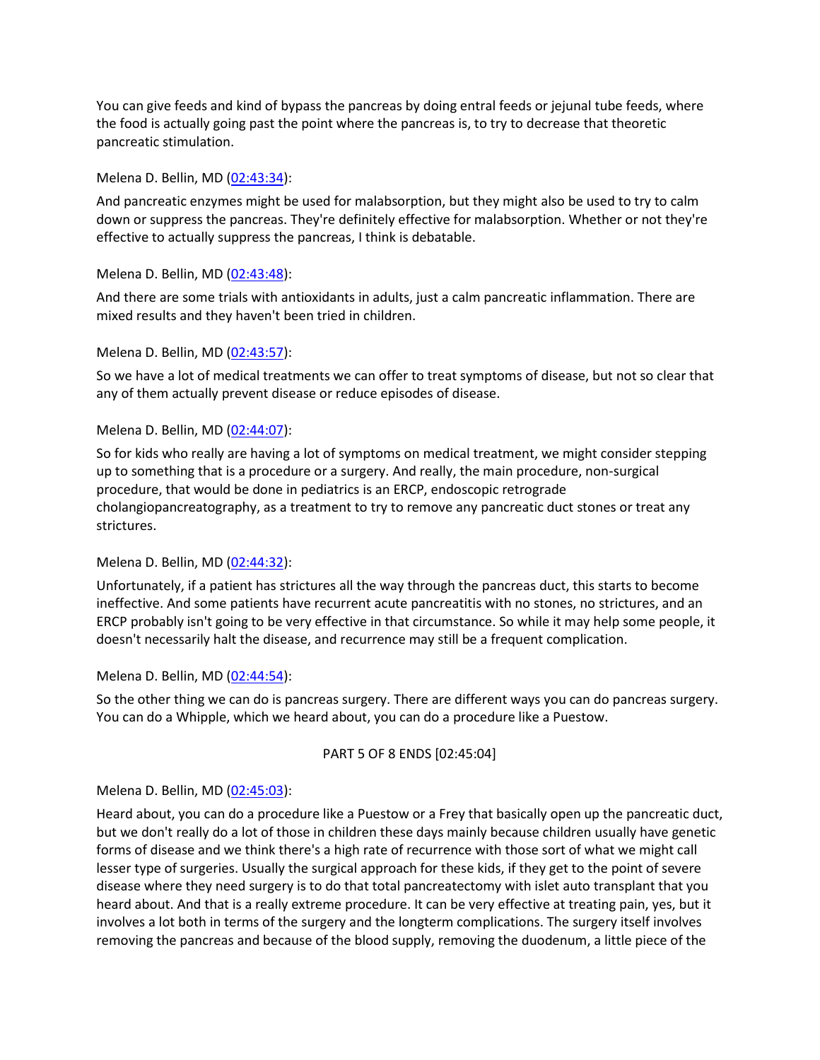You can give feeds and kind of bypass the pancreas by doing entral feeds or jejunal tube feeds, where the food is actually going past the point where the pancreas is, to try to decrease that theoretic pancreatic stimulation.

Melena D. Bellin, MD (02:43:34):

And pancreatic enzymes might be used for malabsorption, but they might also be used to try to calm down or suppress the pancreas. They're definitely effective for malabsorption. Whether or not they're effective to actually suppress the pancreas, I think is debatable.

Melena D. Bellin, MD (02:43:48):

And there are some trials with antioxidants in adults, just a calm pancreatic inflammation. There are mixed results and they haven't been tried in children.

Melena D. Bellin, MD (02:43:57):

So we have a lot of medical treatments we can offer to treat symptoms of disease, but not so clear that any of them actually prevent disease or reduce episodes of disease.

Melena D. Bellin, MD (02:44:07):

So for kids who really are having a lot of symptoms on medical treatment, we might consider stepping up to something that is a procedure or a surgery. And really, the main procedure, non-surgical procedure, that would be done in pediatrics is an ERCP, endoscopic retrograde cholangiopancreatography, as a treatment to try to remove any pancreatic duct stones or treat any strictures.

Melena D. Bellin, MD (02:44:32):

Unfortunately, if a patient has strictures all the way through the pancreas duct, this starts to become ineffective. And some patients have recurrent acute pancreatitis with no stones, no strictures, and an ERCP probably isn't going to be very effective in that circumstance. So while it may help some people, it doesn't necessarily halt the disease, and recurrence may still be a frequent complication.

Melena D. Bellin, MD (02:44:54):

So the other thing we can do is pancreas surgery. There are different ways you can do pancreas surgery. You can do a Whipple, which we heard about, you can do a procedure like a Puestow.

PART 5 OF 8 ENDS [02:45:04]

Melena D. Bellin, MD (02:45:03):

Heard about, you can do a procedure like a Puestow or a Frey that basically open up the pancreatic duct, but we don't really do a lot of those in children these days mainly because children usually have genetic forms of disease and we think there's a high rate of recurrence with those sort of what we might call lesser type of surgeries. Usually the surgical approach for these kids, if they get to the point of severe disease where they need surgery is to do that total pancreatectomy with islet auto transplant that you heard about. And that is a really extreme procedure. It can be very effective at treating pain, yes, but it involves a lot both in terms of the surgery and the longterm complications. The surgery itself involves removing the pancreas and because of the blood supply, removing the duodenum, a little piece of the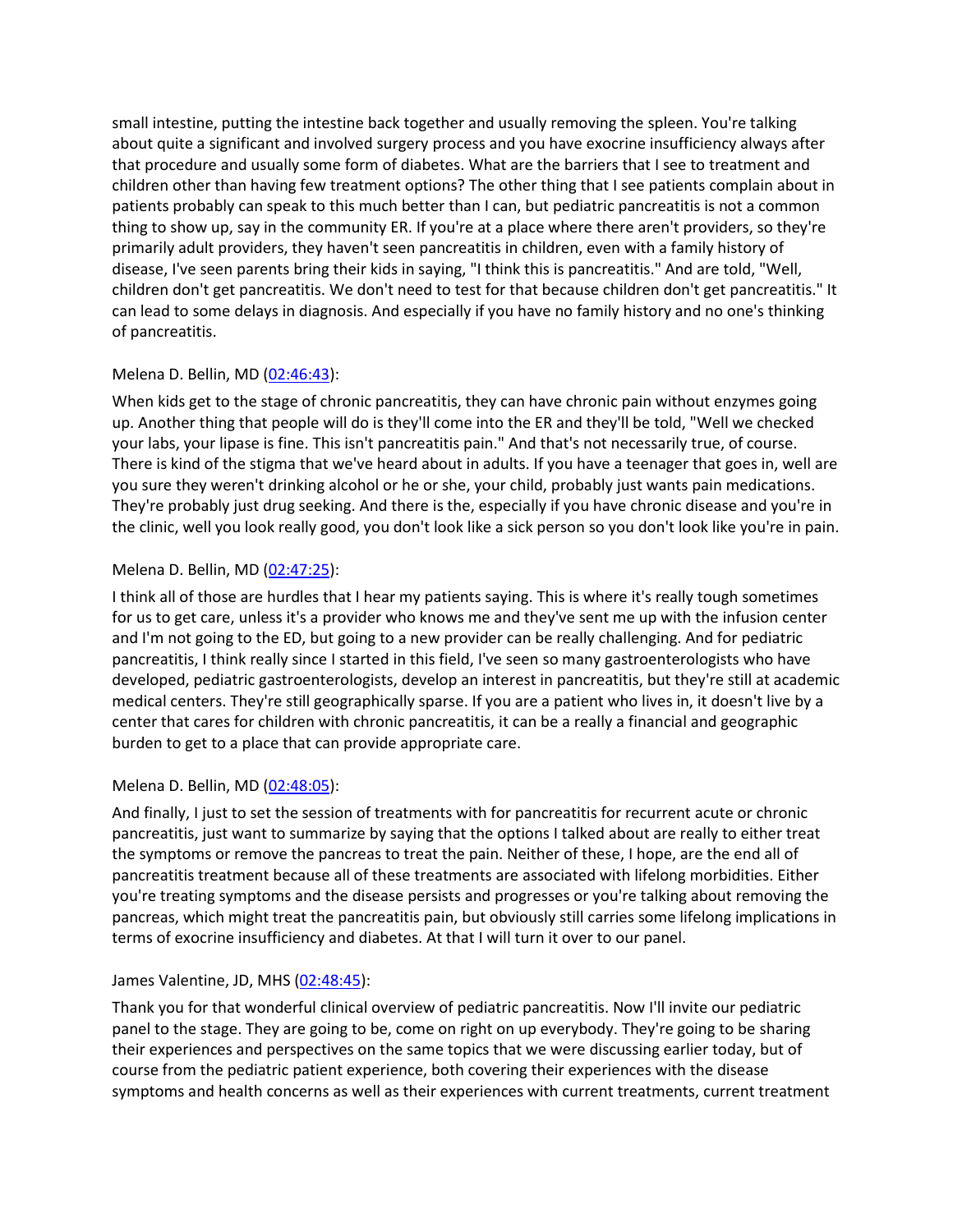small intestine, putting the intestine back together and usually removing the spleen. You're talking about quite a significant and involved surgery process and you have exocrine insufficiency always after that procedure and usually some form of diabetes. What are the barriers that I see to treatment and children other than having few treatment options? The other thing that I see patients complain about in patients probably can speak to this much better than I can, but pediatric pancreatitis is not a common thing to show up, say in the community ER. If you're at a place where there aren't providers, so they're primarily adult providers, they haven't seen pancreatitis in children, even with a family history of disease, I've seen parents bring their kids in saying, "I think this is pancreatitis." And are told, "Well, children don't get pancreatitis. We don't need to test for that because children don't get pancreatitis." It can lead to some delays in diagnosis. And especially if you have no family history and no one's thinking of pancreatitis.

Melena D. Bellin, MD ([02:46:43](#)):

When kids get to the stage of chronic pancreatitis, they can have chronic pain without enzymes going up. Another thing that people will do is they'll come into the ER and they'll be told, "Well we checked your labs, your lipase is fine. This isn't pancreatitis pain." And that's not necessarily true, of course. There is kind of the stigma that we've heard about in adults. If you have a teenager that goes in, well are you sure they weren't drinking alcohol or he or she, your child, probably just wants pain medications. They're probably just drug seeking. And there is the, especially if you have chronic disease and you're in the clinic, well you look really good, you don't look like a sick person so you don't look like you're in pain.

Melena D. Bellin, MD ([02:47:25](#)):

I think all of those are hurdles that I hear my patients saying. This is where it's really tough sometimes for us to get care, unless it's a provider who knows me and they've sent me up with the infusion center and I'm not going to the ED, but going to a new provider can be really challenging. And for pediatric pancreatitis, I think really since I started in this field, I've seen so many gastroenterologists who have developed, pediatric gastroenterologists, develop an interest in pancreatitis, but they're still at academic medical centers. They're still geographically sparse. If you are a patient who lives in, it doesn't live by a center that cares for children with chronic pancreatitis, it can be a really a financial and geographic burden to get to a place that can provide appropriate care.

Melena D. Bellin, MD ([02:48:05](#)):

And finally, I just to set the session of treatments with for pancreatitis for recurrent acute or chronic pancreatitis, just want to summarize by saying that the options I talked about are really to either treat the symptoms or remove the pancreas to treat the pain. Neither of these, I hope, are the end all of pancreatitis treatment because all of these treatments are associated with lifelong morbidities. Either you're treating symptoms and the disease persists and progresses or you're talking about removing the pancreas, which might treat the pancreatitis pain, but obviously still carries some lifelong implications in terms of exocrine insufficiency and diabetes. At that I will turn it over to our panel.

James Valentine, JD, MHS ([02:48:45](#)):

Thank you for that wonderful clinical overview of pediatric pancreatitis. Now I'll invite our pediatric panel to the stage. They are going to be, come on right on up everybody. They're going to be sharing their experiences and perspectives on the same topics that we were discussing earlier today, but of course from the pediatric patient experience, both covering their experiences with the disease symptoms and health concerns as well as their experiences with current treatments, current treatment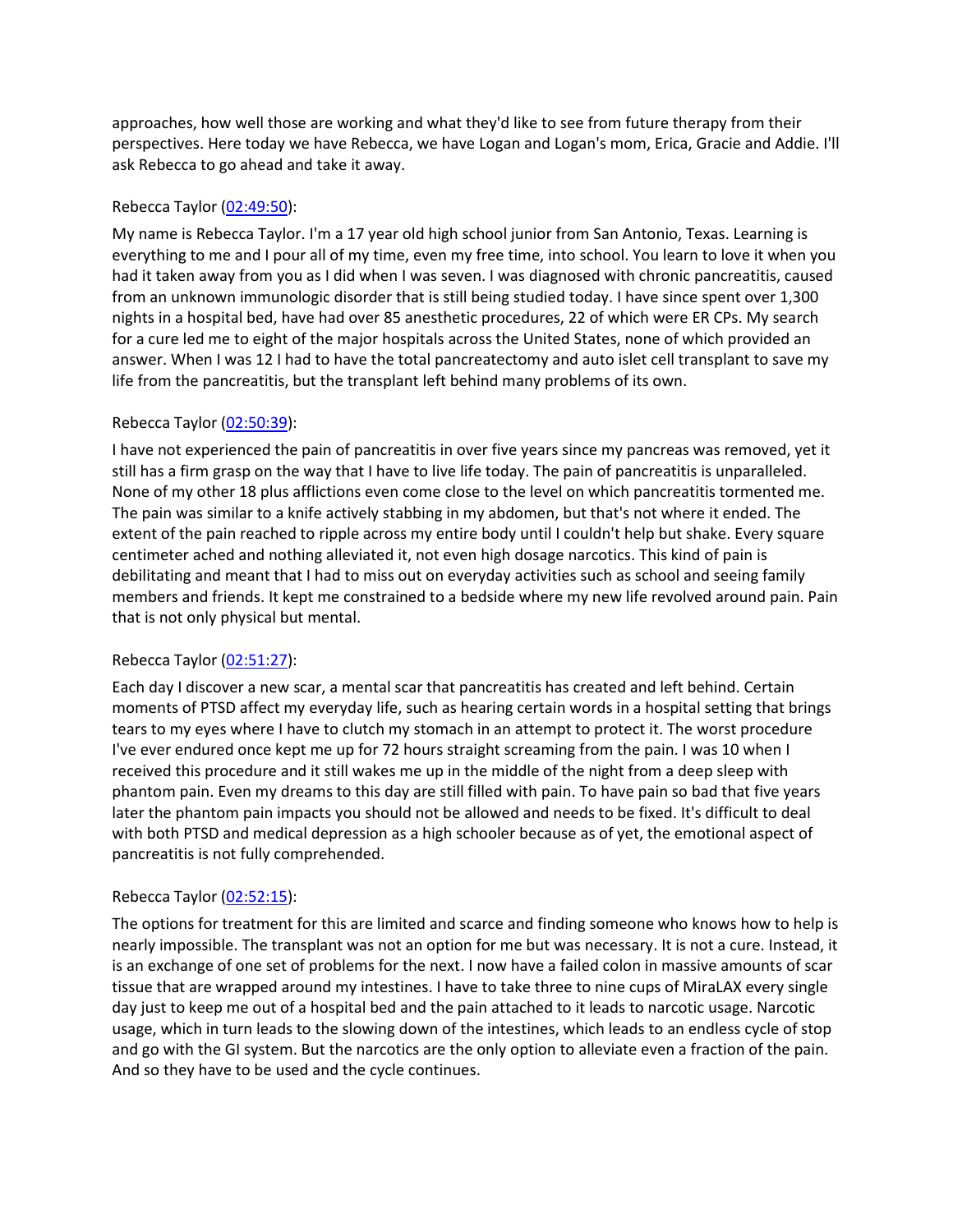approaches, how well those are working and what they'd like to see from future therapy from their perspectives. Here today we have Rebecca, we have Logan and Logan's mom, Erica, Gracie and Addie. I'll ask Rebecca to go ahead and take it away.

Rebecca Taylor (02:49:50):

My name is Rebecca Taylor. I'm a 17 year old high school junior from San Antonio, Texas. Learning is everything to me and I pour all of my time, even my free time, into school. You learn to love it when you had it taken away from you as I did when I was seven. I was diagnosed with chronic pancreatitis, caused from an unknown immunologic disorder that is still being studied today. I have since spent over 1,300 nights in a hospital bed, have had over 85 anesthetic procedures, 22 of which were ER CPs. My search for a cure led me to eight of the major hospitals across the United States, none of which provided an answer. When I was 12 I had to have the total pancreatectomy and auto islet cell transplant to save my life from the pancreatitis, but the transplant left behind many problems of its own.

Rebecca Taylor (02:50:39):

I have not experienced the pain of pancreatitis in over five years since my pancreas was removed, yet it still has a firm grasp on the way that I have to live life today. The pain of pancreatitis is unparalleled. None of my other 18 plus afflictions even come close to the level on which pancreatitis tormented me. The pain was similar to a knife actively stabbing in my abdomen, but that's not where it ended. The extent of the pain reached to ripple across my entire body until I couldn't help but shake. Every square centimeter ached and nothing alleviated it, not even high dosage narcotics. This kind of pain is debilitating and meant that I had to miss out on everyday activities such as school and seeing family members and friends. It kept me constrained to a bedside where my new life revolved around pain. Pain that is not only physical but mental.

Rebecca Taylor (02:51:27):

Each day I discover a new scar, a mental scar that pancreatitis has created and left behind. Certain moments of PTSD affect my everyday life, such as hearing certain words in a hospital setting that brings tears to my eyes where I have to clutch my stomach in an attempt to protect it. The worst procedure I've ever endured once kept me up for 72 hours straight screaming from the pain. I was 10 when I received this procedure and it still wakes me up in the middle of the night from a deep sleep with phantom pain. Even my dreams to this day are still filled with pain. To have pain so bad that five years later the phantom pain impacts you should not be allowed and needs to be fixed. It's difficult to deal with both PTSD and medical depression as a high schooler because as of yet, the emotional aspect of pancreatitis is not fully comprehended.

Rebecca Taylor (02:52:15):

The options for treatment for this are limited and scarce and finding someone who knows how to help is nearly impossible. The transplant was not an option for me but was necessary. It is not a cure. Instead, it is an exchange of one set of problems for the next. I now have a failed colon in massive amounts of scar tissue that are wrapped around my intestines. I have to take three to nine cups of MiraLAX every single day just to keep me out of a hospital bed and the pain attached to it leads to narcotic usage. Narcotic usage, which in turn leads to the slowing down of the intestines, which leads to an endless cycle of stop and go with the GI system. But the narcotics are the only option to alleviate even a fraction of the pain. And so they have to be used and the cycle continues.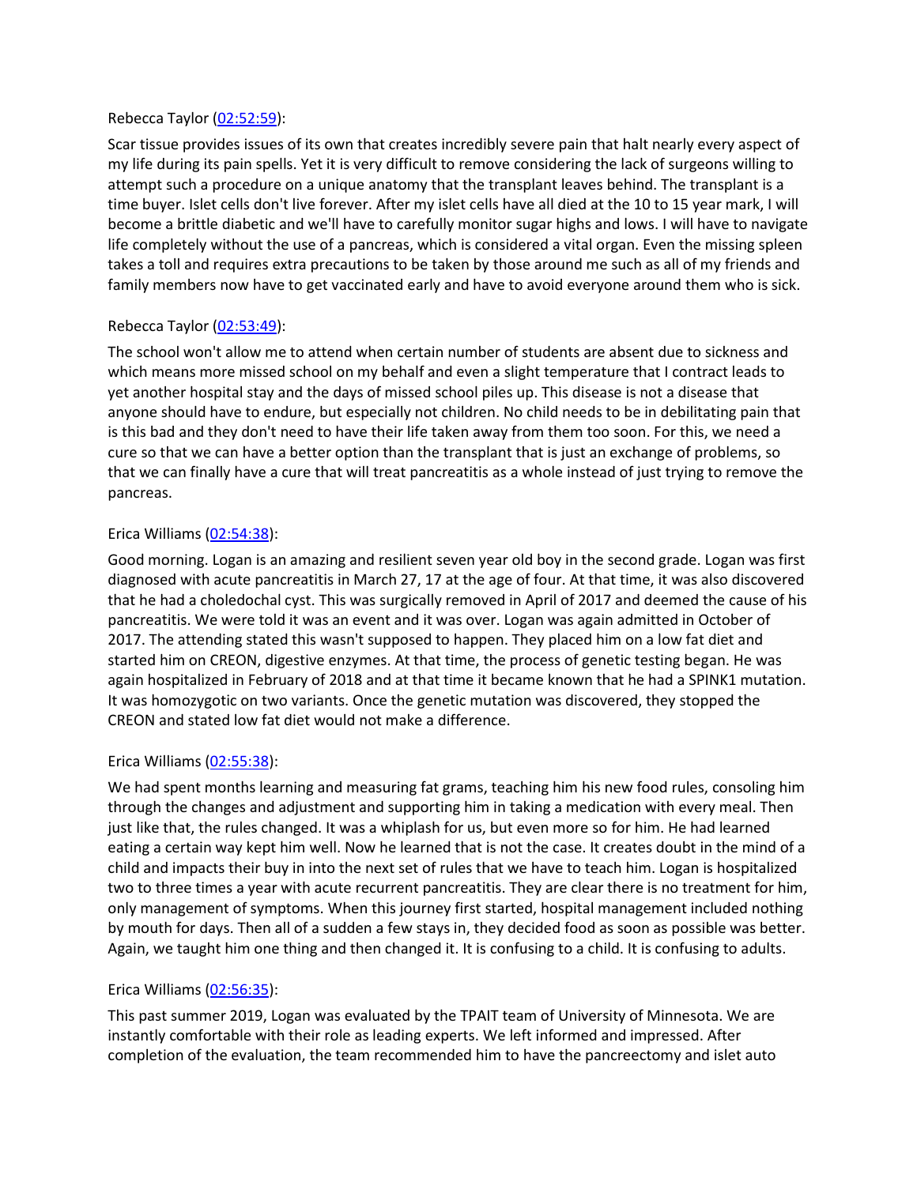Rebecca Taylor ([02:52:59](#)):

Scar tissue provides issues of its own that creates incredibly severe pain that halt nearly every aspect of my life during its pain spells. Yet it is very difficult to remove considering the lack of surgeons willing to attempt such a procedure on a unique anatomy that the transplant leaves behind. The transplant is a time buyer. Islet cells don't live forever. After my islet cells have all died at the 10 to 15 year mark, I will become a brittle diabetic and we'll have to carefully monitor sugar highs and lows. I will have to navigate life completely without the use of a pancreas, which is considered a vital organ. Even the missing spleen takes a toll and requires extra precautions to be taken by those around me such as all of my friends and family members now have to get vaccinated early and have to avoid everyone around them who is sick.

Rebecca Taylor ([02:53:49](#)):

The school won't allow me to attend when certain number of students are absent due to sickness and which means more missed school on my behalf and even a slight temperature that I contract leads to yet another hospital stay and the days of missed school piles up. This disease is not a disease that anyone should have to endure, but especially not children. No child needs to be in debilitating pain that is this bad and they don't need to have their life taken away from them too soon. For this, we need a cure so that we can have a better option than the transplant that is just an exchange of problems, so that we can finally have a cure that will treat pancreatitis as a whole instead of just trying to remove the pancreas.

Erica Williams ([02:54:38](#)):

Good morning. Logan is an amazing and resilient seven year old boy in the second grade. Logan was first diagnosed with acute pancreatitis in March 27, 17 at the age of four. At that time, it was also discovered that he had a choledochal cyst. This was surgically removed in April of 2017 and deemed the cause of his pancreatitis. We were told it was an event and it was over. Logan was again admitted in October of 2017. The attending stated this wasn't supposed to happen. They placed him on a low fat diet and started him on CREON, digestive enzymes. At that time, the process of genetic testing began. He was again hospitalized in February of 2018 and at that time it became known that he had a SPINK1 mutation. It was homozygotic on two variants. Once the genetic mutation was discovered, they stopped the CREON and stated low fat diet would not make a difference.

Erica Williams ([02:55:38](#)):

We had spent months learning and measuring fat grams, teaching him his new food rules, consoling him through the changes and adjustment and supporting him in taking a medication with every meal. Then just like that, the rules changed. It was a whiplash for us, but even more so for him. He had learned eating a certain way kept him well. Now he learned that is not the case. It creates doubt in the mind of a child and impacts their buy in into the next set of rules that we have to teach him. Logan is hospitalized two to three times a year with acute recurrent pancreatitis. They are clear there is no treatment for him, only management of symptoms. When this journey first started, hospital management included nothing by mouth for days. Then all of a sudden a few stays in, they decided food as soon as possible was better. Again, we taught him one thing and then changed it. It is confusing to a child. It is confusing to adults.

Erica Williams ([02:56:35](#)):

This past summer 2019, Logan was evaluated by the TPAIT team of University of Minnesota. We are instantly comfortable with their role as leading experts. We left informed and impressed. After completion of the evaluation, the team recommended him to have the pancreectomy and islet auto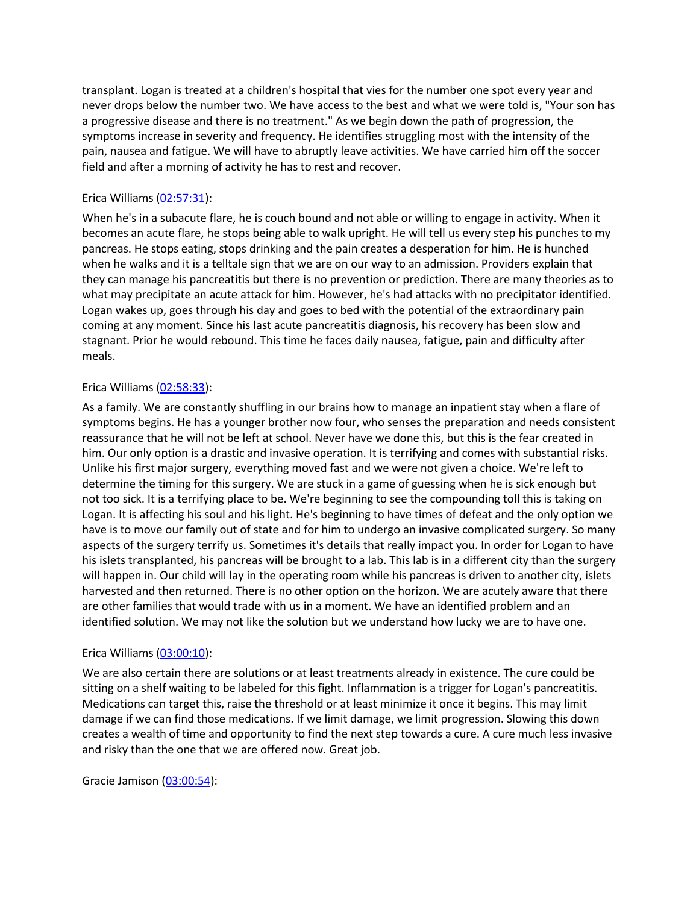transplant. Logan is treated at a children's hospital that vies for the number one spot every year and never drops below the number two. We have access to the best and what we were told is, "Your son has a progressive disease and there is no treatment." As we begin down the path of progression, the symptoms increase in severity and frequency. He identifies struggling most with the intensity of the pain, nausea and fatigue. We will have to abruptly leave activities. We have carried him off the soccer field and after a morning of activity he has to rest and recover.

Erica Williams (02:57:31):

When he's in a subacute flare, he is couch bound and not able or willing to engage in activity. When it becomes an acute flare, he stops being able to walk upright. He will tell us every step his punches to my pancreas. He stops eating, stops drinking and the pain creates a desperation for him. He is hunched when he walks and it is a telltale sign that we are on our way to an admission. Providers explain that they can manage his pancreatitis but there is no prevention or prediction. There are many theories as to what may precipitate an acute attack for him. However, he's had attacks with no precipitator identified. Logan wakes up, goes through his day and goes to bed with the potential of the extraordinary pain coming at any moment. Since his last acute pancreatitis diagnosis, his recovery has been slow and stagnant. Prior he would rebound. This time he faces daily nausea, fatigue, pain and difficulty after meals.

Erica Williams (02:58:33):

As a family. We are constantly shuffling in our brains how to manage an inpatient stay when a flare of symptoms begins. He has a younger brother now four, who senses the preparation and needs consistent reassurance that he will not be left at school. Never have we done this, but this is the fear created in him. Our only option is a drastic and invasive operation. It is terrifying and comes with substantial risks. Unlike his first major surgery, everything moved fast and we were not given a choice. We're left to determine the timing for this surgery. We are stuck in a game of guessing when he is sick enough but not too sick. It is a terrifying place to be. We're beginning to see the compounding toll this is taking on Logan. It is affecting his soul and his light. He's beginning to have times of defeat and the only option we have is to move our family out of state and for him to undergo an invasive complicated surgery. So many aspects of the surgery terrify us. Sometimes it's details that really impact you. In order for Logan to have his islets transplanted, his pancreas will be brought to a lab. This lab is in a different city than the surgery will happen in. Our child will lay in the operating room while his pancreas is driven to another city, islets harvested and then returned. There is no other option on the horizon. We are acutely aware that there are other families that would trade with us in a moment. We have an identified problem and an identified solution. We may not like the solution but we understand how lucky we are to have one.

Erica Williams (03:00:10):

We are also certain there are solutions or at least treatments already in existence. The cure could be sitting on a shelf waiting to be labeled for this fight. Inflammation is a trigger for Logan's pancreatitis. Medications can target this, raise the threshold or at least minimize it once it begins. This may limit damage if we can find those medications. If we limit damage, we limit progression. Slowing this down creates a wealth of time and opportunity to find the next step towards a cure. A cure much less invasive and risky than the one that we are offered now. Great job.

Gracie Jamison (03:00:54):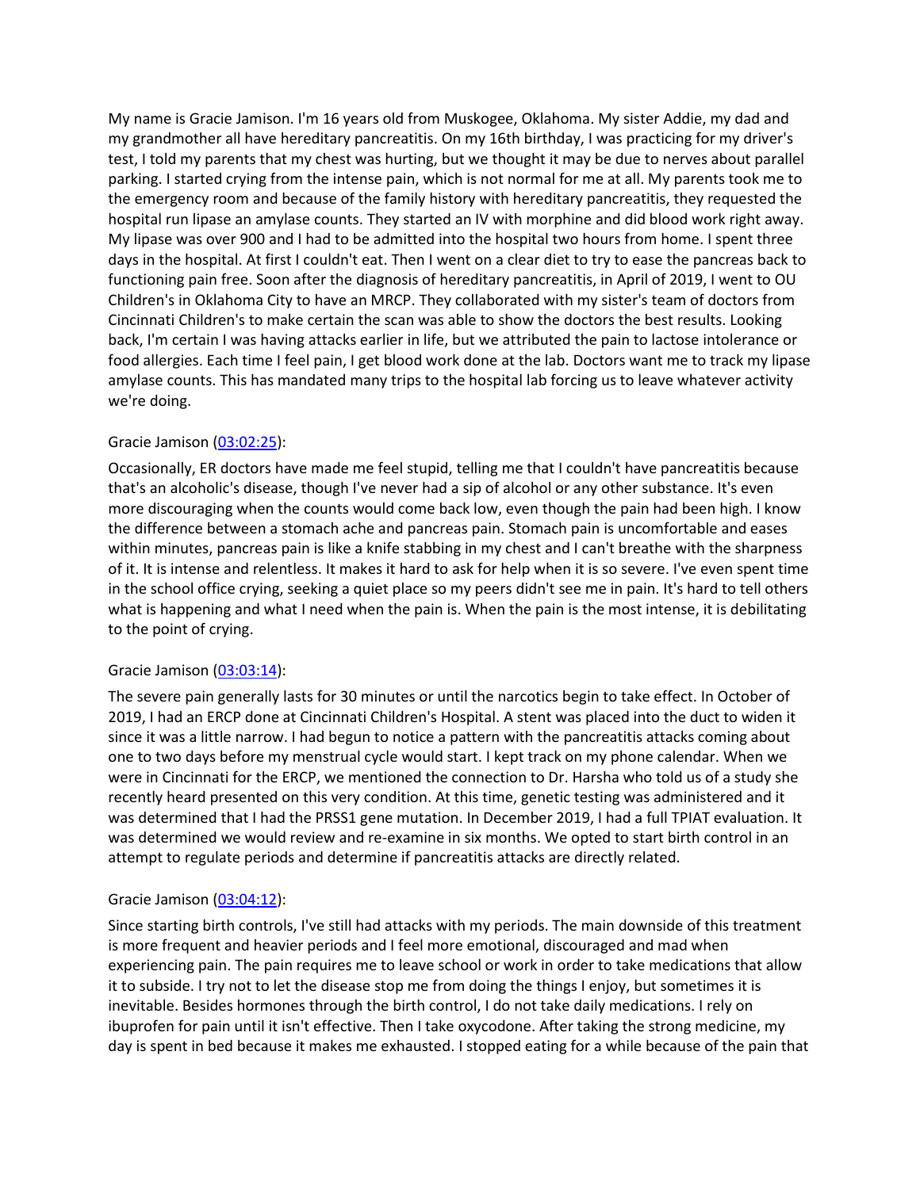My name is Gracie Jamison. I'm 16 years old from Muskogee, Oklahoma. My sister Addie, my dad and my grandmother all have hereditary pancreatitis. On my 16th birthday, I was practicing for my driver's test, I told my parents that my chest was hurting, but we thought it may be due to nerves about parallel parking. I started crying from the intense pain, which is not normal for me at all. My parents took me to the emergency room and because of the family history with hereditary pancreatitis, they requested the hospital run lipase an amylase counts. They started an IV with morphine and did blood work right away. My lipase was over 900 and I had to be admitted into the hospital two hours from home. I spent three days in the hospital. At first I couldn't eat. Then I went on a clear diet to try to ease the pancreas back to functioning pain free. Soon after the diagnosis of hereditary pancreatitis, in April of 2019, I went to OU Children's in Oklahoma City to have an MRCP. They collaborated with my sister's team of doctors from Cincinnati Children's to make certain the scan was able to show the doctors the best results. Looking back, I'm certain I was having attacks earlier in life, but we attributed the pain to lactose intolerance or food allergies. Each time I feel pain, I get blood work done at the lab. Doctors want me to track my lipase amylase counts. This has mandated many trips to the hospital lab forcing us to leave whatever activity we're doing.

Gracie Jamison ([03:02:25]):

Occasionally, ER doctors have made me feel stupid, telling me that I couldn't have pancreatitis because that's an alcoholic's disease, though I've never had a sip of alcohol or any other substance. It's even more discouraging when the counts would come back low, even though the pain had been high. I know the difference between a stomach ache and pancreas pain. Stomach pain is uncomfortable and eases within minutes, pancreas pain is like a knife stabbing in my chest and I can't breathe with the sharpness of it. It is intense and relentless. It makes it hard to ask for help when it is so severe. I've even spent time in the school office crying, seeking a quiet place so my peers didn't see me in pain. It's hard to tell others what is happening and what I need when the pain is. When the pain is the most intense, it is debilitating to the point of crying.

Gracie Jamison ([03:03:14]):

The severe pain generally lasts for 30 minutes or until the narcotics begin to take effect. In October of 2019, I had an ERCP done at Cincinnati Children's Hospital. A stent was placed into the duct to widen it since it was a little narrow. I had begun to notice a pattern with the pancreatitis attacks coming about one to two days before my menstrual cycle would start. I kept track on my phone calendar. When we were in Cincinnati for the ERCP, we mentioned the connection to Dr. Harsha who told us of a study she recently heard presented on this very condition. At this time, genetic testing was administered and it was determined that I had the PRSS1 gene mutation. In December 2019, I had a full TPIAT evaluation. It was determined we would review and re-examine in six months. We opted to start birth control in an attempt to regulate periods and determine if pancreatitis attacks are directly related.

Gracie Jamison ([03:04:12]):

Since starting birth controls, I've still had attacks with my periods. The main downside of this treatment is more frequent and heavier periods and I feel more emotional, discouraged and mad when experiencing pain. The pain requires me to leave school or work in order to take medications that allow it to subside. I try not to let the disease stop me from doing the things I enjoy, but sometimes it is inevitable. Besides hormones through the birth control, I do not take daily medications. I rely on ibuprofen for pain until it isn't effective. Then I take oxycodone. After taking the strong medicine, my day is spent in bed because it makes me exhausted. I stopped eating for a while because of the pain that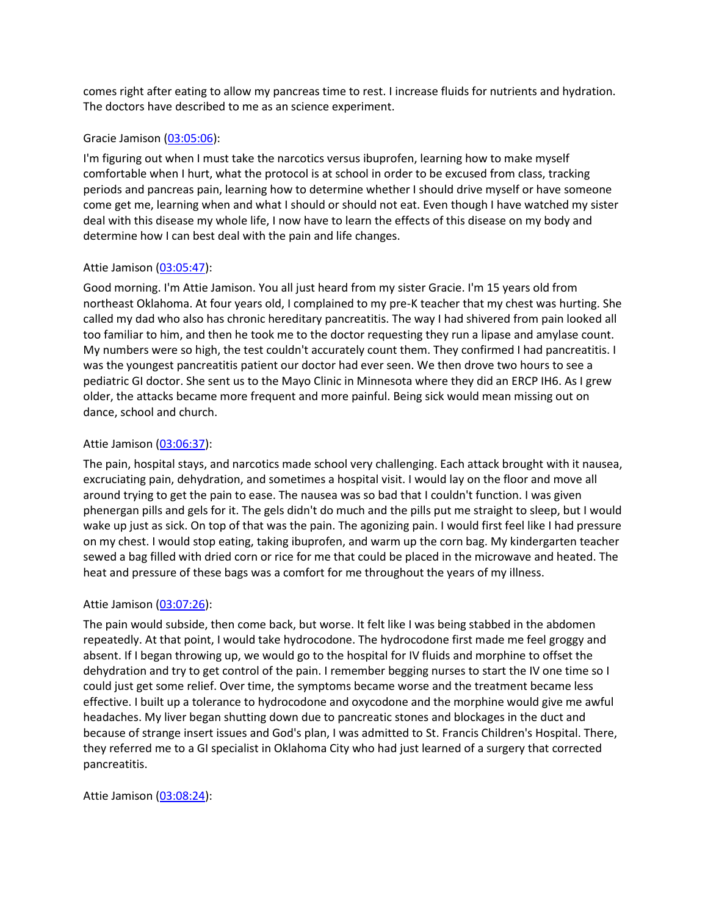comes right after eating to allow my pancreas time to rest. I increase fluids for nutrients and hydration. The doctors have described to me as an science experiment.

Gracie Jamison ([03:05:06](#)):

I'm figuring out when I must take the narcotics versus ibuprofen, learning how to make myself comfortable when I hurt, what the protocol is at school in order to be excused from class, tracking periods and pancreas pain, learning how to determine whether I should drive myself or have someone come get me, learning when and what I should or should not eat. Even though I have watched my sister deal with this disease my whole life, I now have to learn the effects of this disease on my body and determine how I can best deal with the pain and life changes.

Attie Jamison ([03:05:47](#)):

Good morning. I'm Attie Jamison. You all just heard from my sister Gracie. I'm 15 years old from northeast Oklahoma. At four years old, I complained to my pre-K teacher that my chest was hurting. She called my dad who also has chronic hereditary pancreatitis. The way I had shivered from pain looked all too familiar to him, and then he took me to the doctor requesting they run a lipase and amylase count. My numbers were so high, the test couldn't accurately count them. They confirmed I had pancreatitis. I was the youngest pancreatitis patient our doctor had ever seen. We then drove two hours to see a pediatric GI doctor. She sent us to the Mayo Clinic in Minnesota where they did an ERCP IH6. As I grew older, the attacks became more frequent and more painful. Being sick would mean missing out on dance, school and church.

Attie Jamison ([03:06:37](#)):

The pain, hospital stays, and narcotics made school very challenging. Each attack brought with it nausea, excruciating pain, dehydration, and sometimes a hospital visit. I would lay on the floor and move all around trying to get the pain to ease. The nausea was so bad that I couldn't function. I was given phenergan pills and gels for it. The gels didn't do much and the pills put me straight to sleep, but I would wake up just as sick. On top of that was the pain. The agonizing pain. I would first feel like I had pressure on my chest. I would stop eating, taking ibuprofen, and warm up the corn bag. My kindergarten teacher sewed a bag filled with dried corn or rice for me that could be placed in the microwave and heated. The heat and pressure of these bags was a comfort for me throughout the years of my illness.

Attie Jamison ([03:07:26](#)):

The pain would subside, then come back, but worse. It felt like I was being stabbed in the abdomen repeatedly. At that point, I would take hydrocodone. The hydrocodone first made me feel groggy and absent. If I began throwing up, we would go to the hospital for IV fluids and morphine to offset the dehydration and try to get control of the pain. I remember begging nurses to start the IV one time so I could just get some relief. Over time, the symptoms became worse and the treatment became less effective. I built up a tolerance to hydrocodone and oxycodone and the morphine would give me awful headaches. My liver began shutting down due to pancreatic stones and blockages in the duct and because of strange insert issues and God's plan, I was admitted to St. Francis Children's Hospital. There, they referred me to a GI specialist in Oklahoma City who had just learned of a surgery that corrected pancreatitis.

Attie Jamison ([03:08:24](#)):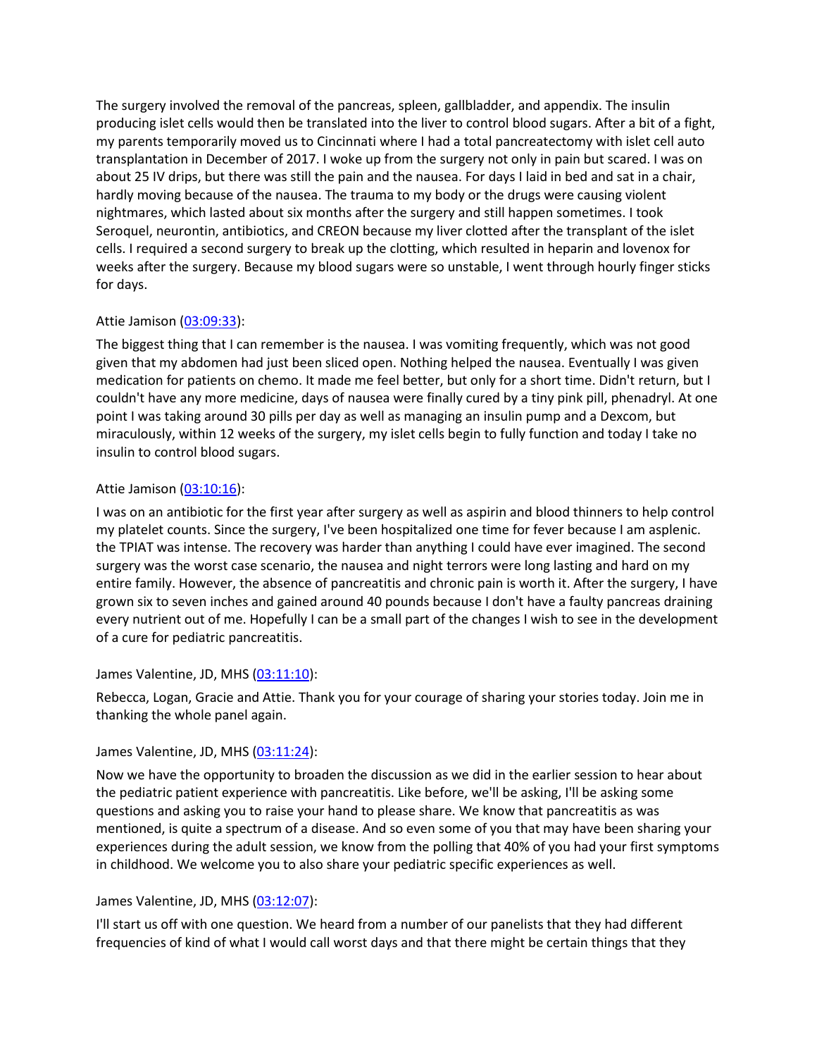The surgery involved the removal of the pancreas, spleen, gallbladder, and appendix. The insulin producing islet cells would then be translated into the liver to control blood sugars. After a bit of a fight, my parents temporarily moved us to Cincinnati where I had a total pancreatectomy with islet cell auto transplantation in December of 2017. I woke up from the surgery not only in pain but scared. I was on about 25 IV drips, but there was still the pain and the nausea. For days I laid in bed and sat in a chair, hardly moving because of the nausea. The trauma to my body or the drugs were causing violent nightmares, which lasted about six months after the surgery and still happen sometimes. I took Seroquel, neurontin, antibiotics, and CREON because my liver clotted after the transplant of the islet cells. I required a second surgery to break up the clotting, which resulted in heparin and lovenox for weeks after the surgery. Because my blood sugars were so unstable, I went through hourly finger sticks for days.

Attie Jamison (03:09:33):

The biggest thing that I can remember is the nausea. I was vomiting frequently, which was not good given that my abdomen had just been sliced open. Nothing helped the nausea. Eventually I was given medication for patients on chemo. It made me feel better, but only for a short time. Didn't return, but I couldn't have any more medicine, days of nausea were finally cured by a tiny pink pill, phenadryl. At one point I was taking around 30 pills per day as well as managing an insulin pump and a Dexcom, but miraculously, within 12 weeks of the surgery, my islet cells begin to fully function and today I take no insulin to control blood sugars.

Attie Jamison (03:10:16):

I was on an antibiotic for the first year after surgery as well as aspirin and blood thinners to help control my platelet counts. Since the surgery, I've been hospitalized one time for fever because I am asplenic. the TPIAT was intense. The recovery was harder than anything I could have ever imagined. The second surgery was the worst case scenario, the nausea and night terrors were long lasting and hard on my entire family. However, the absence of pancreatitis and chronic pain is worth it. After the surgery, I have grown six to seven inches and gained around 40 pounds because I don't have a faulty pancreas draining every nutrient out of me. Hopefully I can be a small part of the changes I wish to see in the development of a cure for pediatric pancreatitis.

James Valentine, JD, MHS (03:11:10):

Rebecca, Logan, Gracie and Attie. Thank you for your courage of sharing your stories today. Join me in thanking the whole panel again.

James Valentine, JD, MHS (03:11:24):

Now we have the opportunity to broaden the discussion as we did in the earlier session to hear about the pediatric patient experience with pancreatitis. Like before, we'll be asking, I'll be asking some questions and asking you to raise your hand to please share. We know that pancreatitis as was mentioned, is quite a spectrum of a disease. And so even some of you that may have been sharing your experiences during the adult session, we know from the polling that 40% of you had your first symptoms in childhood. We welcome you to also share your pediatric specific experiences as well.

James Valentine, JD, MHS (03:12:07):

I'll start us off with one question. We heard from a number of our panelists that they had different frequencies of kind of what I would call worst days and that there might be certain things that they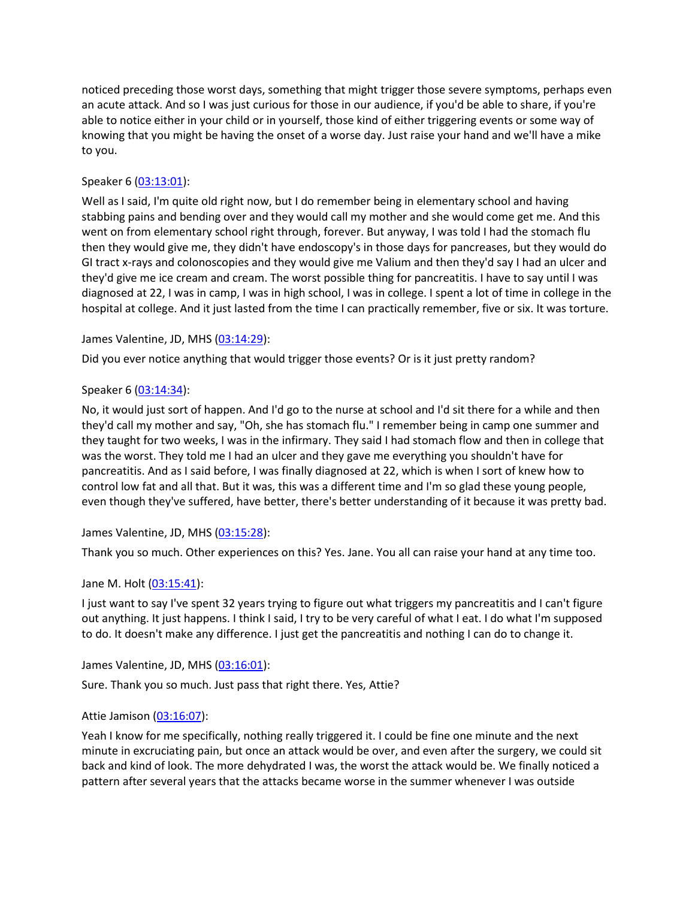noticed preceding those worst days, something that might trigger those severe symptoms, perhaps even an acute attack. And so I was just curious for those in our audience, if you'd be able to share, if you're able to notice either in your child or in yourself, those kind of either triggering events or some way of knowing that you might be having the onset of a worse day. Just raise your hand and we'll have a mike to you.

Speaker 6 (03:13:01):

Well as I said, I'm quite old right now, but I do remember being in elementary school and having stabbing pains and bending over and they would call my mother and she would come get me. And this went on from elementary school right through, forever. But anyway, I was told I had the stomach flu then they would give me, they didn't have endoscopy's in those days for pancreases, but they would do GI tract x-rays and colonoscopies and they would give me Valium and then they'd say I had an ulcer and they'd give me ice cream and cream. The worst possible thing for pancreatitis. I have to say until I was diagnosed at 22, I was in camp, I was in high school, I was in college. I spent a lot of time in college in the hospital at college. And it just lasted from the time I can practically remember, five or six. It was torture.

James Valentine, JD, MHS (03:14:29):

Did you ever notice anything that would trigger those events? Or is it just pretty random?

Speaker 6 (03:14:34):

No, it would just sort of happen. And I'd go to the nurse at school and I'd sit there for a while and then they'd call my mother and say, "Oh, she has stomach flu." I remember being in camp one summer and they taught for two weeks, I was in the infirmary. They said I had stomach flow and then in college that was the worst. They told me I had an ulcer and they gave me everything you shouldn't have for pancreatitis. And as I said before, I was finally diagnosed at 22, which is when I sort of knew how to control low fat and all that. But it was, this was a different time and I'm so glad these young people, even though they've suffered, have better, there's better understanding of it because it was pretty bad.

James Valentine, JD, MHS (03:15:28):

Thank you so much. Other experiences on this? Yes. Jane. You all can raise your hand at any time too.

Jane M. Holt (03:15:41):

I just want to say I've spent 32 years trying to figure out what triggers my pancreatitis and I can't figure out anything. It just happens. I think I said, I try to be very careful of what I eat. I do what I'm supposed to do. It doesn't make any difference. I just get the pancreatitis and nothing I can do to change it.

James Valentine, JD, MHS (03:16:01):

Sure. Thank you so much. Just pass that right there. Yes, Attie?

Attie Jamison (03:16:07):

Yeah I know for me specifically, nothing really triggered it. I could be fine one minute and the next minute in excruciating pain, but once an attack would be over, and even after the surgery, we could sit back and kind of look. The more dehydrated I was, the worst the attack would be. We finally noticed a pattern after several years that the attacks became worse in the summer whenever I was outside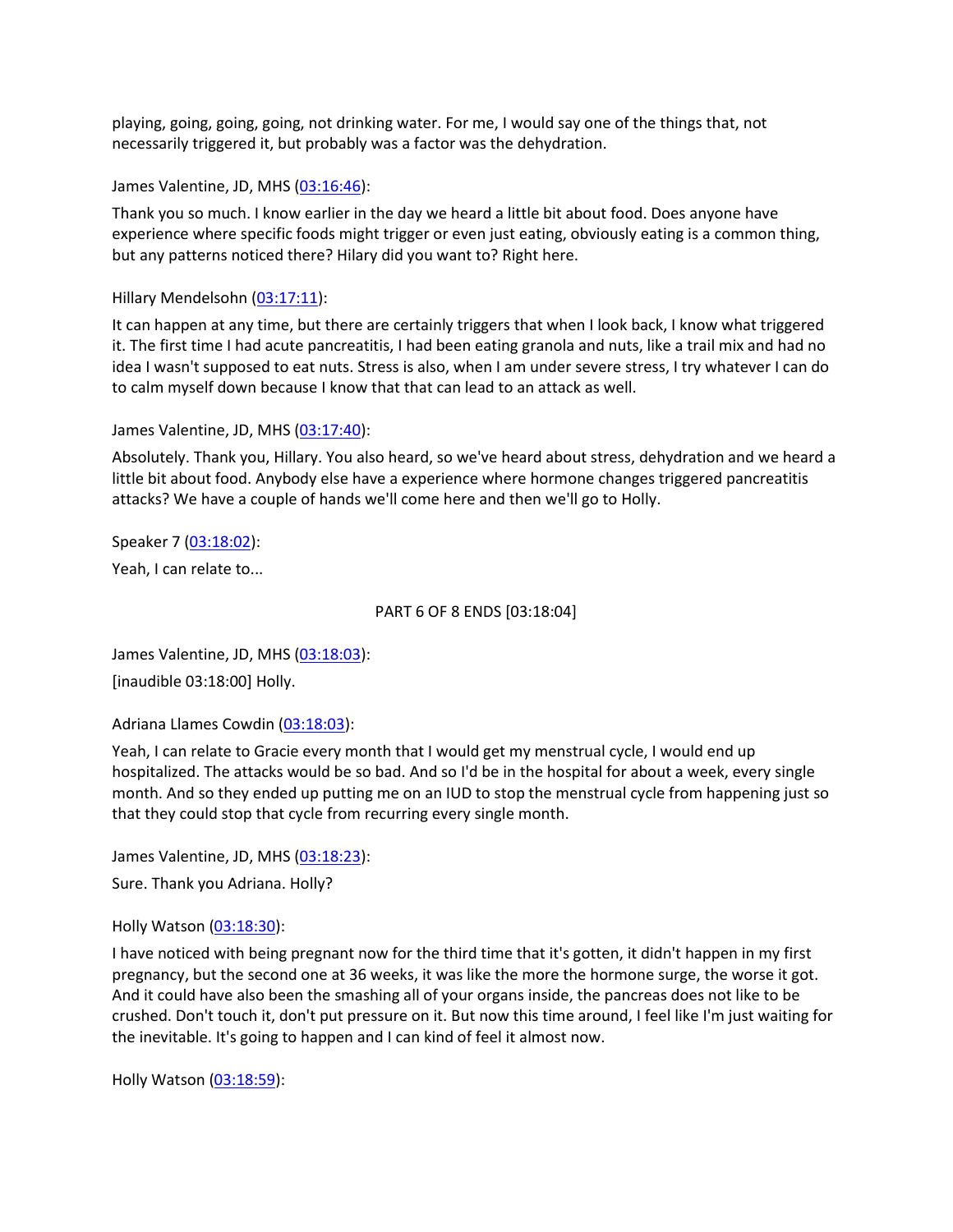playing, going, going, going, not drinking water. For me, I would say one of the things that, not necessarily triggered it, but probably was a factor was the dehydration.

James Valentine, JD, MHS (03:16:46):

Thank you so much. I know earlier in the day we heard a little bit about food. Does anyone have experience where specific foods might trigger or even just eating, obviously eating is a common thing, but any patterns noticed there? Hilary did you want to? Right here.

Hillary Mendelsohn (03:17:11):

It can happen at any time, but there are certainly triggers that when I look back, I know what triggered it. The first time I had acute pancreatitis, I had been eating granola and nuts, like a trail mix and had no idea I wasn't supposed to eat nuts. Stress is also, when I am under severe stress, I try whatever I can do to calm myself down because I know that that can lead to an attack as well.

James Valentine, JD, MHS (03:17:40):

Absolutely. Thank you, Hillary. You also heard, so we've heard about stress, dehydration and we heard a little bit about food. Anybody else have a experience where hormone changes triggered pancreatitis attacks? We have a couple of hands we'll come here and then we'll go to Holly.

Speaker 7 (03:18:02):

Yeah, I can relate to...

PART 6 OF 8 ENDS [03:18:04]

James Valentine, JD, MHS (03:18:03):

[inaudible 03:18:00] Holly.

Adriana Llames Cowdin (03:18:03):

Yeah, I can relate to Gracie every month that I would get my menstrual cycle, I would end up hospitalized. The attacks would be so bad. And so I'd be in the hospital for about a week, every single month. And so they ended up putting me on an IUD to stop the menstrual cycle from happening just so that they could stop that cycle from recurring every single month.

James Valentine, JD, MHS (03:18:23):

Sure. Thank you Adriana. Holly?

Holly Watson (03:18:30):

I have noticed with being pregnant now for the third time that it's gotten, it didn't happen in my first pregnancy, but the second one at 36 weeks, it was like the more the hormone surge, the worse it got. And it could have also been the smashing all of your organs inside, the pancreas does not like to be crushed. Don't touch it, don't put pressure on it. But now this time around, I feel like I'm just waiting for the inevitable. It's going to happen and I can kind of feel it almost now.

Holly Watson (03:18:59):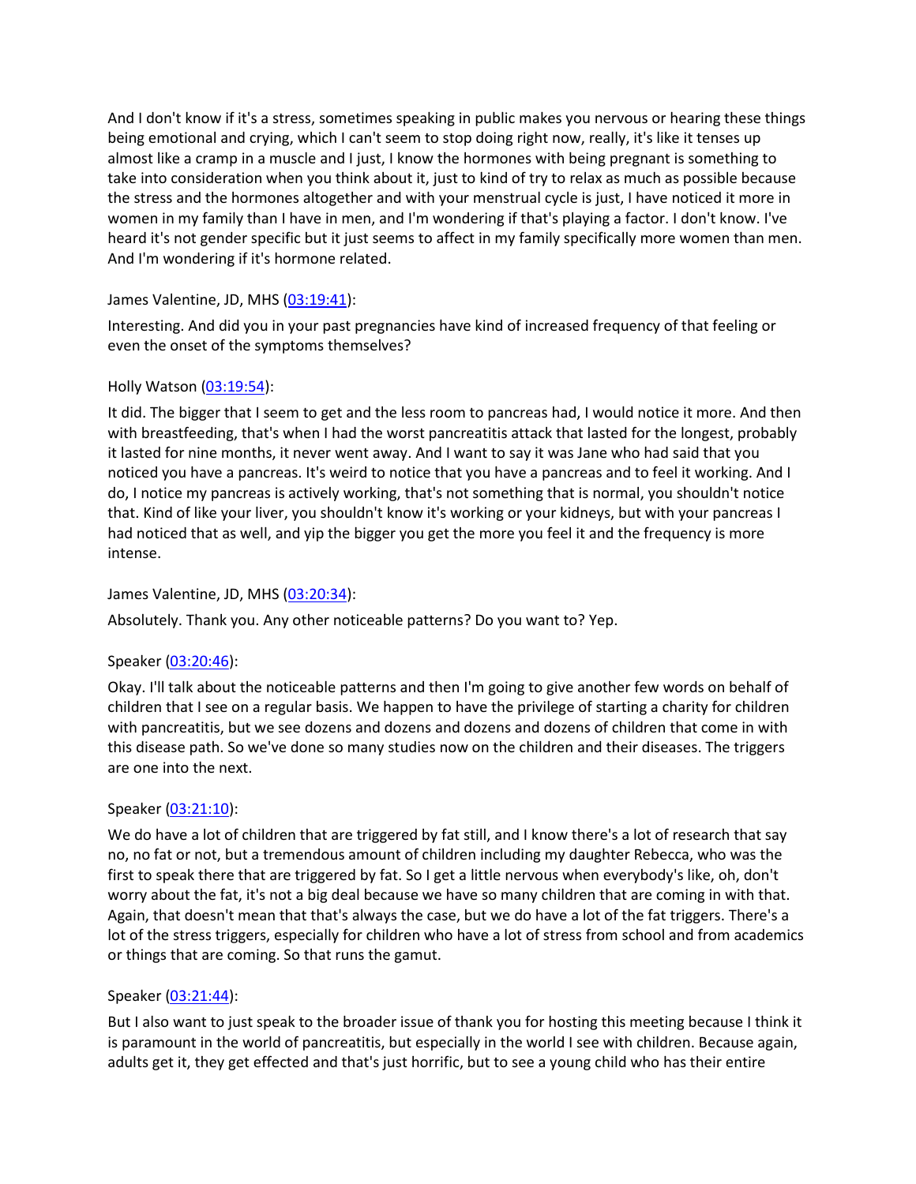And I don't know if it's a stress, sometimes speaking in public makes you nervous or hearing these things being emotional and crying, which I can't seem to stop doing right now, really, it's like it tenses up almost like a cramp in a muscle and I just, I know the hormones with being pregnant is something to take into consideration when you think about it, just to kind of try to relax as much as possible because the stress and the hormones altogether and with your menstrual cycle is just, I have noticed it more in women in my family than I have in men, and I'm wondering if that's playing a factor. I don't know. I've heard it's not gender specific but it just seems to affect in my family specifically more women than men. And I'm wondering if it's hormone related.

James Valentine, JD, MHS ([03:19:41]):

Interesting. And did you in your past pregnancies have kind of increased frequency of that feeling or even the onset of the symptoms themselves?

Holly Watson ([03:19:54]):

It did. The bigger that I seem to get and the less room to pancreas had, I would notice it more. And then with breastfeeding, that's when I had the worst pancreatitis attack that lasted for the longest, probably it lasted for nine months, it never went away. And I want to say it was Jane who had said that you noticed you have a pancreas. It's weird to notice that you have a pancreas and to feel it working. And I do, I notice my pancreas is actively working, that's not something that is normal, you shouldn't notice that. Kind of like your liver, you shouldn't know it's working or your kidneys, but with your pancreas I had noticed that as well, and yip the bigger you get the more you feel it and the frequency is more intense.

James Valentine, JD, MHS ([03:20:34]):

Absolutely. Thank you. Any other noticeable patterns? Do you want to? Yep.

Speaker ([03:20:46]):

Okay. I'll talk about the noticeable patterns and then I'm going to give another few words on behalf of children that I see on a regular basis. We happen to have the privilege of starting a charity for children with pancreatitis, but we see dozens and dozens and dozens and dozens of children that come in with this disease path. So we've done so many studies now on the children and their diseases. The triggers are one into the next.

Speaker ([03:21:10]):

We do have a lot of children that are triggered by fat still, and I know there's a lot of research that say no, no fat or not, but a tremendous amount of children including my daughter Rebecca, who was the first to speak there that are triggered by fat. So I get a little nervous when everybody's like, oh, don't worry about the fat, it's not a big deal because we have so many children that are coming in with that. Again, that doesn't mean that that's always the case, but we do have a lot of the fat triggers. There's a lot of the stress triggers, especially for children who have a lot of stress from school and from academics or things that are coming. So that runs the gamut.

Speaker ([03:21:44]):

But I also want to just speak to the broader issue of thank you for hosting this meeting because I think it is paramount in the world of pancreatitis, but especially in the world I see with children. Because again, adults get it, they get effected and that's just horrific, but to see a young child who has their entire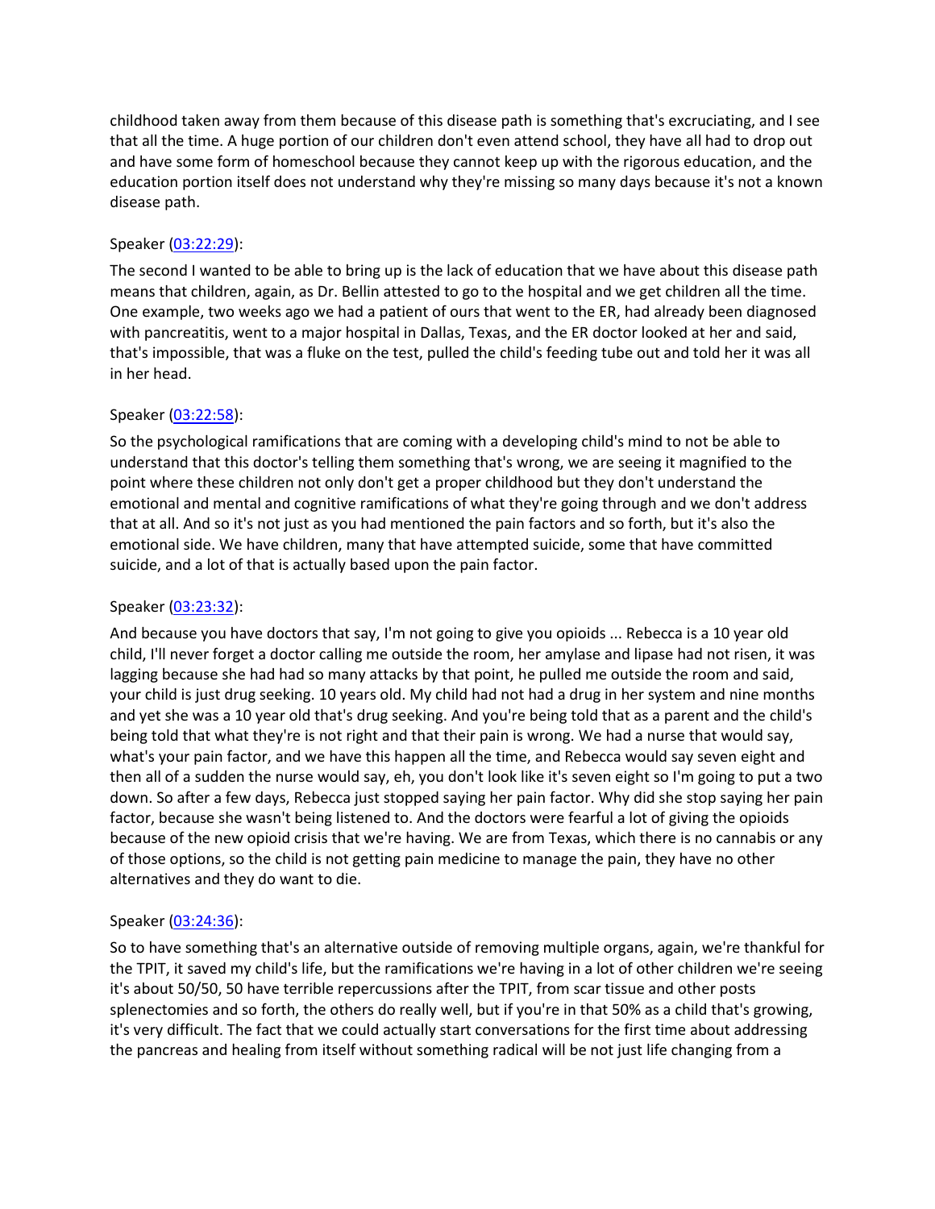childhood taken away from them because of this disease path is something that's excruciating, and I see that all the time. A huge portion of our children don't even attend school, they have all had to drop out and have some form of homeschool because they cannot keep up with the rigorous education, and the education portion itself does not understand why they're missing so many days because it's not a known disease path.

Speaker (03:22:29):

The second I wanted to be able to bring up is the lack of education that we have about this disease path means that children, again, as Dr. Bellin attested to go to the hospital and we get children all the time. One example, two weeks ago we had a patient of ours that went to the ER, had already been diagnosed with pancreatitis, went to a major hospital in Dallas, Texas, and the ER doctor looked at her and said, that's impossible, that was a fluke on the test, pulled the child's feeding tube out and told her it was all in her head.

Speaker (03:22:58):

So the psychological ramifications that are coming with a developing child's mind to not be able to understand that this doctor's telling them something that's wrong, we are seeing it magnified to the point where these children not only don't get a proper childhood but they don't understand the emotional and mental and cognitive ramifications of what they're going through and we don't address that at all. And so it's not just as you had mentioned the pain factors and so forth, but it's also the emotional side. We have children, many that have attempted suicide, some that have committed suicide, and a lot of that is actually based upon the pain factor.

Speaker (03:23:32):

And because you have doctors that say, I'm not going to give you opioids ... Rebecca is a 10 year old child, I'll never forget a doctor calling me outside the room, her amylase and lipase had not risen, it was lagging because she had had so many attacks by that point, he pulled me outside the room and said, your child is just drug seeking. 10 years old. My child had not had a drug in her system and nine months and yet she was a 10 year old that's drug seeking. And you're being told that as a parent and the child's being told that what they're is not right and that their pain is wrong. We had a nurse that would say, what's your pain factor, and we have this happen all the time, and Rebecca would say seven eight and then all of a sudden the nurse would say, eh, you don't look like it's seven eight so I'm going to put a two down. So after a few days, Rebecca just stopped saying her pain factor. Why did she stop saying her pain factor, because she wasn't being listened to. And the doctors were fearful a lot of giving the opioids because of the new opioid crisis that we're having. We are from Texas, which there is no cannabis or any of those options, so the child is not getting pain medicine to manage the pain, they have no other alternatives and they do want to die.

Speaker (03:24:36):

So to have something that's an alternative outside of removing multiple organs, again, we're thankful for the TPIT, it saved my child's life, but the ramifications we're having in a lot of other children we're seeing it's about 50/50, 50 have terrible repercussions after the TPIT, from scar tissue and other posts splenectomies and so forth, the others do really well, but if you're in that 50% as a child that's growing, it's very difficult. The fact that we could actually start conversations for the first time about addressing the pancreas and healing from itself without something radical will be not just life changing from a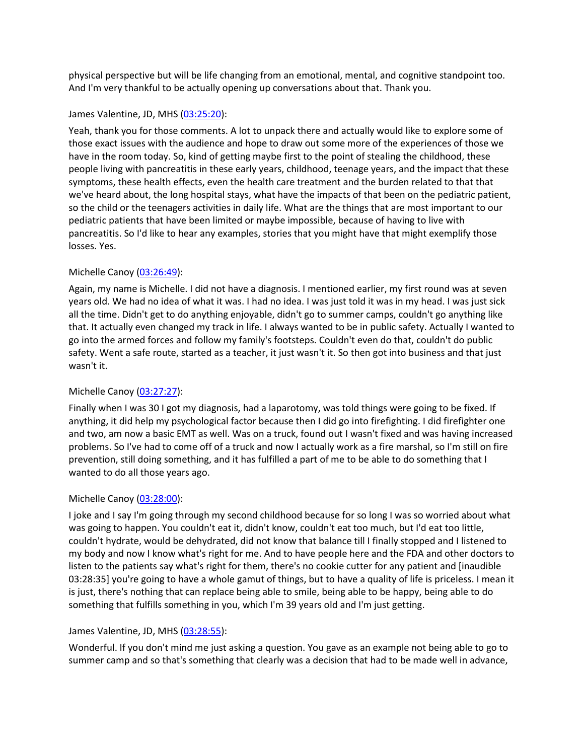physical perspective but will be life changing from an emotional, mental, and cognitive standpoint too. And I'm very thankful to be actually opening up conversations about that. Thank you.

James Valentine, JD, MHS ([03:25:20](#)):

Yeah, thank you for those comments. A lot to unpack there and actually would like to explore some of those exact issues with the audience and hope to draw out some more of the experiences of those we have in the room today. So, kind of getting maybe first to the point of stealing the childhood, these people living with pancreatitis in these early years, childhood, teenage years, and the impact that these symptoms, these health effects, even the health care treatment and the burden related to that that we've heard about, the long hospital stays, what have the impacts of that been on the pediatric patient, so the child or the teenagers activities in daily life. What are the things that are most important to our pediatric patients that have been limited or maybe impossible, because of having to live with pancreatitis. So I'd like to hear any examples, stories that you might have that might exemplify those losses. Yes.

Michelle Canoy ([03:26:49](#)):

Again, my name is Michelle. I did not have a diagnosis. I mentioned earlier, my first round was at seven years old. We had no idea of what it was. I had no idea. I was just told it was in my head. I was just sick all the time. Didn't get to do anything enjoyable, didn't go to summer camps, couldn't go anything like that. It actually even changed my track in life. I always wanted to be in public safety. Actually I wanted to go into the armed forces and follow my family's footsteps. Couldn't even do that, couldn't do public safety. Went a safe route, started as a teacher, it just wasn't it. So then got into business and that just wasn't it.

Michelle Canoy ([03:27:27](#)):

Finally when I was 30 I got my diagnosis, had a laparotomy, was told things were going to be fixed. If anything, it did help my psychological factor because then I did go into firefighting. I did firefighter one and two, am now a basic EMT as well. Was on a truck, found out I wasn't fixed and was having increased problems. So I've had to come off of a truck and now I actually work as a fire marshal, so I'm still on fire prevention, still doing something, and it has fulfilled a part of me to be able to do something that I wanted to do all those years ago.

Michelle Canoy ([03:28:00](#)):

I joke and I say I'm going through my second childhood because for so long I was so worried about what was going to happen. You couldn't eat it, didn't know, couldn't eat too much, but I'd eat too little, couldn't hydrate, would be dehydrated, did not know that balance till I finally stopped and I listened to my body and now I know what's right for me. And to have people here and the FDA and other doctors to listen to the patients say what's right for them, there's no cookie cutter for any patient and [inaudible 03:28:35] you're going to have a whole gamut of things, but to have a quality of life is priceless. I mean it is just, there's nothing that can replace being able to smile, being able to be happy, being able to do something that fulfills something in you, which I'm 39 years old and I'm just getting.

James Valentine, JD, MHS ([03:28:55](#)):

Wonderful. If you don't mind me just asking a question. You gave as an example not being able to go to summer camp and so that's something that clearly was a decision that had to be made well in advance,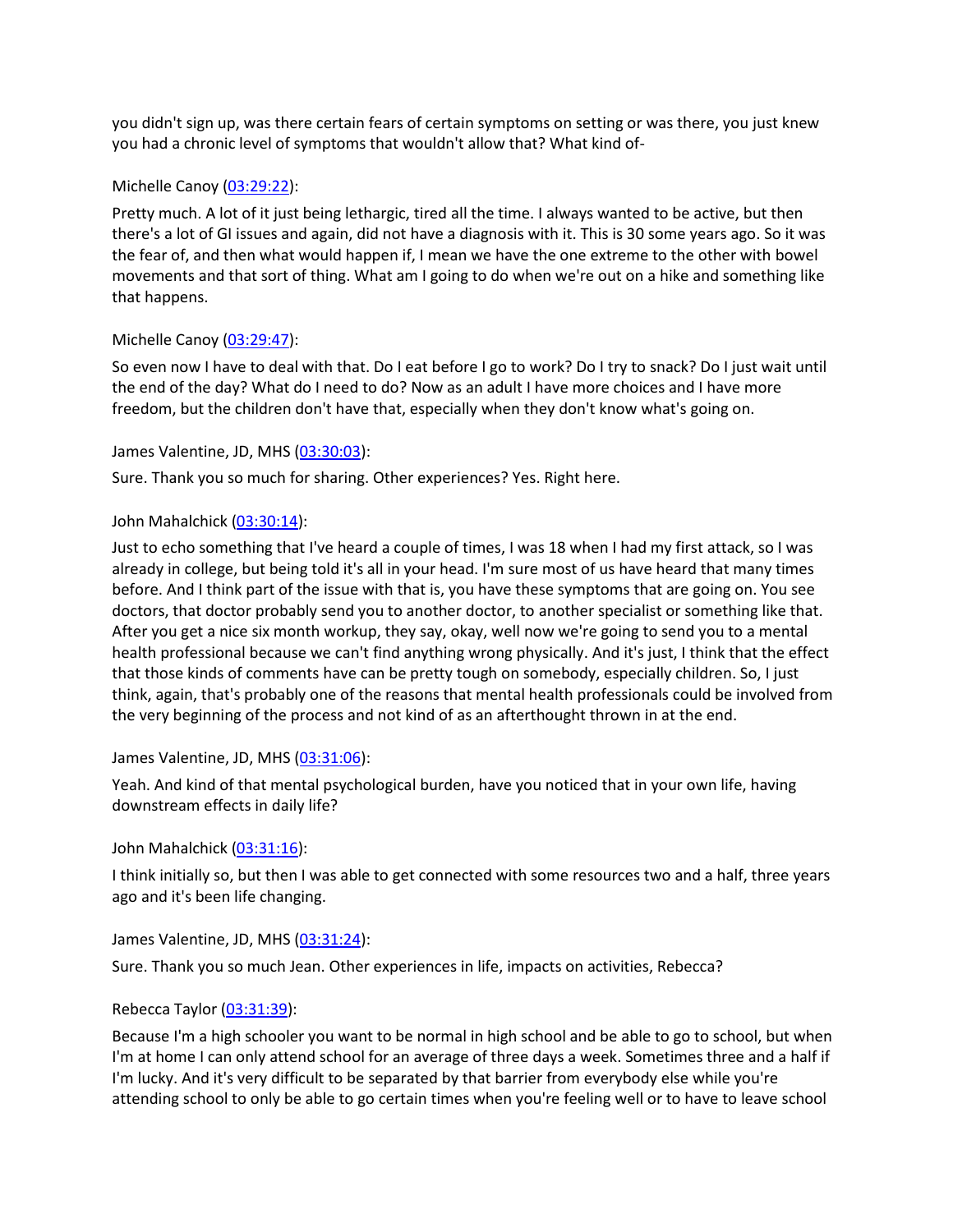you didn't sign up, was there certain fears of certain symptoms on setting or was there, you just knew you had a chronic level of symptoms that wouldn't allow that? What kind of-

Michelle Canoy (03:29:22):

Pretty much. A lot of it just being lethargic, tired all the time. I always wanted to be active, but then there's a lot of GI issues and again, did not have a diagnosis with it. This is 30 some years ago. So it was the fear of, and then what would happen if, I mean we have the one extreme to the other with bowel movements and that sort of thing. What am I going to do when we're out on a hike and something like that happens.

Michelle Canoy (03:29:47):

So even now I have to deal with that. Do I eat before I go to work? Do I try to snack? Do I just wait until the end of the day? What do I need to do? Now as an adult I have more choices and I have more freedom, but the children don't have that, especially when they don't know what's going on.

James Valentine, JD, MHS (03:30:03):

Sure. Thank you so much for sharing. Other experiences? Yes. Right here.

John Mahalchick (03:30:14):

Just to echo something that I've heard a couple of times, I was 18 when I had my first attack, so I was already in college, but being told it's all in your head. I'm sure most of us have heard that many times before. And I think part of the issue with that is, you have these symptoms that are going on. You see doctors, that doctor probably send you to another doctor, to another specialist or something like that. After you get a nice six month workup, they say, okay, well now we're going to send you to a mental health professional because we can't find anything wrong physically. And it's just, I think that the effect that those kinds of comments have can be pretty tough on somebody, especially children. So, I just think, again, that's probably one of the reasons that mental health professionals could be involved from the very beginning of the process and not kind of as an afterthought thrown in at the end.

James Valentine, JD, MHS (03:31:06):

Yeah. And kind of that mental psychological burden, have you noticed that in your own life, having downstream effects in daily life?

John Mahalchick (03:31:16):

I think initially so, but then I was able to get connected with some resources two and a half, three years ago and it's been life changing.

James Valentine, JD, MHS (03:31:24):

Sure. Thank you so much Jean. Other experiences in life, impacts on activities, Rebecca?

Rebecca Taylor (03:31:39):

Because I'm a high schooler you want to be normal in high school and be able to go to school, but when I'm at home I can only attend school for an average of three days a week. Sometimes three and a half if I'm lucky. And it's very difficult to be separated by that barrier from everybody else while you're attending school to only be able to go certain times when you're feeling well or to have to leave school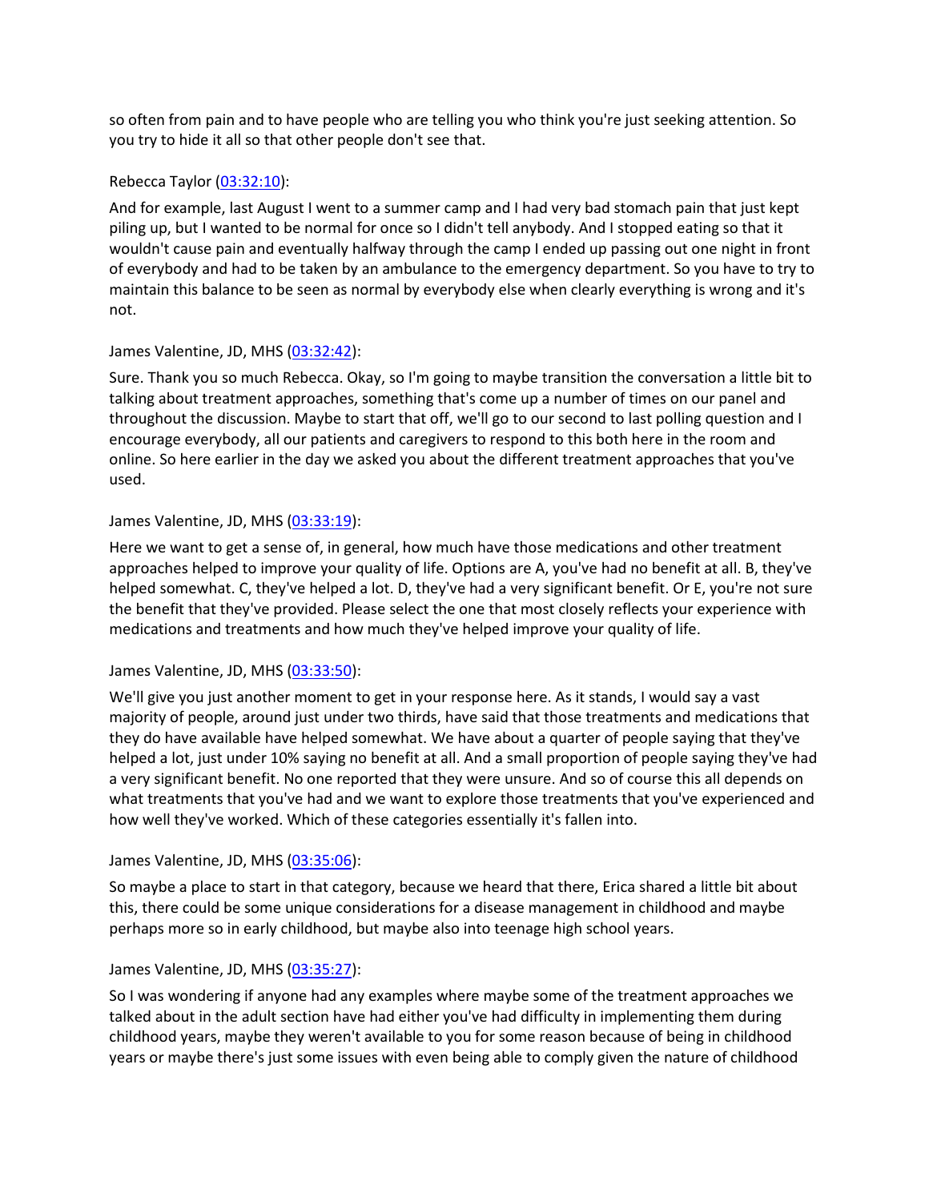so often from pain and to have people who are telling you who think you're just seeking attention. So you try to hide it all so that other people don't see that.

Rebecca Taylor (03:32:10):

And for example, last August I went to a summer camp and I had very bad stomach pain that just kept piling up, but I wanted to be normal for once so I didn't tell anybody. And I stopped eating so that it wouldn't cause pain and eventually halfway through the camp I ended up passing out one night in front of everybody and had to be taken by an ambulance to the emergency department. So you have to try to maintain this balance to be seen as normal by everybody else when clearly everything is wrong and it's not.

James Valentine, JD, MHS (03:32:42):

Sure. Thank you so much Rebecca. Okay, so I'm going to maybe transition the conversation a little bit to talking about treatment approaches, something that's come up a number of times on our panel and throughout the discussion. Maybe to start that off, we'll go to our second to last polling question and I encourage everybody, all our patients and caregivers to respond to this both here in the room and online. So here earlier in the day we asked you about the different treatment approaches that you've used.

James Valentine, JD, MHS (03:33:19):

Here we want to get a sense of, in general, how much have those medications and other treatment approaches helped to improve your quality of life. Options are A, you've had no benefit at all. B, they've helped somewhat. C, they've helped a lot. D, they've had a very significant benefit. Or E, you're not sure the benefit that they've provided. Please select the one that most closely reflects your experience with medications and treatments and how much they've helped improve your quality of life.

James Valentine, JD, MHS (03:33:50):

We'll give you just another moment to get in your response here. As it stands, I would say a vast majority of people, around just under two thirds, have said that those treatments and medications that they do have available have helped somewhat. We have about a quarter of people saying that they've helped a lot, just under 10% saying no benefit at all. And a small proportion of people saying they've had a very significant benefit. No one reported that they were unsure. And so of course this all depends on what treatments that you've had and we want to explore those treatments that you've experienced and how well they've worked. Which of these categories essentially it's fallen into.

James Valentine, JD, MHS (03:35:06):

So maybe a place to start in that category, because we heard that there, Erica shared a little bit about this, there could be some unique considerations for a disease management in childhood and maybe perhaps more so in early childhood, but maybe also into teenage high school years.

James Valentine, JD, MHS (03:35:27):

So I was wondering if anyone had any examples where maybe some of the treatment approaches we talked about in the adult section have had either you've had difficulty in implementing them during childhood years, maybe they weren't available to you for some reason because of being in childhood years or maybe there's just some issues with even being able to comply given the nature of childhood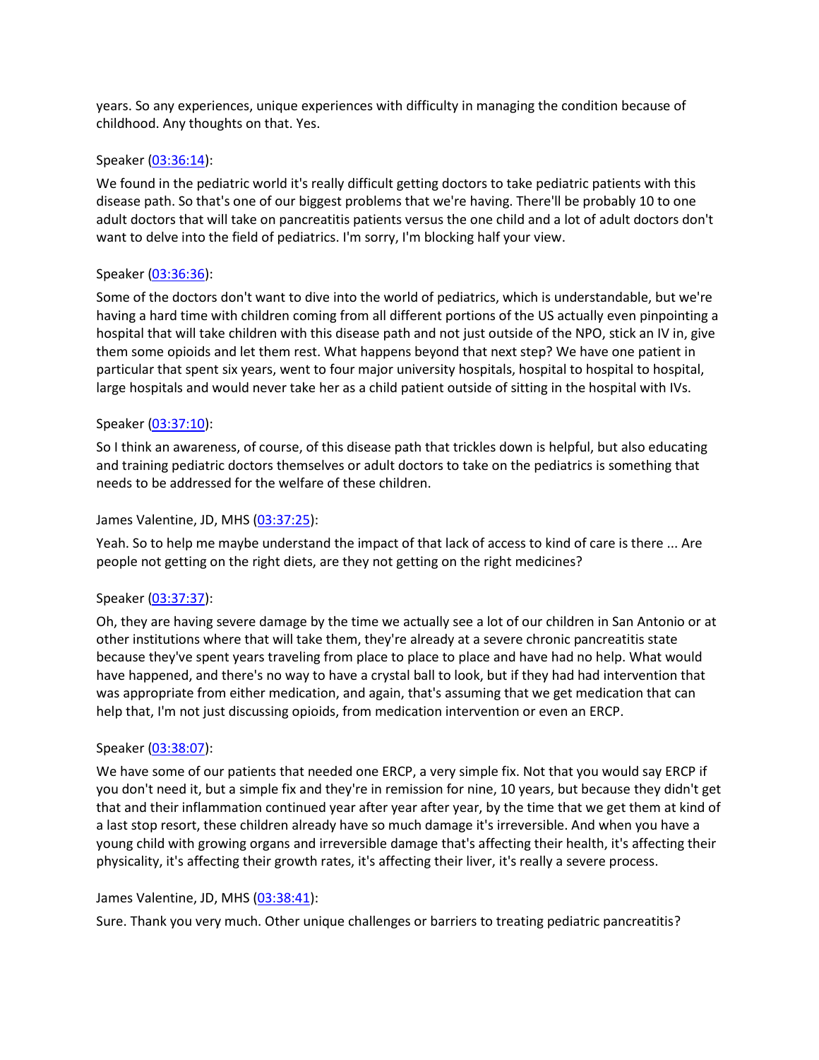years. So any experiences, unique experiences with difficulty in managing the condition because of childhood. Any thoughts on that. Yes.

Speaker (03:36:14):

We found in the pediatric world it's really difficult getting doctors to take pediatric patients with this disease path. So that's one of our biggest problems that we're having. There'll be probably 10 to one adult doctors that will take on pancreatitis patients versus the one child and a lot of adult doctors don't want to delve into the field of pediatrics. I'm sorry, I'm blocking half your view.

Speaker (03:36:36):

Some of the doctors don't want to dive into the world of pediatrics, which is understandable, but we're having a hard time with children coming from all different portions of the US actually even pinpointing a hospital that will take children with this disease path and not just outside of the NPO, stick an IV in, give them some opioids and let them rest. What happens beyond that next step? We have one patient in particular that spent six years, went to four major university hospitals, hospital to hospital to hospital, large hospitals and would never take her as a child patient outside of sitting in the hospital with IVs.

Speaker (03:37:10):

So I think an awareness, of course, of this disease path that trickles down is helpful, but also educating and training pediatric doctors themselves or adult doctors to take on the pediatrics is something that needs to be addressed for the welfare of these children.

James Valentine, JD, MHS (03:37:25):

Yeah. So to help me maybe understand the impact of that lack of access to kind of care is there ... Are people not getting on the right diets, are they not getting on the right medicines?

Speaker (03:37:37):

Oh, they are having severe damage by the time we actually see a lot of our children in San Antonio or at other institutions where that will take them, they're already at a severe chronic pancreatitis state because they've spent years traveling from place to place to place and have had no help. What would have happened, and there's no way to have a crystal ball to look, but if they had had intervention that was appropriate from either medication, and again, that's assuming that we get medication that can help that, I'm not just discussing opioids, from medication intervention or even an ERCP.

Speaker (03:38:07):

We have some of our patients that needed one ERCP, a very simple fix. Not that you would say ERCP if you don't need it, but a simple fix and they're in remission for nine, 10 years, but because they didn't get that and their inflammation continued year after year after year, by the time that we get them at kind of a last stop resort, these children already have so much damage it's irreversible. And when you have a young child with growing organs and irreversible damage that's affecting their health, it's affecting their physicality, it's affecting their growth rates, it's affecting their liver, it's really a severe process.

James Valentine, JD, MHS (03:38:41):

Sure. Thank you very much. Other unique challenges or barriers to treating pediatric pancreatitis?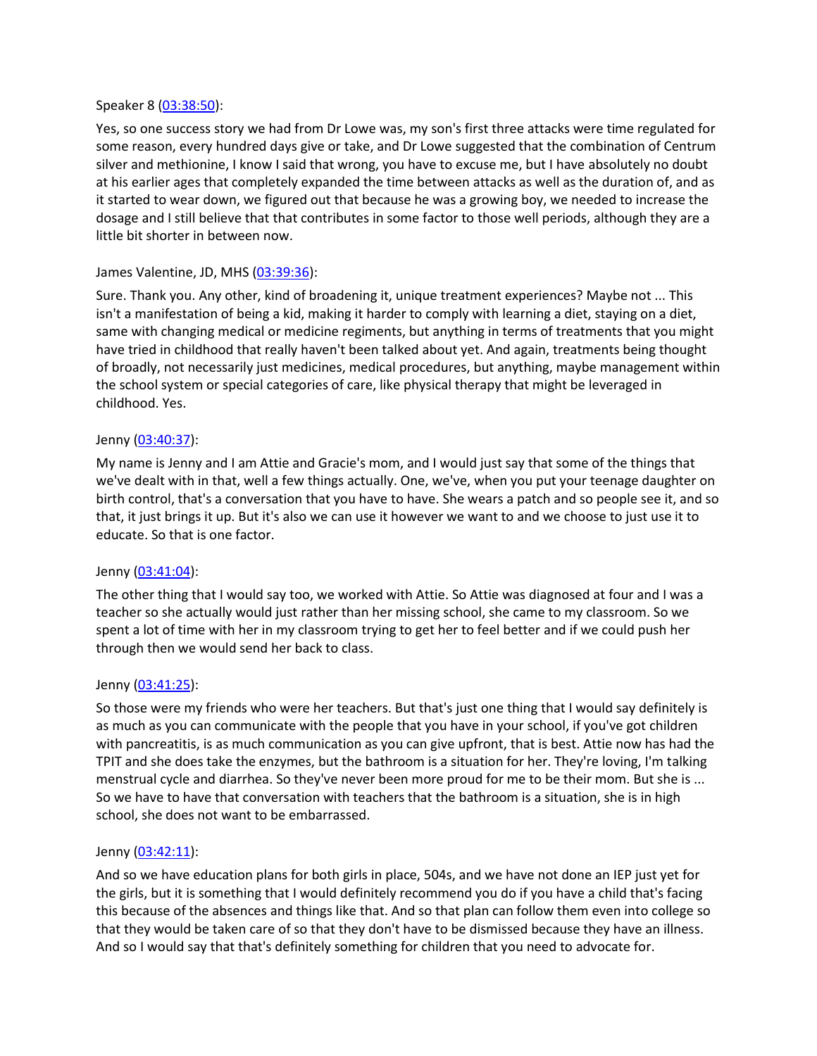Speaker 8 ([03:38:50]()):

Yes, so one success story we had from Dr Lowe was, my son's first three attacks were time regulated for some reason, every hundred days give or take, and Dr Lowe suggested that the combination of Centrum silver and methionine, I know I said that wrong, you have to excuse me, but I have absolutely no doubt at his earlier ages that completely expanded the time between attacks as well as the duration of, and as it started to wear down, we figured out that because he was a growing boy, we needed to increase the dosage and I still believe that that contributes in some factor to those well periods, although they are a little bit shorter in between now.

James Valentine, JD, MHS ([03:39:36]()):

Sure. Thank you. Any other, kind of broadening it, unique treatment experiences? Maybe not ... This isn't a manifestation of being a kid, making it harder to comply with learning a diet, staying on a diet, same with changing medical or medicine regiments, but anything in terms of treatments that you might have tried in childhood that really haven't been talked about yet. And again, treatments being thought of broadly, not necessarily just medicines, medical procedures, but anything, maybe management within the school system or special categories of care, like physical therapy that might be leveraged in childhood. Yes.

Jenny ([03:40:37]()):

My name is Jenny and I am Attie and Gracie's mom, and I would just say that some of the things that we've dealt with in that, well a few things actually. One, we've, when you put your teenage daughter on birth control, that's a conversation that you have to have. She wears a patch and so people see it, and so that, it just brings it up. But it's also we can use it however we want to and we choose to just use it to educate. So that is one factor.

Jenny ([03:41:04]()):

The other thing that I would say too, we worked with Attie. So Attie was diagnosed at four and I was a teacher so she actually would just rather than her missing school, she came to my classroom. So we spent a lot of time with her in my classroom trying to get her to feel better and if we could push her through then we would send her back to class.

Jenny ([03:41:25]()):

So those were my friends who were her teachers. But that's just one thing that I would say definitely is as much as you can communicate with the people that you have in your school, if you've got children with pancreatitis, is as much communication as you can give upfront, that is best. Attie now has had the TPIT and she does take the enzymes, but the bathroom is a situation for her. They're loving, I'm talking menstrual cycle and diarrhea. So they've never been more proud for me to be their mom. But she is ... So we have to have that conversation with teachers that the bathroom is a situation, she is in high school, she does not want to be embarrassed.

Jenny ([03:42:11]()):

And so we have education plans for both girls in place, 504s, and we have not done an IEP just yet for the girls, but it is something that I would definitely recommend you do if you have a child that's facing this because of the absences and things like that. And so that plan can follow them even into college so that they would be taken care of so that they don't have to be dismissed because they have an illness. And so I would say that that's definitely something for children that you need to advocate for.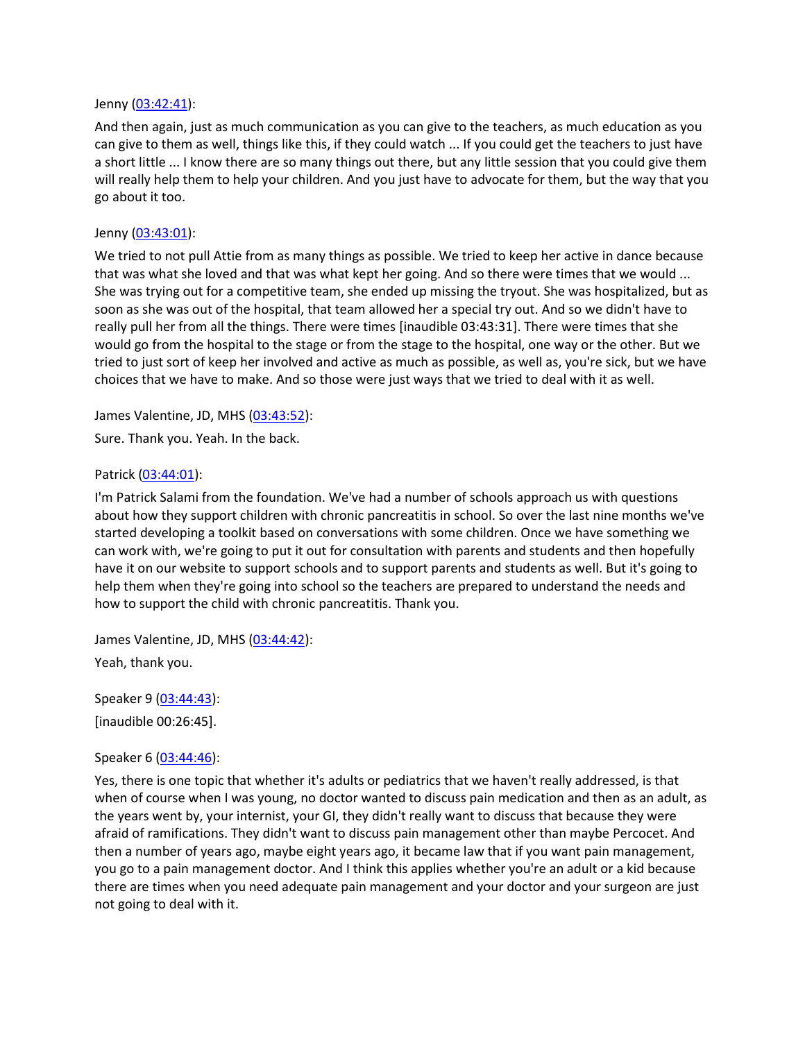Jenny ([03:42:41](#)):

And then again, just as much communication as you can give to the teachers, as much education as you can give to them as well, things like this, if they could watch ... If you could get the teachers to just have a short little ... I know there are so many things out there, but any little session that you could give them will really help them to help your children. And you just have to advocate for them, but the way that you go about it too.

Jenny ([03:43:01](#)):

We tried to not pull Attie from as many things as possible. We tried to keep her active in dance because that was what she loved and that was what kept her going. And so there were times that we would ... She was trying out for a competitive team, she ended up missing the tryout. She was hospitalized, but as soon as she was out of the hospital, that team allowed her a special try out. And so we didn't have to really pull her from all the things. There were times [inaudible 03:43:31]. There were times that she would go from the hospital to the stage or from the stage to the hospital, one way or the other. But we tried to just sort of keep her involved and active as much as possible, as well as, you're sick, but we have choices that we have to make. And so those were just ways that we tried to deal with it as well.

James Valentine, JD, MHS ([03:43:52](#)):

Sure. Thank you. Yeah. In the back.

Patrick ([03:44:01](#)):

I'm Patrick Salami from the foundation. We've had a number of schools approach us with questions about how they support children with chronic pancreatitis in school. So over the last nine months we've started developing a toolkit based on conversations with some children. Once we have something we can work with, we're going to put it out for consultation with parents and students and then hopefully have it on our website to support schools and to support parents and students as well. But it's going to help them when they're going into school so the teachers are prepared to understand the needs and how to support the child with chronic pancreatitis. Thank you.

James Valentine, JD, MHS ([03:44:42](#)):

Yeah, thank you.

Speaker 9 ([03:44:43](#)):

[inaudible 00:26:45].

Speaker 6 ([03:44:46](#)):

Yes, there is one topic that whether it's adults or pediatrics that we haven't really addressed, is that when of course when I was young, no doctor wanted to discuss pain medication and then as an adult, as the years went by, your internist, your GI, they didn't really want to discuss that because they were afraid of ramifications. They didn't want to discuss pain management other than maybe Percocet. And then a number of years ago, maybe eight years ago, it became law that if you want pain management, you go to a pain management doctor. And I think this applies whether you're an adult or a kid because there are times when you need adequate pain management and your doctor and your surgeon are just not going to deal with it.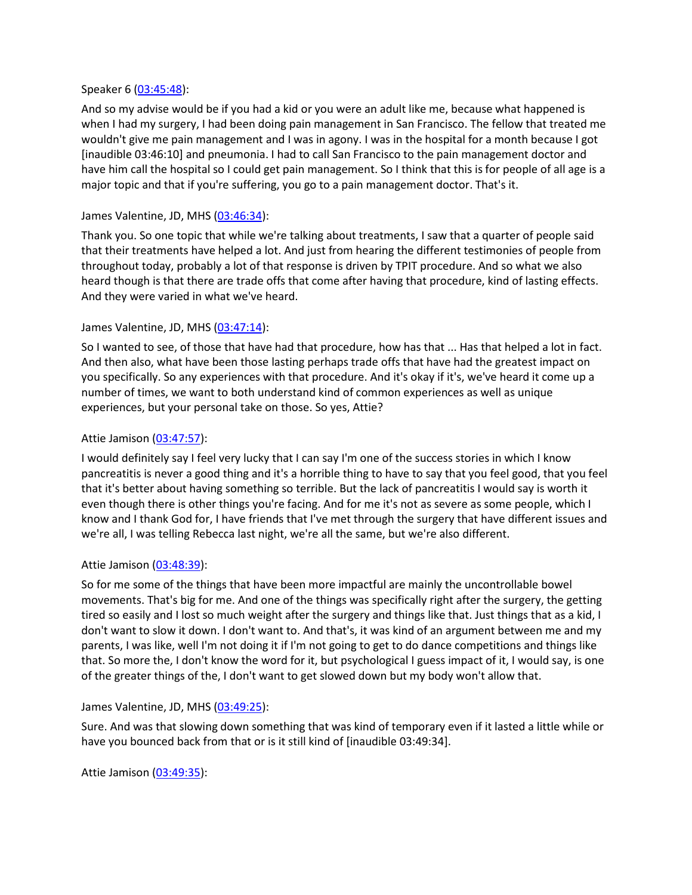Speaker 6 (03:45:48):

And so my advise would be if you had a kid or you were an adult like me, because what happened is when I had my surgery, I had been doing pain management in San Francisco. The fellow that treated me wouldn't give me pain management and I was in agony. I was in the hospital for a month because I got [inaudible 03:46:10] and pneumonia. I had to call San Francisco to the pain management doctor and have him call the hospital so I could get pain management. So I think that this is for people of all age is a major topic and that if you're suffering, you go to a pain management doctor. That's it.

James Valentine, JD, MHS (03:46:34):

Thank you. So one topic that while we're talking about treatments, I saw that a quarter of people said that their treatments have helped a lot. And just from hearing the different testimonies of people from throughout today, probably a lot of that response is driven by TPIT procedure. And so what we also heard though is that there are trade offs that come after having that procedure, kind of lasting effects. And they were varied in what we've heard.

James Valentine, JD, MHS (03:47:14):

So I wanted to see, of those that have had that procedure, how has that ... Has that helped a lot in fact. And then also, what have been those lasting perhaps trade offs that have had the greatest impact on you specifically. So any experiences with that procedure. And it's okay if it's, we've heard it come up a number of times, we want to both understand kind of common experiences as well as unique experiences, but your personal take on those. So yes, Attie?

Attie Jamison (03:47:57):

I would definitely say I feel very lucky that I can say I'm one of the success stories in which I know pancreatitis is never a good thing and it's a horrible thing to have to say that you feel good, that you feel that it's better about having something so terrible. But the lack of pancreatitis I would say is worth it even though there is other things you're facing. And for me it's not as severe as some people, which I know and I thank God for, I have friends that I've met through the surgery that have different issues and we're all, I was telling Rebecca last night, we're all the same, but we're also different.

Attie Jamison (03:48:39):

So for me some of the things that have been more impactful are mainly the uncontrollable bowel movements. That's big for me. And one of the things was specifically right after the surgery, the getting tired so easily and I lost so much weight after the surgery and things like that. Just things that as a kid, I don't want to slow it down. I don't want to. And that's, it was kind of an argument between me and my parents, I was like, well I'm not doing it if I'm not going to get to do dance competitions and things like that. So more the, I don't know the word for it, but psychological I guess impact of it, I would say, is one of the greater things of the, I don't want to get slowed down but my body won't allow that.

James Valentine, JD, MHS (03:49:25):

Sure. And was that slowing down something that was kind of temporary even if it lasted a little while or have you bounced back from that or is it still kind of [inaudible 03:49:34].

Attie Jamison (03:49:35):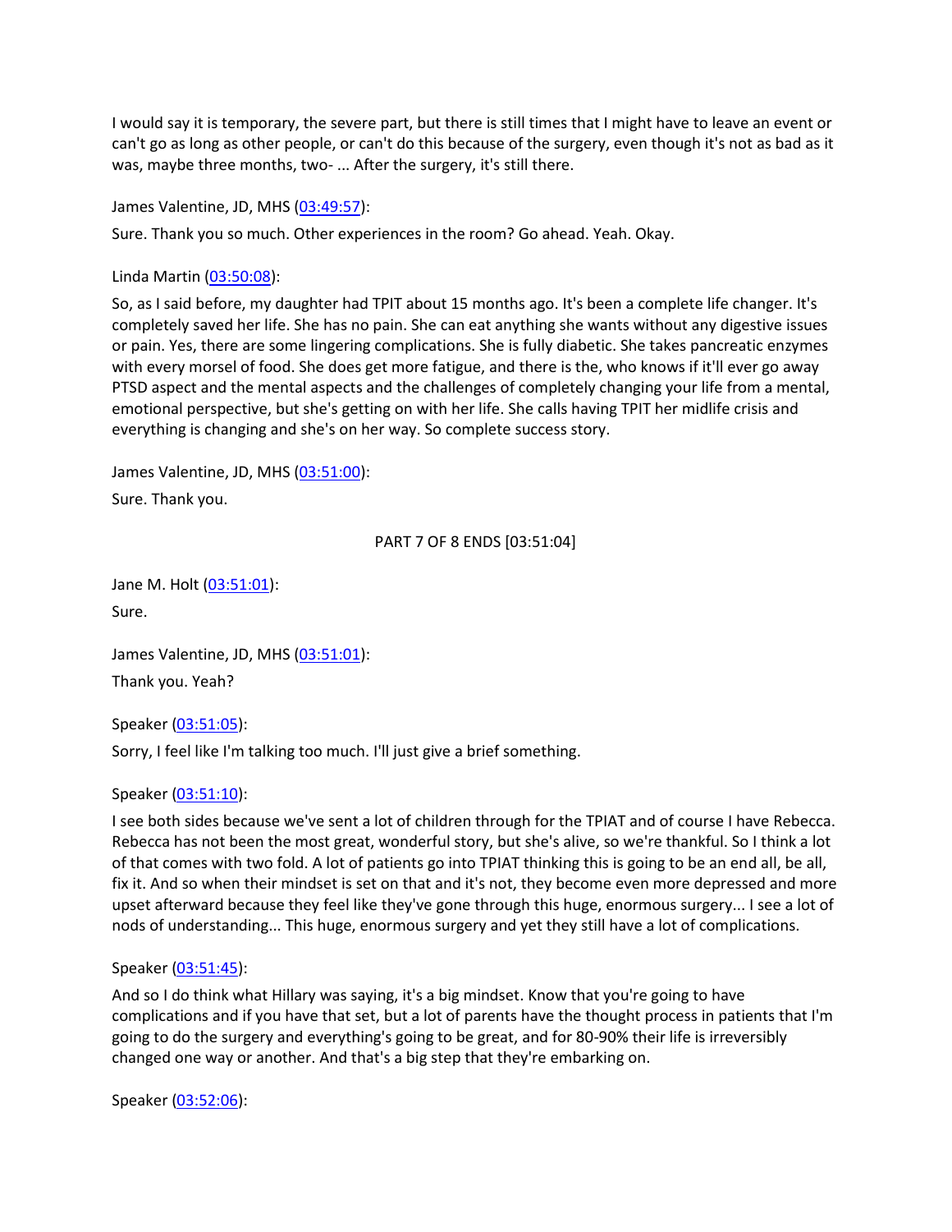I would say it is temporary, the severe part, but there is still times that I might have to leave an event or can't go as long as other people, or can't do this because of the surgery, even though it's not as bad as it was, maybe three months, two- ... After the surgery, it's still there.

James Valentine, JD, MHS (03:49:57):

Sure. Thank you so much. Other experiences in the room? Go ahead. Yeah. Okay.

Linda Martin (03:50:08):

So, as I said before, my daughter had TPIT about 15 months ago. It's been a complete life changer. It's completely saved her life. She has no pain. She can eat anything she wants without any digestive issues or pain. Yes, there are some lingering complications. She is fully diabetic. She takes pancreatic enzymes with every morsel of food. She does get more fatigue, and there is the, who knows if it'll ever go away PTSD aspect and the mental aspects and the challenges of completely changing your life from a mental, emotional perspective, but she's getting on with her life. She calls having TPIT her midlife crisis and everything is changing and she's on her way. So complete success story.

James Valentine, JD, MHS (03:51:00):

Sure. Thank you.

PART 7 OF 8 ENDS [03:51:04]

Jane M. Holt (03:51:01):

Sure.

James Valentine, JD, MHS (03:51:01):

Thank you. Yeah?

Speaker (03:51:05):

Sorry, I feel like I'm talking too much. I'll just give a brief something.

Speaker (03:51:10):

I see both sides because we've sent a lot of children through for the TPIAT and of course I have Rebecca. Rebecca has not been the most great, wonderful story, but she's alive, so we're thankful. So I think a lot of that comes with two fold. A lot of patients go into TPIAT thinking this is going to be an end all, be all, fix it. And so when their mindset is set on that and it's not, they become even more depressed and more upset afterward because they feel like they've gone through this huge, enormous surgery... I see a lot of nods of understanding... This huge, enormous surgery and yet they still have a lot of complications.

Speaker (03:51:45):

And so I do think what Hillary was saying, it's a big mindset. Know that you're going to have complications and if you have that set, but a lot of parents have the thought process in patients that I'm going to do the surgery and everything's going to be great, and for 80-90% their life is irreversibly changed one way or another. And that's a big step that they're embarking on.

Speaker (03:52:06):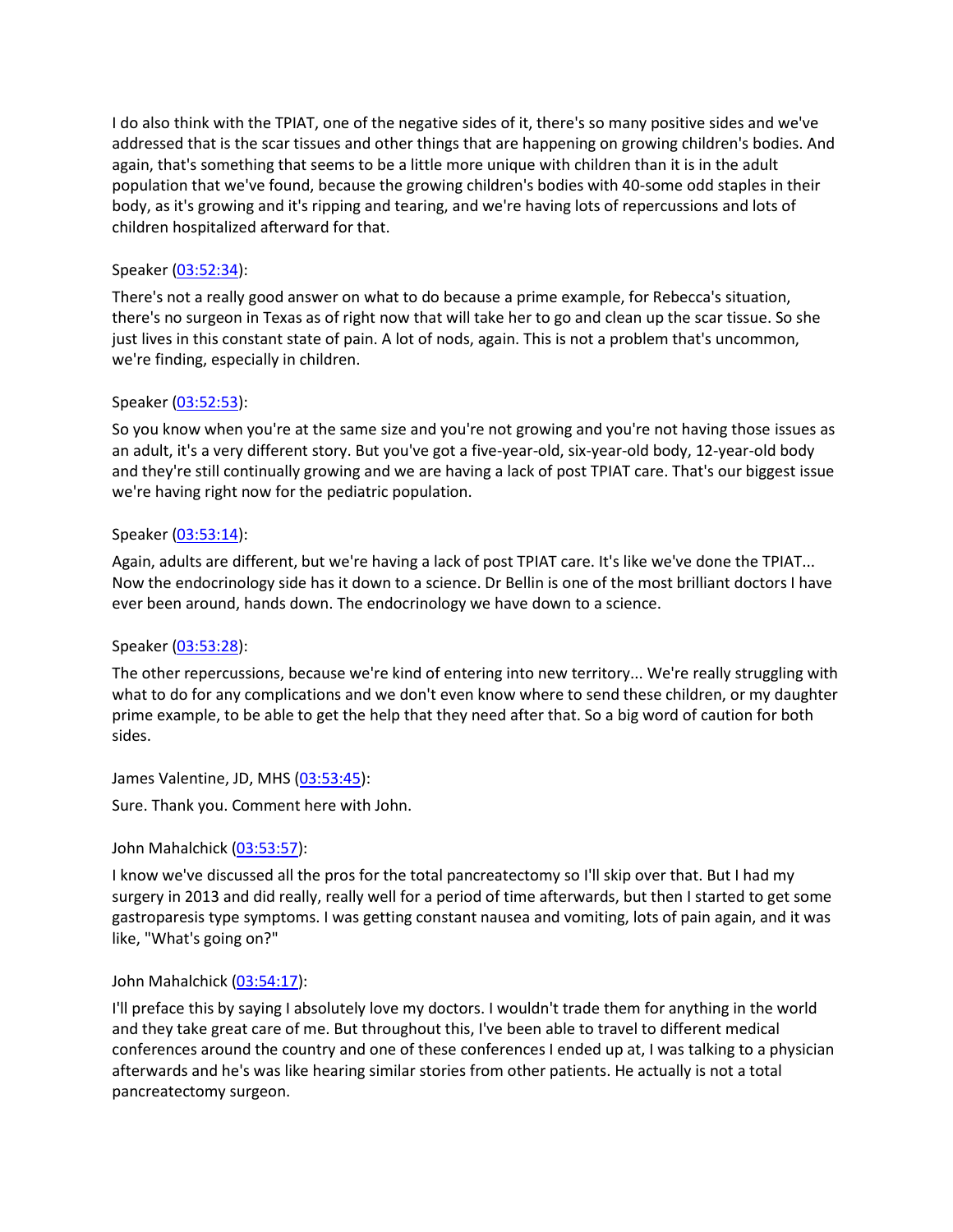I do also think with the TPIAT, one of the negative sides of it, there's so many positive sides and we've addressed that is the scar tissues and other things that are happening on growing children's bodies. And again, that's something that seems to be a little more unique with children than it is in the adult population that we've found, because the growing children's bodies with 40-some odd staples in their body, as it's growing and it's ripping and tearing, and we're having lots of repercussions and lots of children hospitalized afterward for that.

Speaker (03:52:34):

There's not a really good answer on what to do because a prime example, for Rebecca's situation, there's no surgeon in Texas as of right now that will take her to go and clean up the scar tissue. So she just lives in this constant state of pain. A lot of nods, again. This is not a problem that's uncommon, we're finding, especially in children.

Speaker (03:52:53):

So you know when you're at the same size and you're not growing and you're not having those issues as an adult, it's a very different story. But you've got a five-year-old, six-year-old body, 12-year-old body and they're still continually growing and we are having a lack of post TPIAT care. That's our biggest issue we're having right now for the pediatric population.

Speaker (03:53:14):

Again, adults are different, but we're having a lack of post TPIAT care. It's like we've done the TPIAT... Now the endocrinology side has it down to a science. Dr Bellin is one of the most brilliant doctors I have ever been around, hands down. The endocrinology we have down to a science.

Speaker (03:53:28):

The other repercussions, because we're kind of entering into new territory... We're really struggling with what to do for any complications and we don't even know where to send these children, or my daughter prime example, to be able to get the help that they need after that. So a big word of caution for both sides.

James Valentine, JD, MHS (03:53:45):

Sure. Thank you. Comment here with John.

John Mahalchick (03:53:57):

I know we've discussed all the pros for the total pancreatectomy so I'll skip over that. But I had my surgery in 2013 and did really, really well for a period of time afterwards, but then I started to get some gastroparesis type symptoms. I was getting constant nausea and vomiting, lots of pain again, and it was like, "What's going on?"

John Mahalchick (03:54:17):

I'll preface this by saying I absolutely love my doctors. I wouldn't trade them for anything in the world and they take great care of me. But throughout this, I've been able to travel to different medical conferences around the country and one of these conferences I ended up at, I was talking to a physician afterwards and he's was like hearing similar stories from other patients. He actually is not a total pancreatectomy surgeon.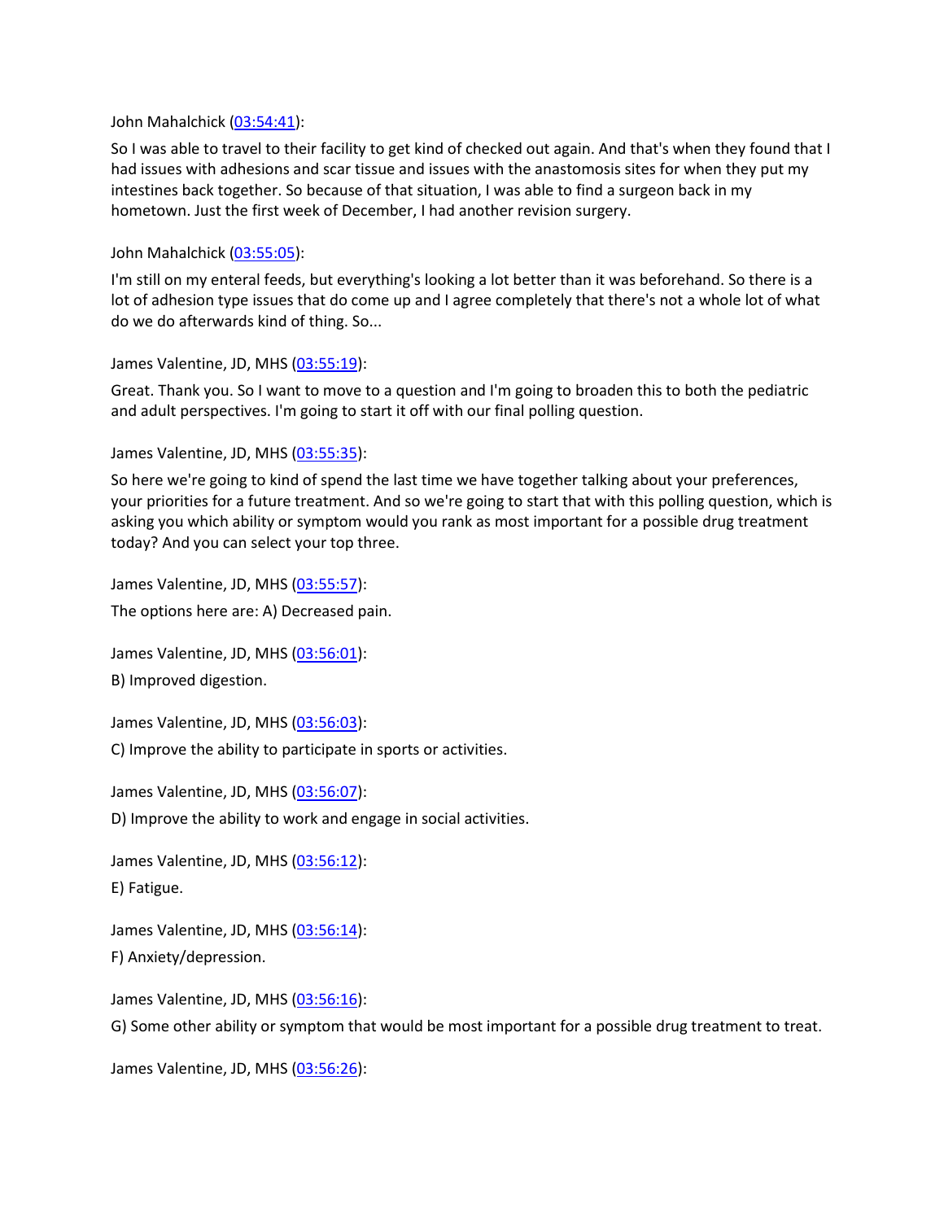John Mahalchick ([03:54:41](#)):

So I was able to travel to their facility to get kind of checked out again. And that's when they found that I had issues with adhesions and scar tissue and issues with the anastomosis sites for when they put my intestines back together. So because of that situation, I was able to find a surgeon back in my hometown. Just the first week of December, I had another revision surgery.

John Mahalchick ([03:55:05](#)):

I'm still on my enteral feeds, but everything's looking a lot better than it was beforehand. So there is a lot of adhesion type issues that do come up and I agree completely that there's not a whole lot of what do we do afterwards kind of thing. So...

James Valentine, JD, MHS ([03:55:19](#)):

Great. Thank you. So I want to move to a question and I'm going to broaden this to both the pediatric and adult perspectives. I'm going to start it off with our final polling question.

James Valentine, JD, MHS ([03:55:35](#)):

So here we're going to kind of spend the last time we have together talking about your preferences, your priorities for a future treatment. And so we're going to start that with this polling question, which is asking you which ability or symptom would you rank as most important for a possible drug treatment today? And you can select your top three.

James Valentine, JD, MHS ([03:55:57](#)):

The options here are: A) Decreased pain.

James Valentine, JD, MHS ([03:56:01](#)):

B) Improved digestion.

James Valentine, JD, MHS ([03:56:03](#)):

C) Improve the ability to participate in sports or activities.

James Valentine, JD, MHS ([03:56:07](#)):

D) Improve the ability to work and engage in social activities.

James Valentine, JD, MHS ([03:56:12](#)):

E) Fatigue.

James Valentine, JD, MHS ([03:56:14](#)):

F) Anxiety/depression.

James Valentine, JD, MHS ([03:56:16](#)):

G) Some other ability or symptom that would be most important for a possible drug treatment to treat.

James Valentine, JD, MHS ([03:56:26](#)):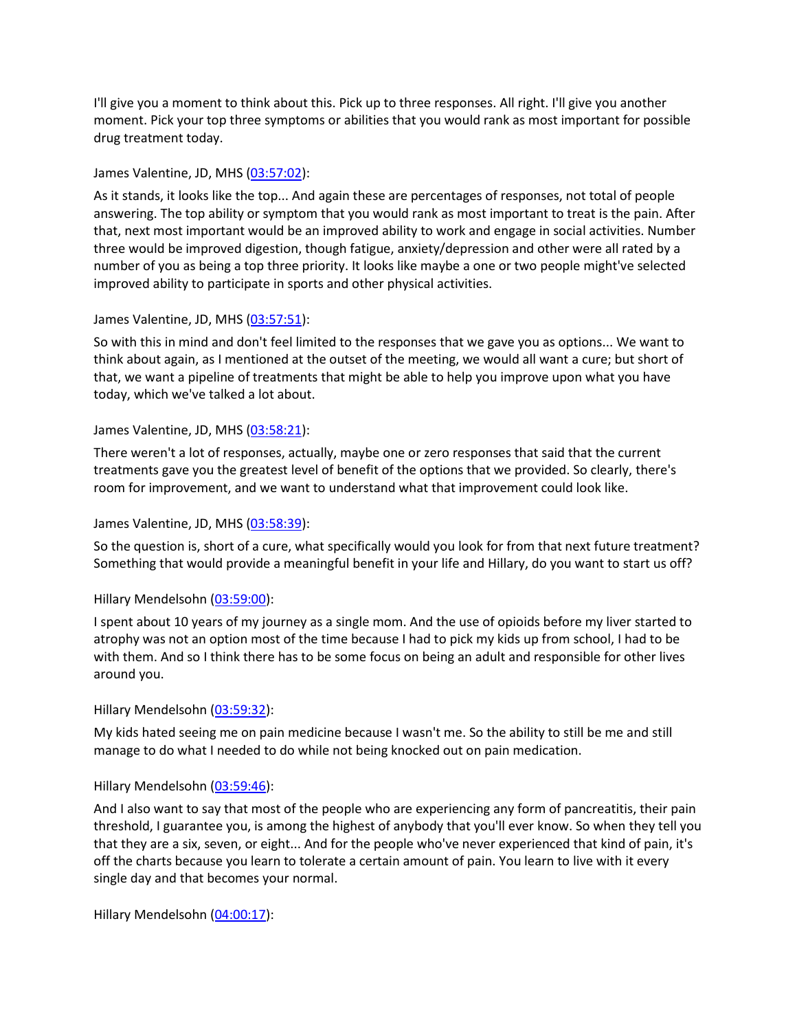I'll give you a moment to think about this. Pick up to three responses. All right. I'll give you another moment. Pick your top three symptoms or abilities that you would rank as most important for possible drug treatment today.

James Valentine, JD, MHS (03:57:02):

As it stands, it looks like the top... And again these are percentages of responses, not total of people answering. The top ability or symptom that you would rank as most important to treat is the pain. After that, next most important would be an improved ability to work and engage in social activities. Number three would be improved digestion, though fatigue, anxiety/depression and other were all rated by a number of you as being a top three priority. It looks like maybe a one or two people might've selected improved ability to participate in sports and other physical activities.

James Valentine, JD, MHS (03:57:51):

So with this in mind and don't feel limited to the responses that we gave you as options... We want to think about again, as I mentioned at the outset of the meeting, we would all want a cure; but short of that, we want a pipeline of treatments that might be able to help you improve upon what you have today, which we've talked a lot about.

James Valentine, JD, MHS (03:58:21):

There weren't a lot of responses, actually, maybe one or zero responses that said that the current treatments gave you the greatest level of benefit of the options that we provided. So clearly, there's room for improvement, and we want to understand what that improvement could look like.

James Valentine, JD, MHS (03:58:39):

So the question is, short of a cure, what specifically would you look for from that next future treatment? Something that would provide a meaningful benefit in your life and Hillary, do you want to start us off?

Hillary Mendelsohn (03:59:00):

I spent about 10 years of my journey as a single mom. And the use of opioids before my liver started to atrophy was not an option most of the time because I had to pick my kids up from school, I had to be with them. And so I think there has to be some focus on being an adult and responsible for other lives around you.

Hillary Mendelsohn (03:59:32):

My kids hated seeing me on pain medicine because I wasn't me. So the ability to still be me and still manage to do what I needed to do while not being knocked out on pain medication.

Hillary Mendelsohn (03:59:46):

And I also want to say that most of the people who are experiencing any form of pancreatitis, their pain threshold, I guarantee you, is among the highest of anybody that you'll ever know. So when they tell you that they are a six, seven, or eight... And for the people who've never experienced that kind of pain, it's off the charts because you learn to tolerate a certain amount of pain. You learn to live with it every single day and that becomes your normal.

Hillary Mendelsohn (04:00:17):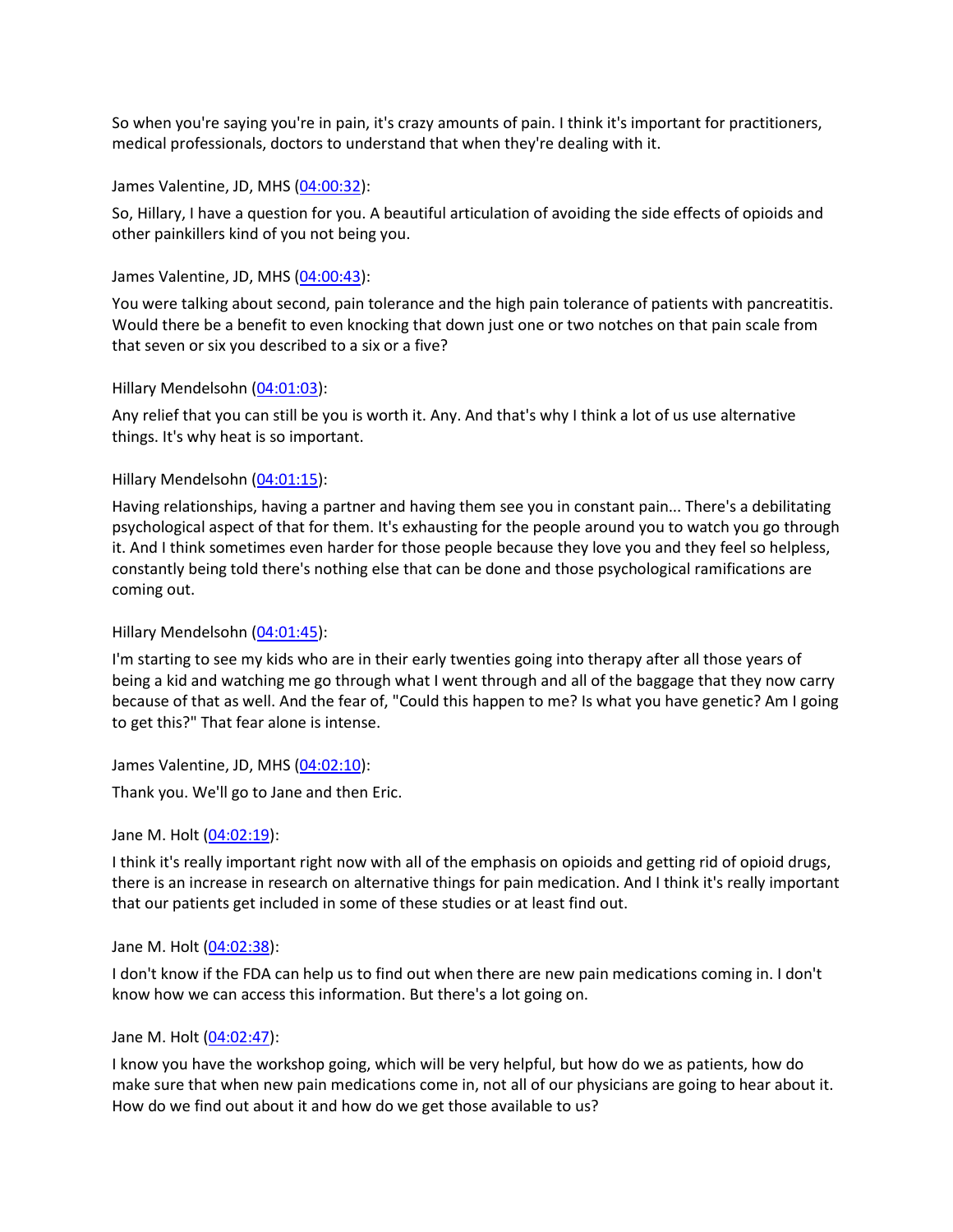So when you're saying you're in pain, it's crazy amounts of pain. I think it's important for practitioners, medical professionals, doctors to understand that when they're dealing with it.

James Valentine, JD, MHS ([04:00:32](#)):

So, Hillary, I have a question for you. A beautiful articulation of avoiding the side effects of opioids and other painkillers kind of you not being you.

James Valentine, JD, MHS ([04:00:43](#)):

You were talking about second, pain tolerance and the high pain tolerance of patients with pancreatitis. Would there be a benefit to even knocking that down just one or two notches on that pain scale from that seven or six you described to a six or a five?

Hillary Mendelsohn ([04:01:03](#)):

Any relief that you can still be you is worth it. Any. And that's why I think a lot of us use alternative things. It's why heat is so important.

Hillary Mendelsohn ([04:01:15](#)):

Having relationships, having a partner and having them see you in constant pain... There's a debilitating psychological aspect of that for them. It's exhausting for the people around you to watch you go through it. And I think sometimes even harder for those people because they love you and they feel so helpless, constantly being told there's nothing else that can be done and those psychological ramifications are coming out.

Hillary Mendelsohn ([04:01:45](#)):

I'm starting to see my kids who are in their early twenties going into therapy after all those years of being a kid and watching me go through what I went through and all of the baggage that they now carry because of that as well. And the fear of, "Could this happen to me? Is what you have genetic? Am I going to get this?" That fear alone is intense.

James Valentine, JD, MHS ([04:02:10](#)):

Thank you. We'll go to Jane and then Eric.

Jane M. Holt ([04:02:19](#)):

I think it's really important right now with all of the emphasis on opioids and getting rid of opioid drugs, there is an increase in research on alternative things for pain medication. And I think it's really important that our patients get included in some of these studies or at least find out.

Jane M. Holt ([04:02:38](#)):

I don't know if the FDA can help us to find out when there are new pain medications coming in. I don't know how we can access this information. But there's a lot going on.

Jane M. Holt ([04:02:47](#)):

I know you have the workshop going, which will be very helpful, but how do we as patients, how do make sure that when new pain medications come in, not all of our physicians are going to hear about it. How do we find out about it and how do we get those available to us?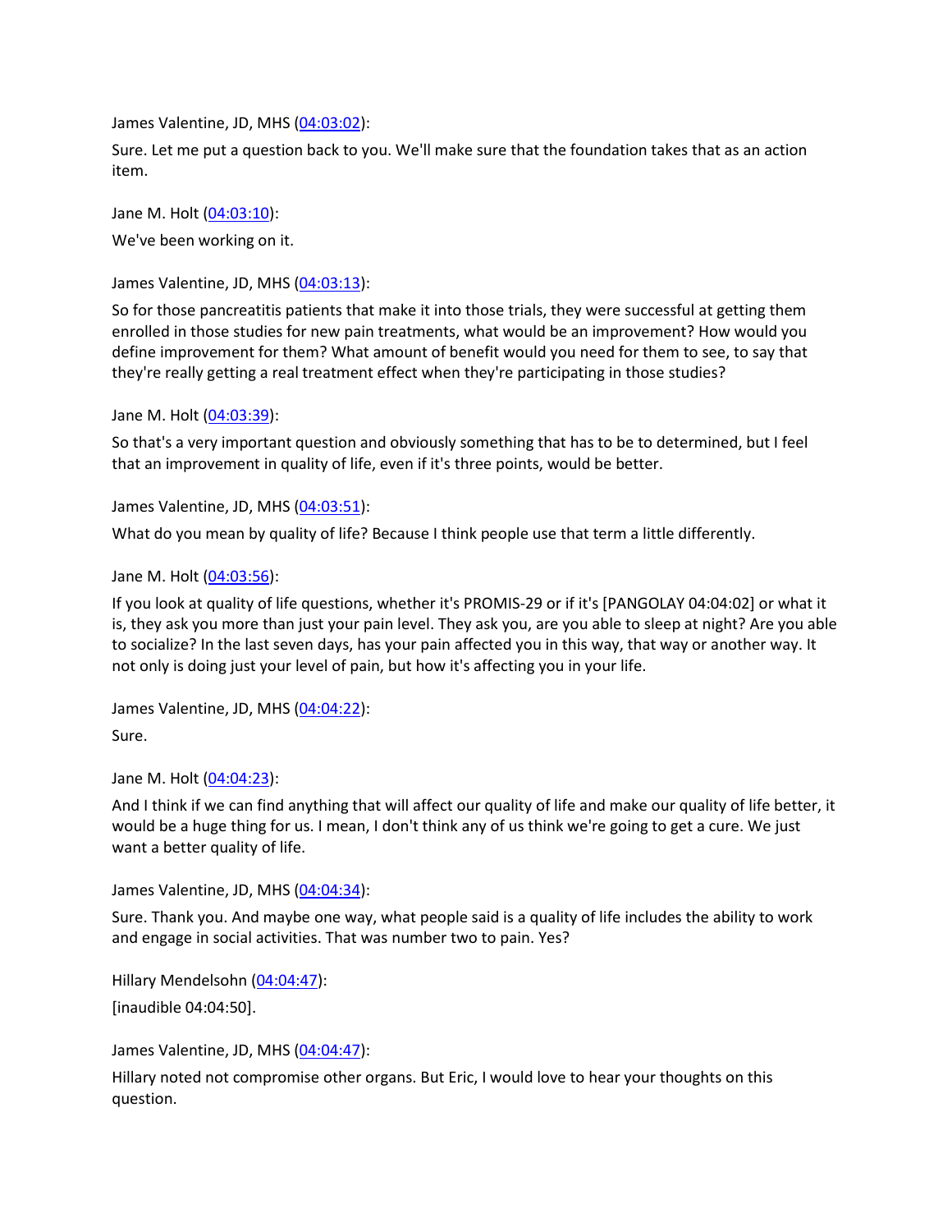James Valentine, JD, MHS ([04:03:02](#)):

Sure. Let me put a question back to you. We'll make sure that the foundation takes that as an action item.

Jane M. Holt ([04:03:10](#)):

We've been working on it.

James Valentine, JD, MHS ([04:03:13](#)):

So for those pancreatitis patients that make it into those trials, they were successful at getting them enrolled in those studies for new pain treatments, what would be an improvement? How would you define improvement for them? What amount of benefit would you need for them to see, to say that they're really getting a real treatment effect when they're participating in those studies?

Jane M. Holt ([04:03:39](#)):

So that's a very important question and obviously something that has to be to determined, but I feel that an improvement in quality of life, even if it's three points, would be better.

James Valentine, JD, MHS ([04:03:51](#)):

What do you mean by quality of life? Because I think people use that term a little differently.

Jane M. Holt ([04:03:56](#)):

If you look at quality of life questions, whether it's PROMIS-29 or if it's [PANGOLAY 04:04:02] or what it is, they ask you more than just your pain level. They ask you, are you able to sleep at night? Are you able to socialize? In the last seven days, has your pain affected you in this way, that way or another way. It not only is doing just your level of pain, but how it's affecting you in your life.

James Valentine, JD, MHS ([04:04:22](#)):

Sure.

Jane M. Holt ([04:04:23](#)):

And I think if we can find anything that will affect our quality of life and make our quality of life better, it would be a huge thing for us. I mean, I don't think any of us think we're going to get a cure. We just want a better quality of life.

James Valentine, JD, MHS ([04:04:34](#)):

Sure. Thank you. And maybe one way, what people said is a quality of life includes the ability to work and engage in social activities. That was number two to pain. Yes?

Hillary Mendelsohn ([04:04:47](#)):

[inaudible 04:04:50].

James Valentine, JD, MHS ([04:04:47](#)):

Hillary noted not compromise other organs. But Eric, I would love to hear your thoughts on this question.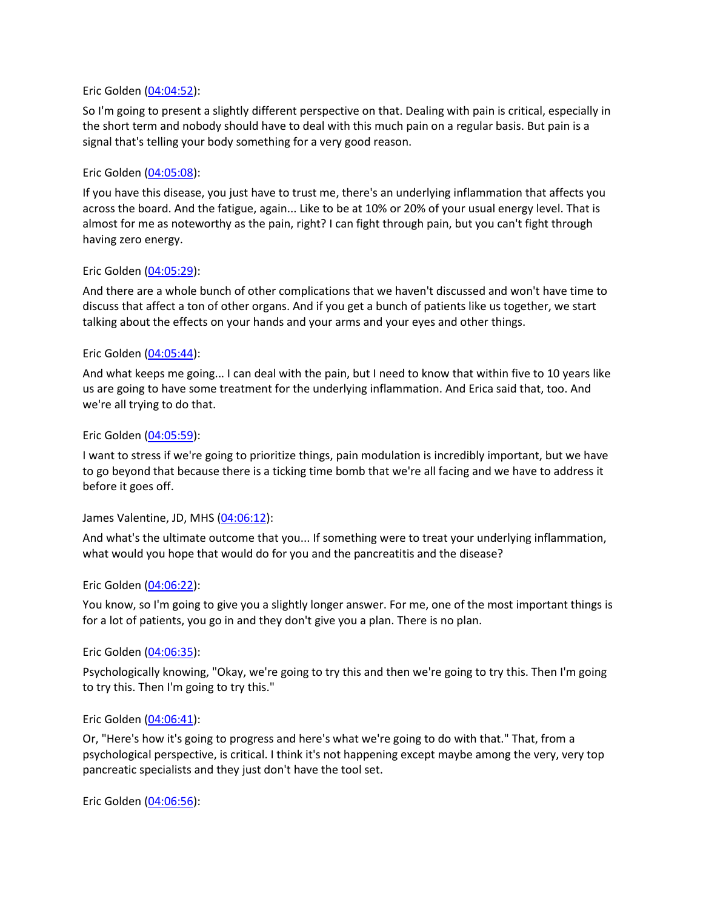Eric Golden ([04:04:52]):

So I'm going to present a slightly different perspective on that. Dealing with pain is critical, especially in the short term and nobody should have to deal with this much pain on a regular basis. But pain is a signal that's telling your body something for a very good reason.

Eric Golden ([04:05:08]):

If you have this disease, you just have to trust me, there's an underlying inflammation that affects you across the board. And the fatigue, again... Like to be at 10% or 20% of your usual energy level. That is almost for me as noteworthy as the pain, right? I can fight through pain, but you can't fight through having zero energy.

Eric Golden ([04:05:29]):

And there are a whole bunch of other complications that we haven't discussed and won't have time to discuss that affect a ton of other organs. And if you get a bunch of patients like us together, we start talking about the effects on your hands and your arms and your eyes and other things.

Eric Golden ([04:05:44]):

And what keeps me going... I can deal with the pain, but I need to know that within five to 10 years like us are going to have some treatment for the underlying inflammation. And Erica said that, too. And we're all trying to do that.

Eric Golden ([04:05:59]):

I want to stress if we're going to prioritize things, pain modulation is incredibly important, but we have to go beyond that because there is a ticking time bomb that we're all facing and we have to address it before it goes off.

James Valentine, JD, MHS ([04:06:12]):

And what's the ultimate outcome that you... If something were to treat your underlying inflammation, what would you hope that would do for you and the pancreatitis and the disease?

Eric Golden ([04:06:22]):

You know, so I'm going to give you a slightly longer answer. For me, one of the most important things is for a lot of patients, you go in and they don't give you a plan. There is no plan.

Eric Golden ([04:06:35]):

Psychologically knowing, "Okay, we're going to try this and then we're going to try this. Then I'm going to try this. Then I'm going to try this."

Eric Golden ([04:06:41]):

Or, "Here's how it's going to progress and here's what we're going to do with that." That, from a psychological perspective, is critical. I think it's not happening except maybe among the very, very top pancreatic specialists and they just don't have the tool set.

Eric Golden ([04:06:56]):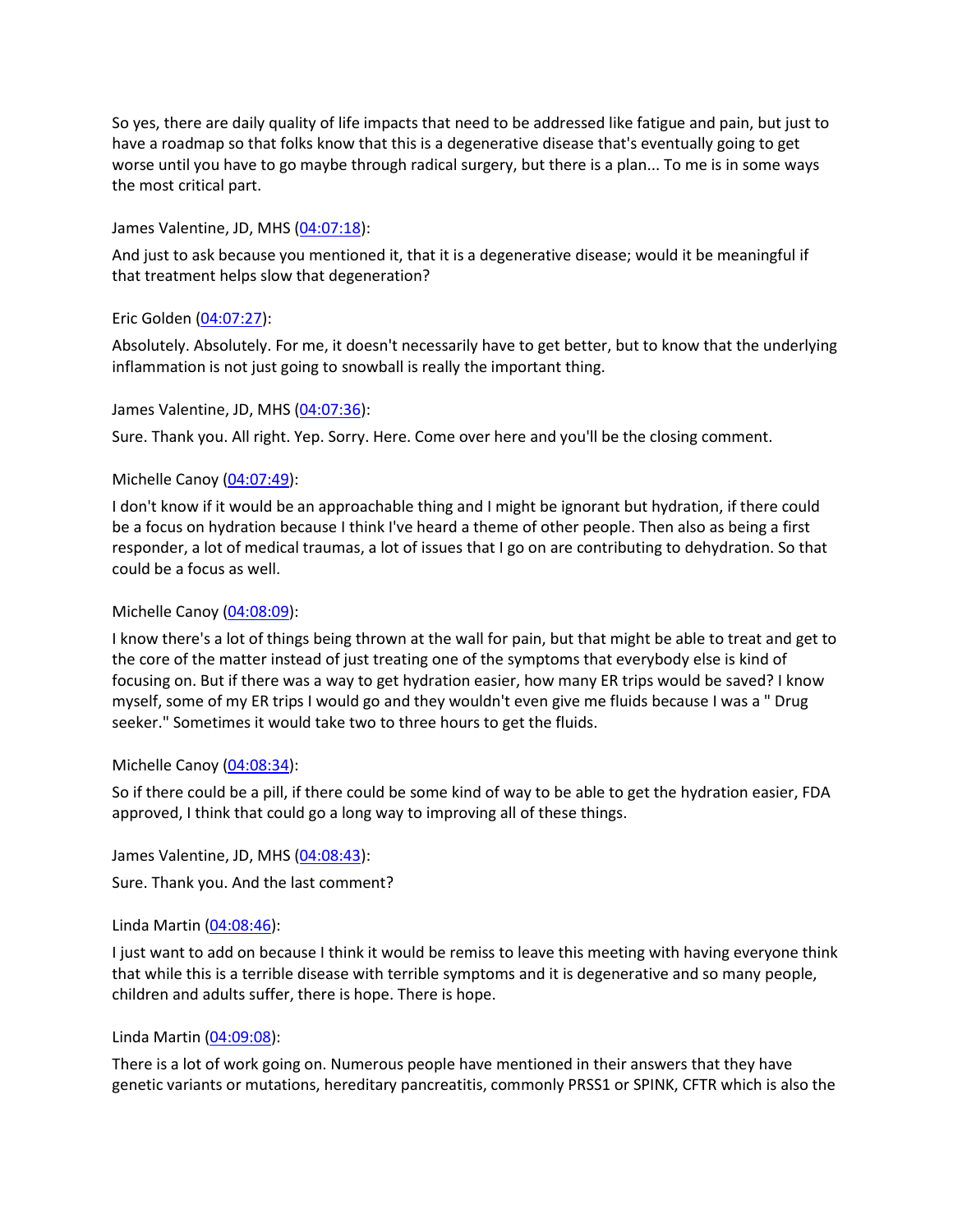So yes, there are daily quality of life impacts that need to be addressed like fatigue and pain, but just to have a roadmap so that folks know that this is a degenerative disease that's eventually going to get worse until you have to go maybe through radical surgery, but there is a plan... To me is in some ways the most critical part.

James Valentine, JD, MHS (04:07:18):

And just to ask because you mentioned it, that it is a degenerative disease; would it be meaningful if that treatment helps slow that degeneration?

Eric Golden (04:07:27):

Absolutely. Absolutely. For me, it doesn't necessarily have to get better, but to know that the underlying inflammation is not just going to snowball is really the important thing.

James Valentine, JD, MHS (04:07:36):

Sure. Thank you. All right. Yep. Sorry. Here. Come over here and you'll be the closing comment.

Michelle Canoy (04:07:49):

I don't know if it would be an approachable thing and I might be ignorant but hydration, if there could be a focus on hydration because I think I've heard a theme of other people. Then also as being a first responder, a lot of medical traumas, a lot of issues that I go on are contributing to dehydration. So that could be a focus as well.

Michelle Canoy (04:08:09):

I know there's a lot of things being thrown at the wall for pain, but that might be able to treat and get to the core of the matter instead of just treating one of the symptoms that everybody else is kind of focusing on. But if there was a way to get hydration easier, how many ER trips would be saved? I know myself, some of my ER trips I would go and they wouldn't even give me fluids because I was a " Drug seeker." Sometimes it would take two to three hours to get the fluids.

Michelle Canoy (04:08:34):

So if there could be a pill, if there could be some kind of way to be able to get the hydration easier, FDA approved, I think that could go a long way to improving all of these things.

James Valentine, JD, MHS (04:08:43):

Sure. Thank you. And the last comment?

Linda Martin (04:08:46):

I just want to add on because I think it would be remiss to leave this meeting with having everyone think that while this is a terrible disease with terrible symptoms and it is degenerative and so many people, children and adults suffer, there is hope. There is hope.

Linda Martin (04:09:08):

There is a lot of work going on. Numerous people have mentioned in their answers that they have genetic variants or mutations, hereditary pancreatitis, commonly PRSS1 or SPINK, CFTR which is also the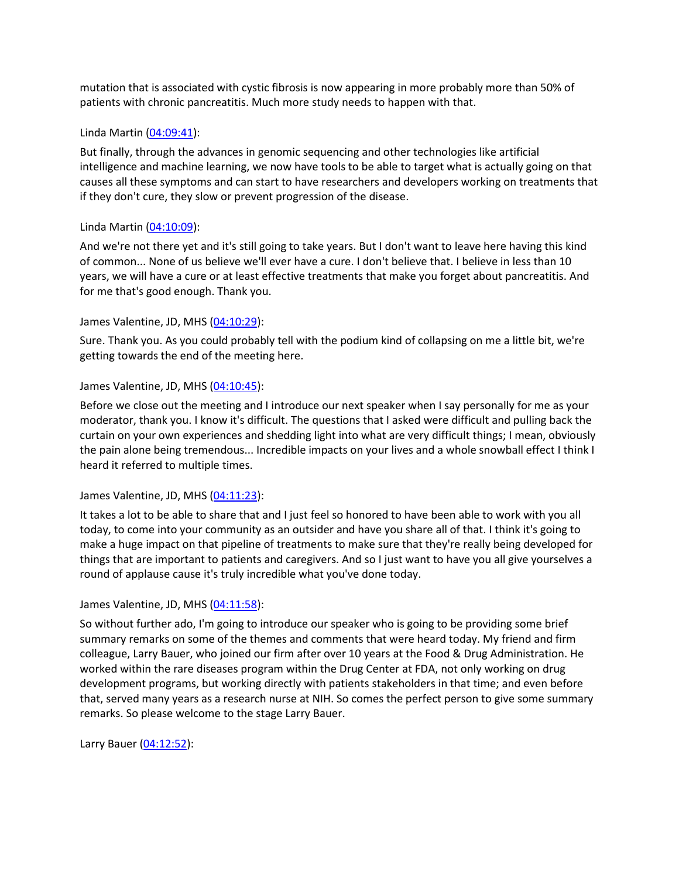mutation that is associated with cystic fibrosis is now appearing in more probably more than 50% of patients with chronic pancreatitis. Much more study needs to happen with that.

Linda Martin ([04:09:41](#)):

But finally, through the advances in genomic sequencing and other technologies like artificial intelligence and machine learning, we now have tools to be able to target what is actually going on that causes all these symptoms and can start to have researchers and developers working on treatments that if they don't cure, they slow or prevent progression of the disease.

Linda Martin ([04:10:09](#)):

And we're not there yet and it's still going to take years. But I don't want to leave here having this kind of common... None of us believe we'll ever have a cure. I don't believe that. I believe in less than 10 years, we will have a cure or at least effective treatments that make you forget about pancreatitis. And for me that's good enough. Thank you.

James Valentine, JD, MHS ([04:10:29](#)):

Sure. Thank you. As you could probably tell with the podium kind of collapsing on me a little bit, we're getting towards the end of the meeting here.

James Valentine, JD, MHS ([04:10:45](#)):

Before we close out the meeting and I introduce our next speaker when I say personally for me as your moderator, thank you. I know it's difficult. The questions that I asked were difficult and pulling back the curtain on your own experiences and shedding light into what are very difficult things; I mean, obviously the pain alone being tremendous... Incredible impacts on your lives and a whole snowball effect I think I heard it referred to multiple times.

James Valentine, JD, MHS ([04:11:23](#)):

It takes a lot to be able to share that and I just feel so honored to have been able to work with you all today, to come into your community as an outsider and have you share all of that. I think it's going to make a huge impact on that pipeline of treatments to make sure that they're really being developed for things that are important to patients and caregivers. And so I just want to have you all give yourselves a round of applause cause it's truly incredible what you've done today.

James Valentine, JD, MHS ([04:11:58](#)):

So without further ado, I'm going to introduce our speaker who is going to be providing some brief summary remarks on some of the themes and comments that were heard today. My friend and firm colleague, Larry Bauer, who joined our firm after over 10 years at the Food & Drug Administration. He worked within the rare diseases program within the Drug Center at FDA, not only working on drug development programs, but working directly with patients stakeholders in that time; and even before that, served many years as a research nurse at NIH. So comes the perfect person to give some summary remarks. So please welcome to the stage Larry Bauer.

Larry Bauer ([04:12:52](#)):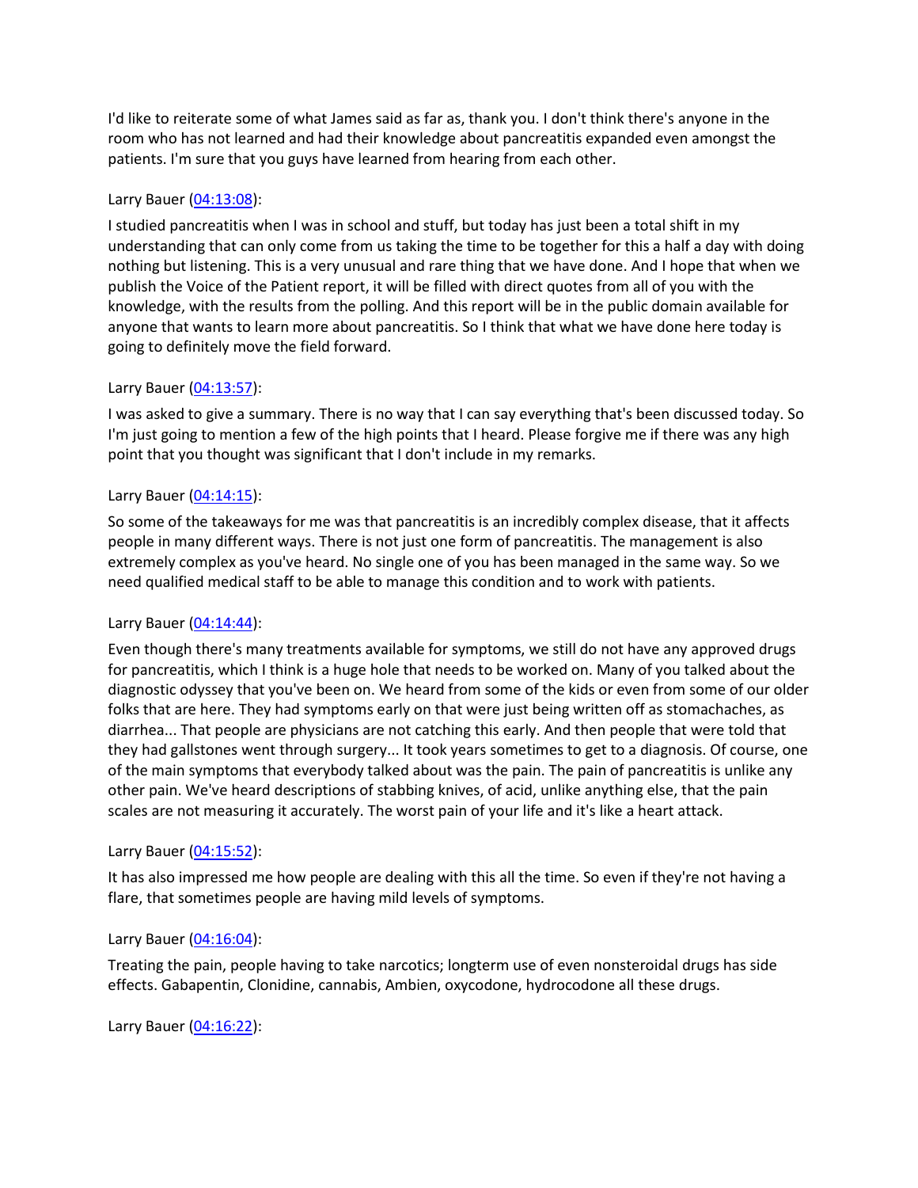I'd like to reiterate some of what James said as far as, thank you. I don't think there's anyone in the room who has not learned and had their knowledge about pancreatitis expanded even amongst the patients. I'm sure that you guys have learned from hearing from each other.

Larry Bauer (04:13:08):

I studied pancreatitis when I was in school and stuff, but today has just been a total shift in my understanding that can only come from us taking the time to be together for this a half a day with doing nothing but listening. This is a very unusual and rare thing that we have done. And I hope that when we publish the Voice of the Patient report, it will be filled with direct quotes from all of you with the knowledge, with the results from the polling. And this report will be in the public domain available for anyone that wants to learn more about pancreatitis. So I think that what we have done here today is going to definitely move the field forward.

Larry Bauer (04:13:57):

I was asked to give a summary. There is no way that I can say everything that's been discussed today. So I'm just going to mention a few of the high points that I heard. Please forgive me if there was any high point that you thought was significant that I don't include in my remarks.

Larry Bauer (04:14:15):

So some of the takeaways for me was that pancreatitis is an incredibly complex disease, that it affects people in many different ways. There is not just one form of pancreatitis. The management is also extremely complex as you've heard. No single one of you has been managed in the same way. So we need qualified medical staff to be able to manage this condition and to work with patients.

Larry Bauer (04:14:44):

Even though there's many treatments available for symptoms, we still do not have any approved drugs for pancreatitis, which I think is a huge hole that needs to be worked on. Many of you talked about the diagnostic odyssey that you've been on. We heard from some of the kids or even from some of our older folks that are here. They had symptoms early on that were just being written off as stomachaches, as diarrhea... That people are physicians are not catching this early. And then people that were told that they had gallstones went through surgery... It took years sometimes to get to a diagnosis. Of course, one of the main symptoms that everybody talked about was the pain. The pain of pancreatitis is unlike any other pain. We've heard descriptions of stabbing knives, of acid, unlike anything else, that the pain scales are not measuring it accurately. The worst pain of your life and it's like a heart attack.

Larry Bauer (04:15:52):

It has also impressed me how people are dealing with this all the time. So even if they're not having a flare, that sometimes people are having mild levels of symptoms.

Larry Bauer (04:16:04):

Treating the pain, people having to take narcotics; longterm use of even nonsteroidal drugs has side effects. Gabapentin, Clonidine, cannabis, Ambien, oxycodone, hydrocodone all these drugs.

Larry Bauer (04:16:22):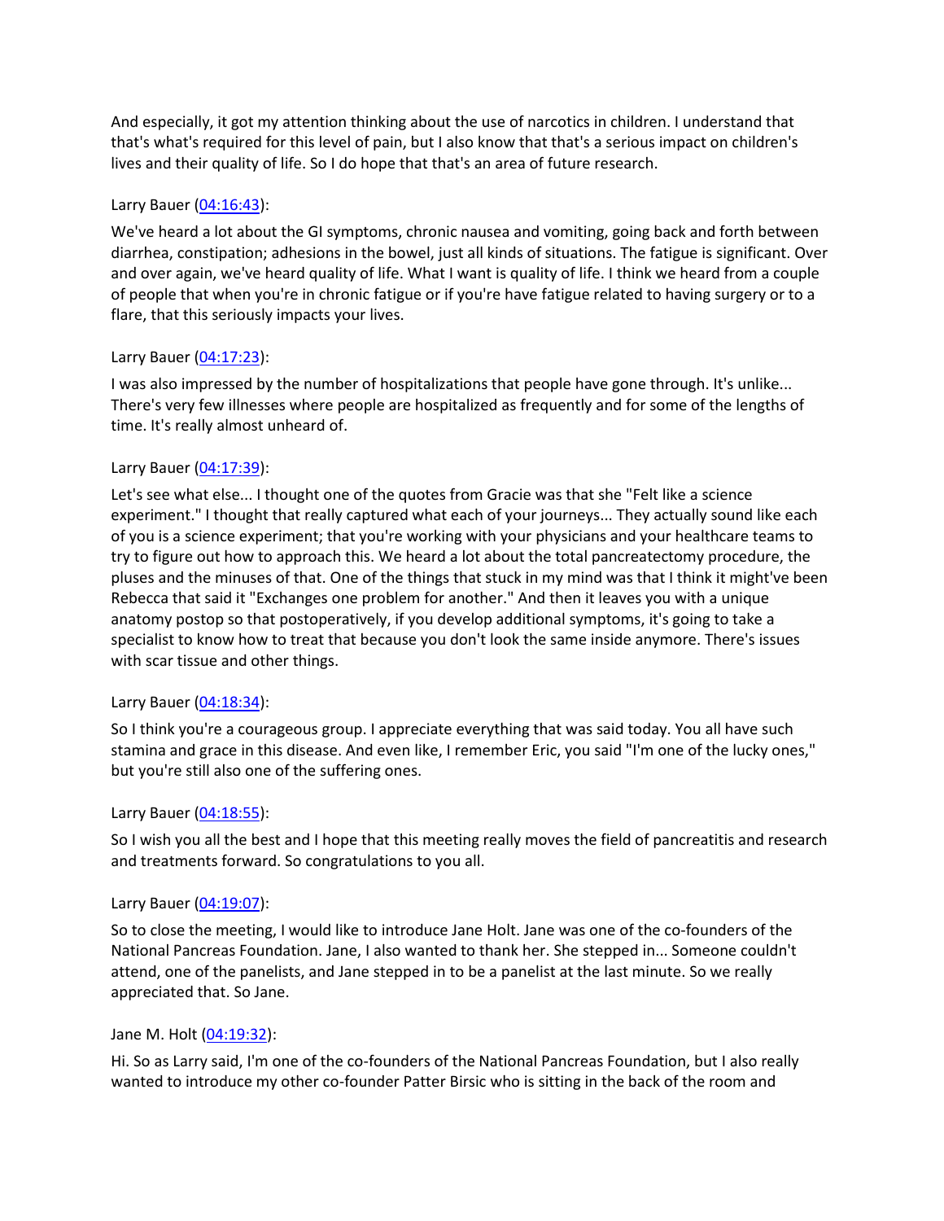And especially, it got my attention thinking about the use of narcotics in children. I understand that that's what's required for this level of pain, but I also know that that's a serious impact on children's lives and their quality of life. So I do hope that that's an area of future research.

Larry Bauer (04:16:43):

We've heard a lot about the GI symptoms, chronic nausea and vomiting, going back and forth between diarrhea, constipation; adhesions in the bowel, just all kinds of situations. The fatigue is significant. Over and over again, we've heard quality of life. What I want is quality of life. I think we heard from a couple of people that when you're in chronic fatigue or if you're have fatigue related to having surgery or to a flare, that this seriously impacts your lives.

Larry Bauer (04:17:23):

I was also impressed by the number of hospitalizations that people have gone through. It's unlike... There's very few illnesses where people are hospitalized as frequently and for some of the lengths of time. It's really almost unheard of.

Larry Bauer (04:17:39):

Let's see what else... I thought one of the quotes from Gracie was that she "Felt like a science experiment." I thought that really captured what each of your journeys... They actually sound like each of you is a science experiment; that you're working with your physicians and your healthcare teams to try to figure out how to approach this. We heard a lot about the total pancreatectomy procedure, the pluses and the minuses of that. One of the things that stuck in my mind was that I think it might've been Rebecca that said it "Exchanges one problem for another." And then it leaves you with a unique anatomy postop so that postoperatively, if you develop additional symptoms, it's going to take a specialist to know how to treat that because you don't look the same inside anymore. There's issues with scar tissue and other things.

Larry Bauer (04:18:34):

So I think you're a courageous group. I appreciate everything that was said today. You all have such stamina and grace in this disease. And even like, I remember Eric, you said "I'm one of the lucky ones," but you're still also one of the suffering ones.

Larry Bauer (04:18:55):

So I wish you all the best and I hope that this meeting really moves the field of pancreatitis and research and treatments forward. So congratulations to you all.

Larry Bauer (04:19:07):

So to close the meeting, I would like to introduce Jane Holt. Jane was one of the co-founders of the National Pancreas Foundation. Jane, I also wanted to thank her. She stepped in... Someone couldn't attend, one of the panelists, and Jane stepped in to be a panelist at the last minute. So we really appreciated that. So Jane.

Jane M. Holt (04:19:32):

Hi. So as Larry said, I'm one of the co-founders of the National Pancreas Foundation, but I also really wanted to introduce my other co-founder Patter Birsic who is sitting in the back of the room and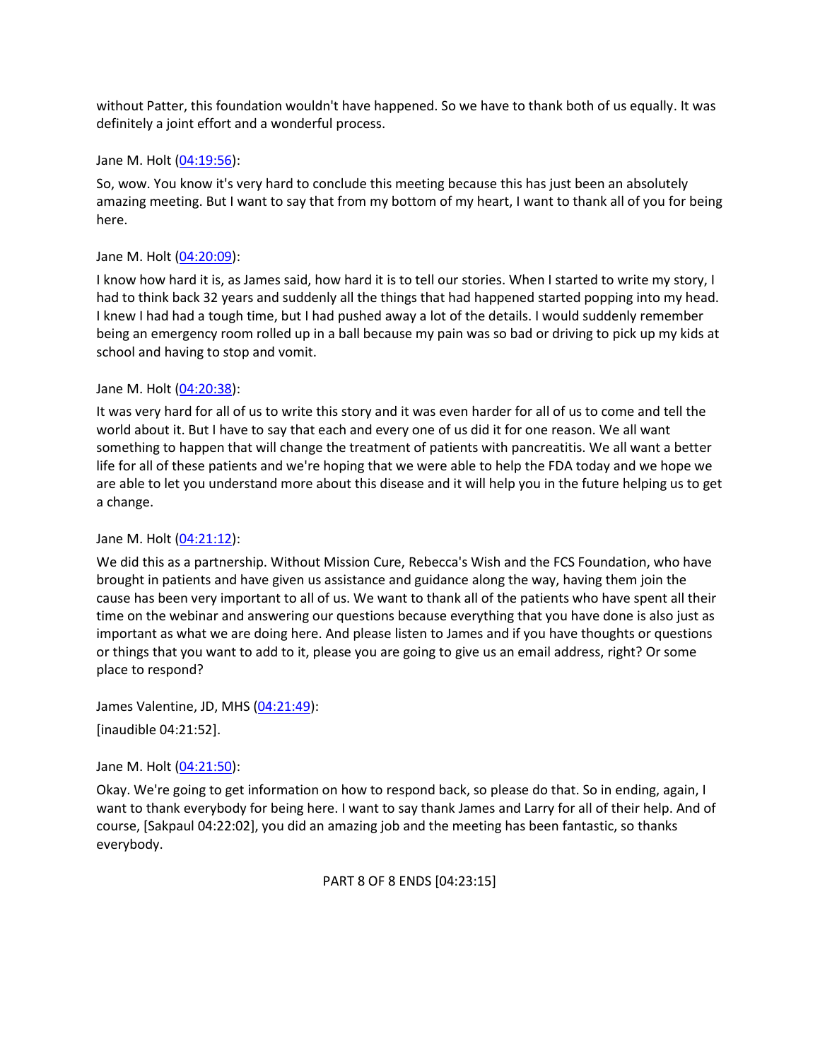without Patter, this foundation wouldn't have happened. So we have to thank both of us equally. It was definitely a joint effort and a wonderful process.

Jane M. Holt (04:19:56):

So, wow. You know it's very hard to conclude this meeting because this has just been an absolutely amazing meeting. But I want to say that from my bottom of my heart, I want to thank all of you for being here.

Jane M. Holt (04:20:09):

I know how hard it is, as James said, how hard it is to tell our stories. When I started to write my story, I had to think back 32 years and suddenly all the things that had happened started popping into my head. I knew I had had a tough time, but I had pushed away a lot of the details. I would suddenly remember being an emergency room rolled up in a ball because my pain was so bad or driving to pick up my kids at school and having to stop and vomit.

Jane M. Holt (04:20:38):

It was very hard for all of us to write this story and it was even harder for all of us to come and tell the world about it. But I have to say that each and every one of us did it for one reason. We all want something to happen that will change the treatment of patients with pancreatitis. We all want a better life for all of these patients and we're hoping that we were able to help the FDA today and we hope we are able to let you understand more about this disease and it will help you in the future helping us to get a change.

Jane M. Holt (04:21:12):

We did this as a partnership. Without Mission Cure, Rebecca's Wish and the FCS Foundation, who have brought in patients and have given us assistance and guidance along the way, having them join the cause has been very important to all of us. We want to thank all of the patients who have spent all their time on the webinar and answering our questions because everything that you have done is also just as important as what we are doing here. And please listen to James and if you have thoughts or questions or things that you want to add to it, please you are going to give us an email address, right? Or some place to respond?

James Valentine, JD, MHS (04:21:49):

[inaudible 04:21:52].

Jane M. Holt (04:21:50):

Okay. We're going to get information on how to respond back, so please do that. So in ending, again, I want to thank everybody for being here. I want to say thank James and Larry for all of their help. And of course, [Sakpaul 04:22:02], you did an amazing job and the meeting has been fantastic, so thanks everybody.

PART 8 OF 8 ENDS [04:23:15]